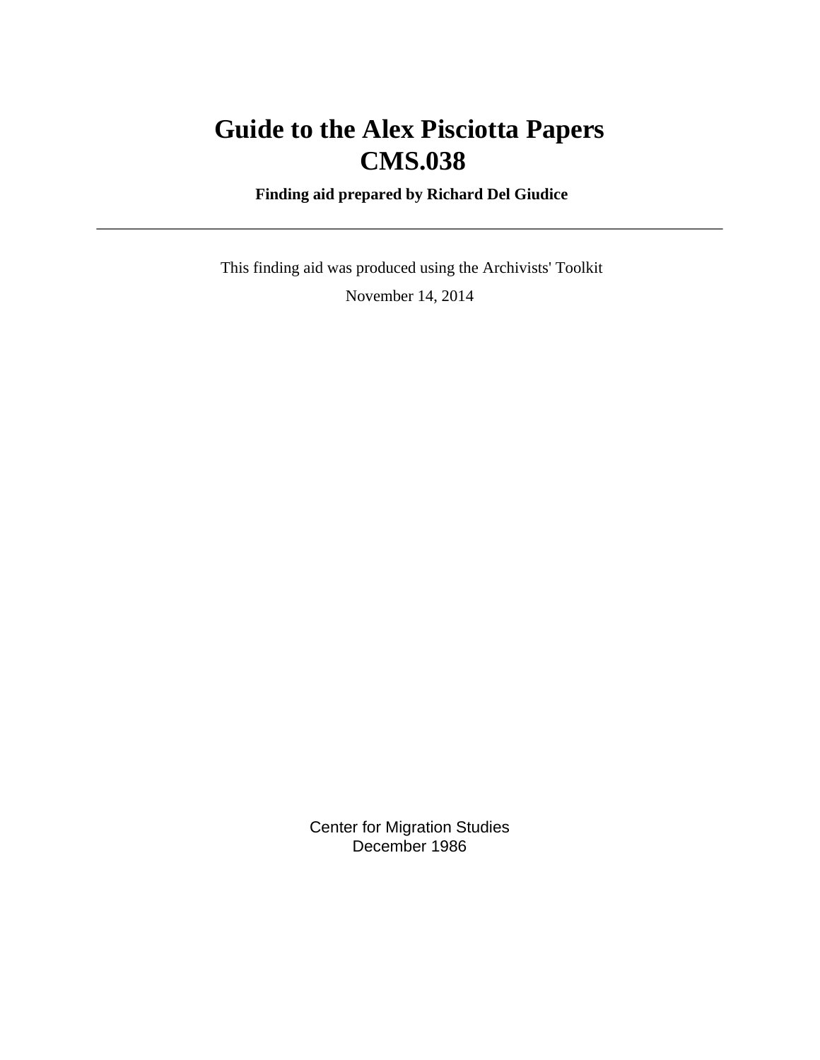# Guide to the Alex Pisciotta Papers
# CMS.038

**Finding aid prepared by Richard Del Giudice**

---

This finding aid was produced using the Archivists' Toolkit

November 14, 2014

Center for Migration Studies
December 1986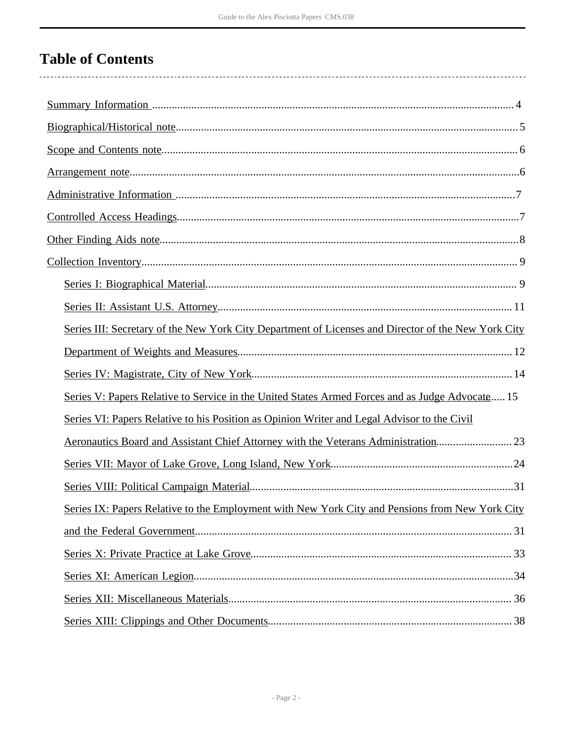# Table of Contents

- Summary Information ... 4
- Biographical/Historical note ... 5
- Scope and Contents note ... 6
- Arrangement note ... 6
- Administrative Information ... 7
- Controlled Access Headings ... 7
- Other Finding Aids note ... 8
- Collection Inventory ... 9
    - Series I: Biographical Material ... 9
    - Series II: Assistant U.S. Attorney ... 11
    - Series III: Secretary of the New York City Department of Licenses and Director of the New York City Department of Weights and Measures ... 12
    - Series IV: Magistrate, City of New York ... 14
    - Series V: Papers Relative to Service in the United States Armed Forces and as Judge Advocate ... 15
    - Series VI: Papers Relative to his Position as Opinion Writer and Legal Advisor to the Civil Aeronautics Board and Assistant Chief Attorney with the Veterans Administration ... 23
    - Series VII: Mayor of Lake Grove, Long Island, New York ... 24
    - Series VIII: Political Campaign Material ... 31
    - Series IX: Papers Relative to the Employment with New York City and Pensions from New York City and the Federal Government ... 31
    - Series X: Private Practice at Lake Grove ... 33
    - Series XI: American Legion ... 34
    - Series XII: Miscellaneous Materials ... 36
    - Series XIII: Clippings and Other Documents ... 38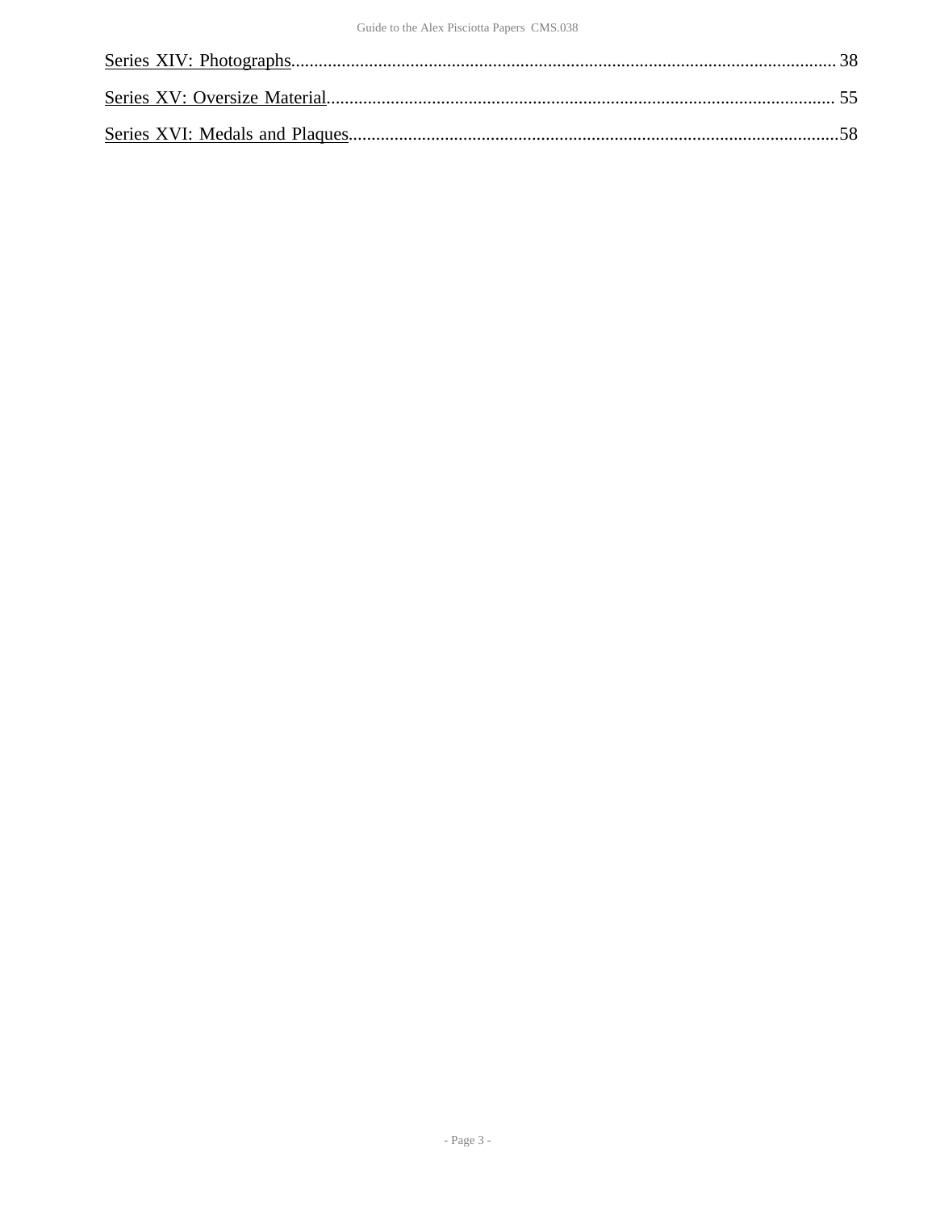Series XIV: Photographs.................................................................................................................. 38

Series XV: Oversize Material.......................................................................................................... 55

Series XVI: Medals and Plaques......................................................................................................58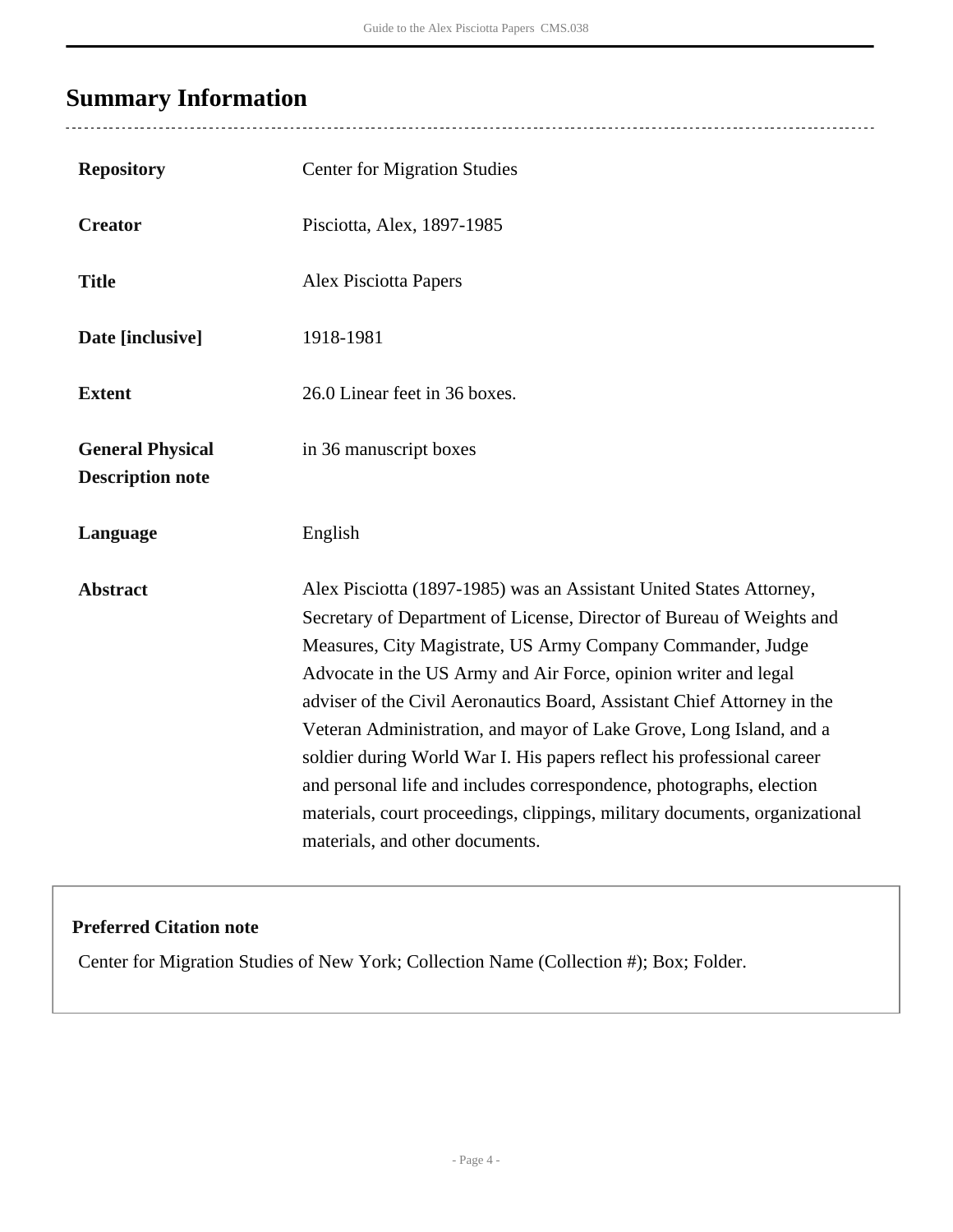## Summary Information

| | |
|---|---|
| **Repository** | Center for Migration Studies |
| **Creator** | Pisciotta, Alex, 1897-1985 |
| **Title** | Alex Pisciotta Papers |
| **Date [inclusive]** | 1918-1981 |
| **Extent** | 26.0 Linear feet in 36 boxes. |
| **General Physical Description note** | in 36 manuscript boxes |
| **Language** | English |
| **Abstract** | Alex Pisciotta (1897-1985) was an Assistant United States Attorney, Secretary of Department of License, Director of Bureau of Weights and Measures, City Magistrate, US Army Company Commander, Judge Advocate in the US Army and Air Force, opinion writer and legal adviser of the Civil Aeronautics Board, Assistant Chief Attorney in the Veteran Administration, and mayor of Lake Grove, Long Island, and a soldier during World War I. His papers reflect his professional career and personal life and includes correspondence, photographs, election materials, court proceedings, clippings, military documents, organizational materials, and other documents. |

**Preferred Citation note**

Center for Migration Studies of New York; Collection Name (Collection #); Box; Folder.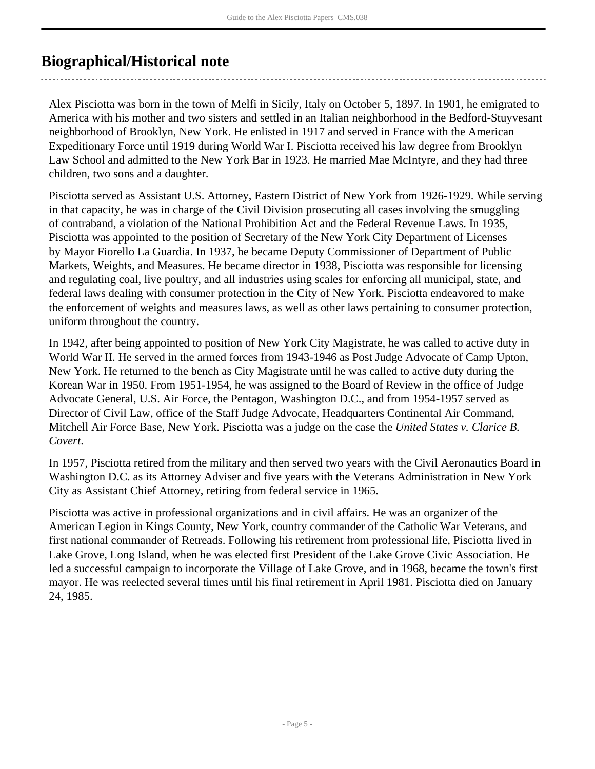## Biographical/Historical note

Alex Pisciotta was born in the town of Melfi in Sicily, Italy on October 5, 1897. In 1901, he emigrated to America with his mother and two sisters and settled in an Italian neighborhood in the Bedford-Stuyvesant neighborhood of Brooklyn, New York. He enlisted in 1917 and served in France with the American Expeditionary Force until 1919 during World War I. Pisciotta received his law degree from Brooklyn Law School and admitted to the New York Bar in 1923. He married Mae McIntyre, and they had three children, two sons and a daughter.

Pisciotta served as Assistant U.S. Attorney, Eastern District of New York from 1926-1929. While serving in that capacity, he was in charge of the Civil Division prosecuting all cases involving the smuggling of contraband, a violation of the National Prohibition Act and the Federal Revenue Laws. In 1935, Pisciotta was appointed to the position of Secretary of the New York City Department of Licenses by Mayor Fiorello La Guardia. In 1937, he became Deputy Commissioner of Department of Public Markets, Weights, and Measures. He became director in 1938, Pisciotta was responsible for licensing and regulating coal, live poultry, and all industries using scales for enforcing all municipal, state, and federal laws dealing with consumer protection in the City of New York. Pisciotta endeavored to make the enforcement of weights and measures laws, as well as other laws pertaining to consumer protection, uniform throughout the country.

In 1942, after being appointed to position of New York City Magistrate, he was called to active duty in World War II. He served in the armed forces from 1943-1946 as Post Judge Advocate of Camp Upton, New York. He returned to the bench as City Magistrate until he was called to active duty during the Korean War in 1950. From 1951-1954, he was assigned to the Board of Review in the office of Judge Advocate General, U.S. Air Force, the Pentagon, Washington D.C., and from 1954-1957 served as Director of Civil Law, office of the Staff Judge Advocate, Headquarters Continental Air Command, Mitchell Air Force Base, New York. Pisciotta was a judge on the case the *United States v. Clarice B. Covert*.

In 1957, Pisciotta retired from the military and then served two years with the Civil Aeronautics Board in Washington D.C. as its Attorney Adviser and five years with the Veterans Administration in New York City as Assistant Chief Attorney, retiring from federal service in 1965.

Pisciotta was active in professional organizations and in civil affairs. He was an organizer of the American Legion in Kings County, New York, country commander of the Catholic War Veterans, and first national commander of Retreads. Following his retirement from professional life, Pisciotta lived in Lake Grove, Long Island, when he was elected first President of the Lake Grove Civic Association. He led a successful campaign to incorporate the Village of Lake Grove, and in 1968, became the town's first mayor. He was reelected several times until his final retirement in April 1981. Pisciotta died on January 24, 1985.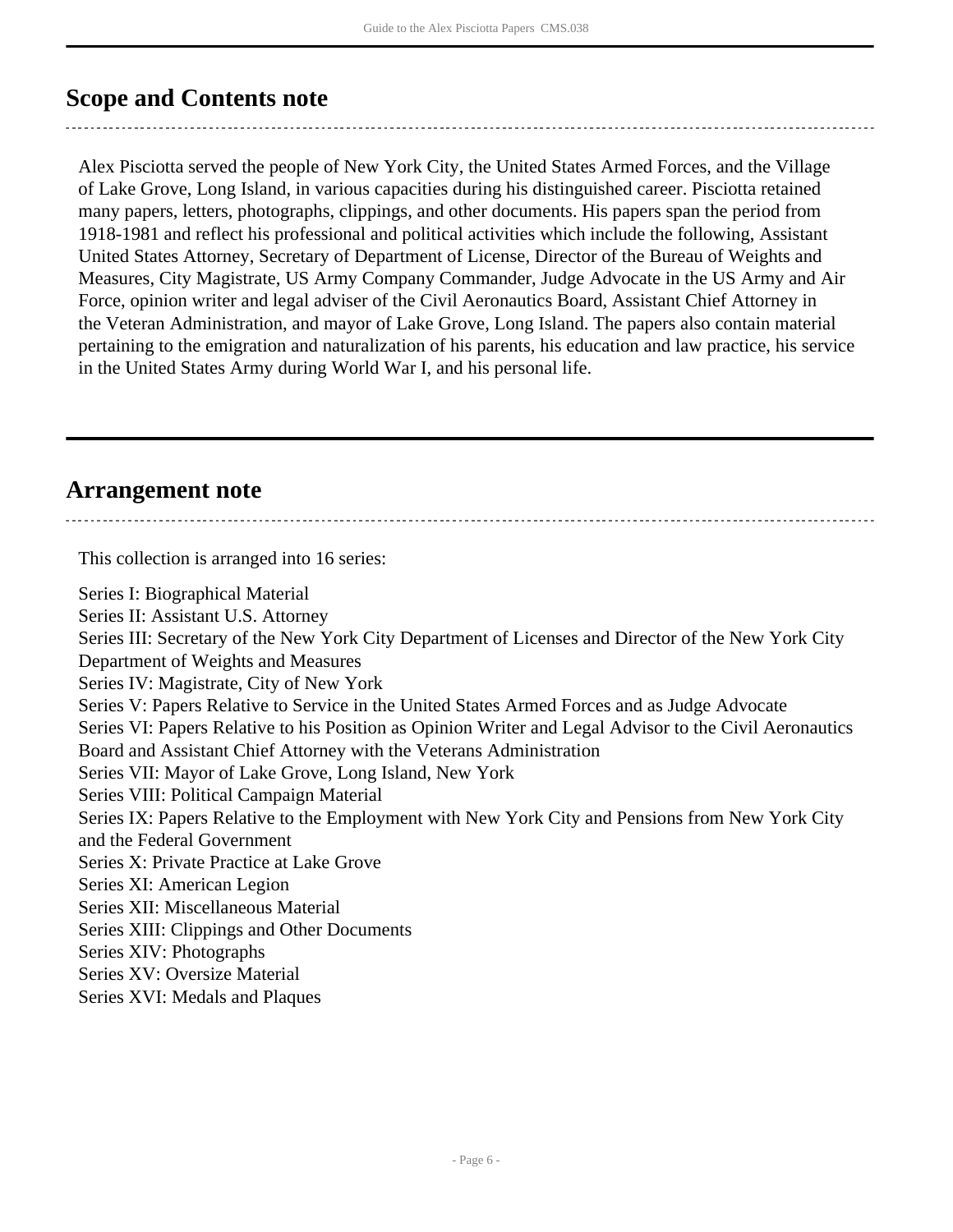## Scope and Contents note

Alex Pisciotta served the people of New York City, the United States Armed Forces, and the Village of Lake Grove, Long Island, in various capacities during his distinguished career. Pisciotta retained many papers, letters, photographs, clippings, and other documents. His papers span the period from 1918-1981 and reflect his professional and political activities which include the following, Assistant United States Attorney, Secretary of Department of License, Director of the Bureau of Weights and Measures, City Magistrate, US Army Company Commander, Judge Advocate in the US Army and Air Force, opinion writer and legal adviser of the Civil Aeronautics Board, Assistant Chief Attorney in the Veteran Administration, and mayor of Lake Grove, Long Island. The papers also contain material pertaining to the emigration and naturalization of his parents, his education and law practice, his service in the United States Army during World War I, and his personal life.

## Arrangement note

This collection is arranged into 16 series:

Series I: Biographical Material
Series II: Assistant U.S. Attorney
Series III: Secretary of the New York City Department of Licenses and Director of the New York City Department of Weights and Measures
Series IV: Magistrate, City of New York
Series V: Papers Relative to Service in the United States Armed Forces and as Judge Advocate
Series VI: Papers Relative to his Position as Opinion Writer and Legal Advisor to the Civil Aeronautics Board and Assistant Chief Attorney with the Veterans Administration
Series VII: Mayor of Lake Grove, Long Island, New York
Series VIII: Political Campaign Material
Series IX: Papers Relative to the Employment with New York City and Pensions from New York City and the Federal Government
Series X: Private Practice at Lake Grove
Series XI: American Legion
Series XII: Miscellaneous Material
Series XIII: Clippings and Other Documents
Series XIV: Photographs
Series XV: Oversize Material
Series XVI: Medals and Plaques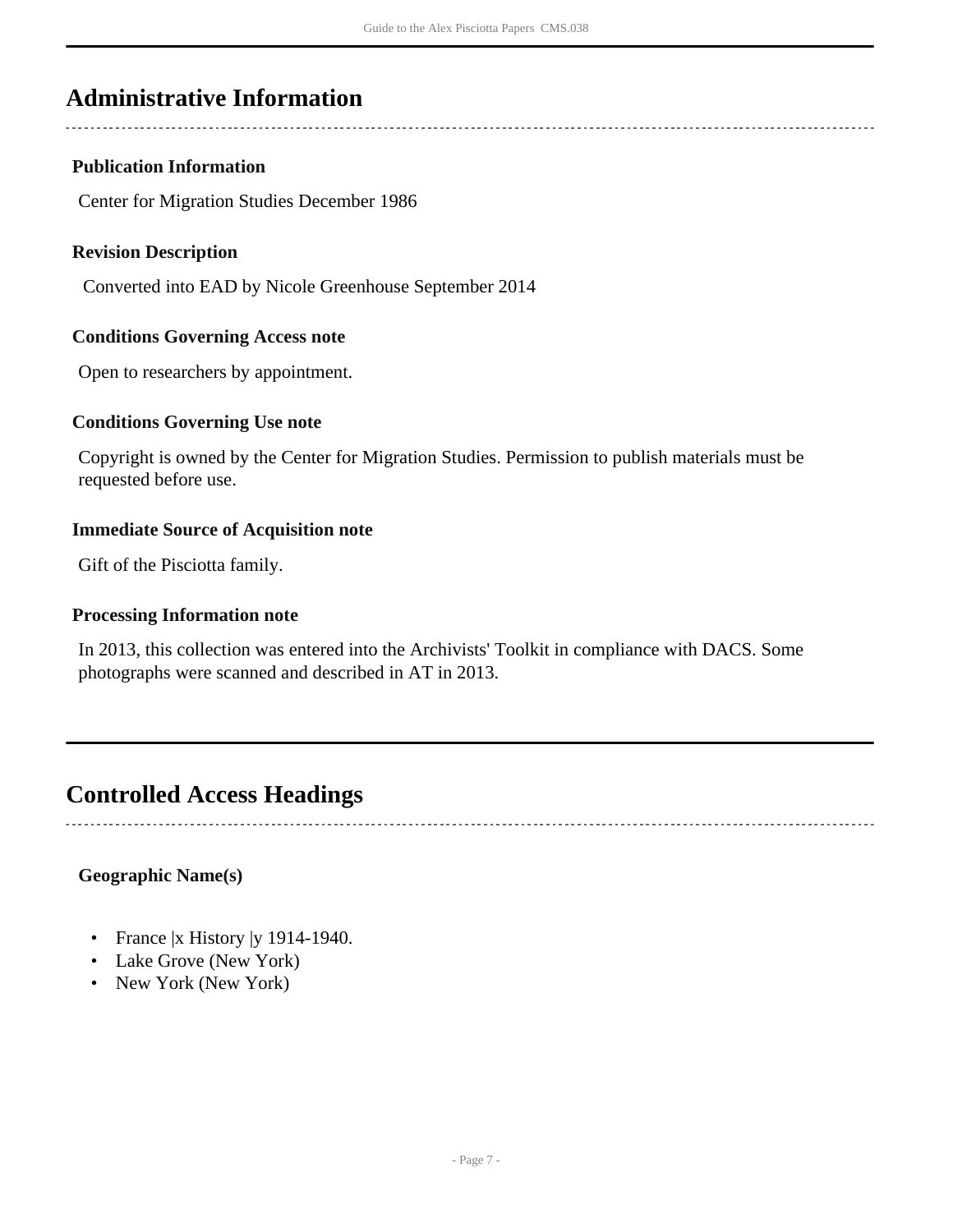## Administrative Information

### Publication Information

Center for Migration Studies December 1986

### Revision Description

Converted into EAD by Nicole Greenhouse September 2014

### Conditions Governing Access note

Open to researchers by appointment.

### Conditions Governing Use note

Copyright is owned by the Center for Migration Studies. Permission to publish materials must be requested before use.

### Immediate Source of Acquisition note

Gift of the Pisciotta family.

### Processing Information note

In 2013, this collection was entered into the Archivists' Toolkit in compliance with DACS. Some photographs were scanned and described in AT in 2013.

## Controlled Access Headings

### Geographic Name(s)

- France |x History |y 1914-1940.
- Lake Grove (New York)
- New York (New York)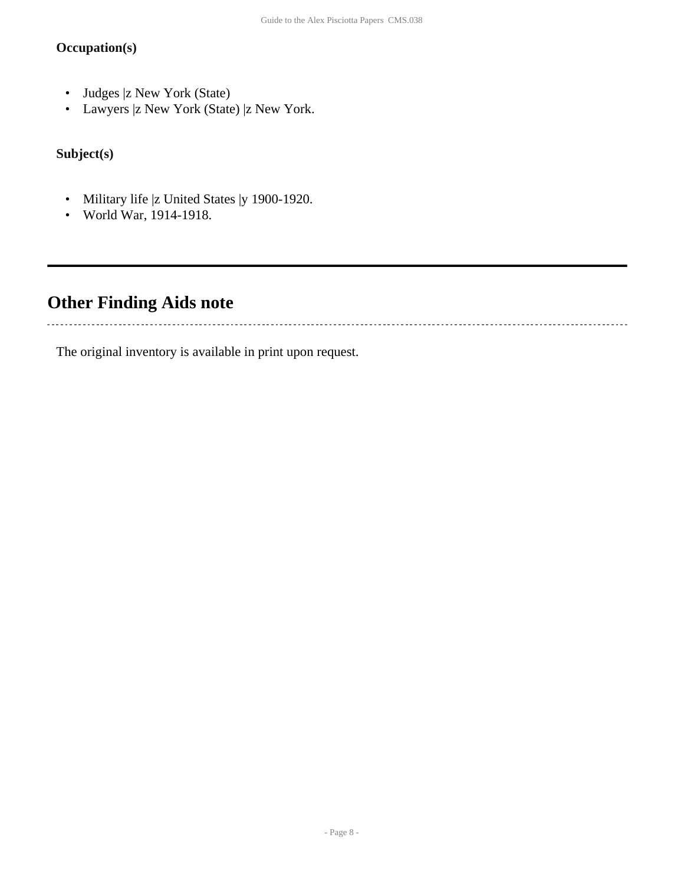**Occupation(s)**

- Judges |z New York (State)
- Lawyers |z New York (State) |z New York.

**Subject(s)**

- Military life |z United States |y 1900-1920.
- World War, 1914-1918.

## Other Finding Aids note

The original inventory is available in print upon request.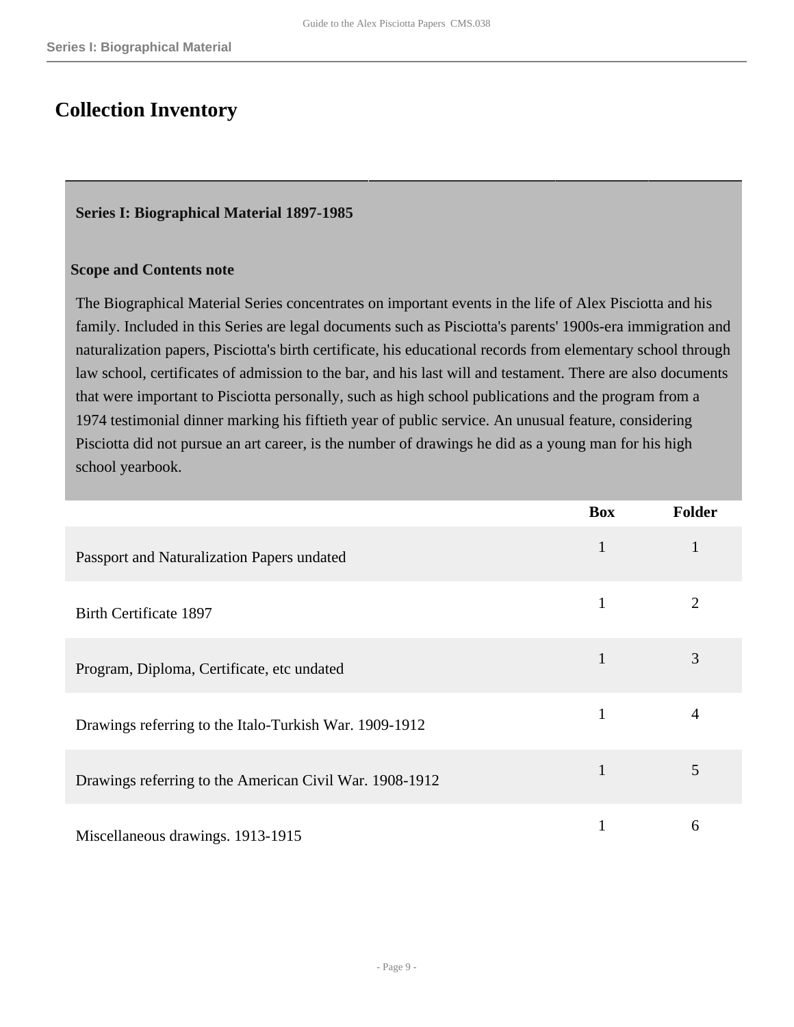# Collection Inventory

## Series I: Biographical Material 1897-1985

### Scope and Contents note

The Biographical Material Series concentrates on important events in the life of Alex Pisciotta and his family. Included in this Series are legal documents such as Pisciotta's parents' 1900s-era immigration and naturalization papers, Pisciotta's birth certificate, his educational records from elementary school through law school, certificates of admission to the bar, and his last will and testament. There are also documents that were important to Pisciotta personally, such as high school publications and the program from a 1974 testimonial dinner marking his fiftieth year of public service. An unusual feature, considering Pisciotta did not pursue an art career, is the number of drawings he did as a young man for his high school yearbook.

| | Box | Folder |
|---|---|---|
| Passport and Naturalization Papers undated | 1 | 1 |
| Birth Certificate 1897 | 1 | 2 |
| Program, Diploma, Certificate, etc undated | 1 | 3 |
| Drawings referring to the Italo-Turkish War. 1909-1912 | 1 | 4 |
| Drawings referring to the American Civil War. 1908-1912 | 1 | 5 |
| Miscellaneous drawings. 1913-1915 | 1 | 6 |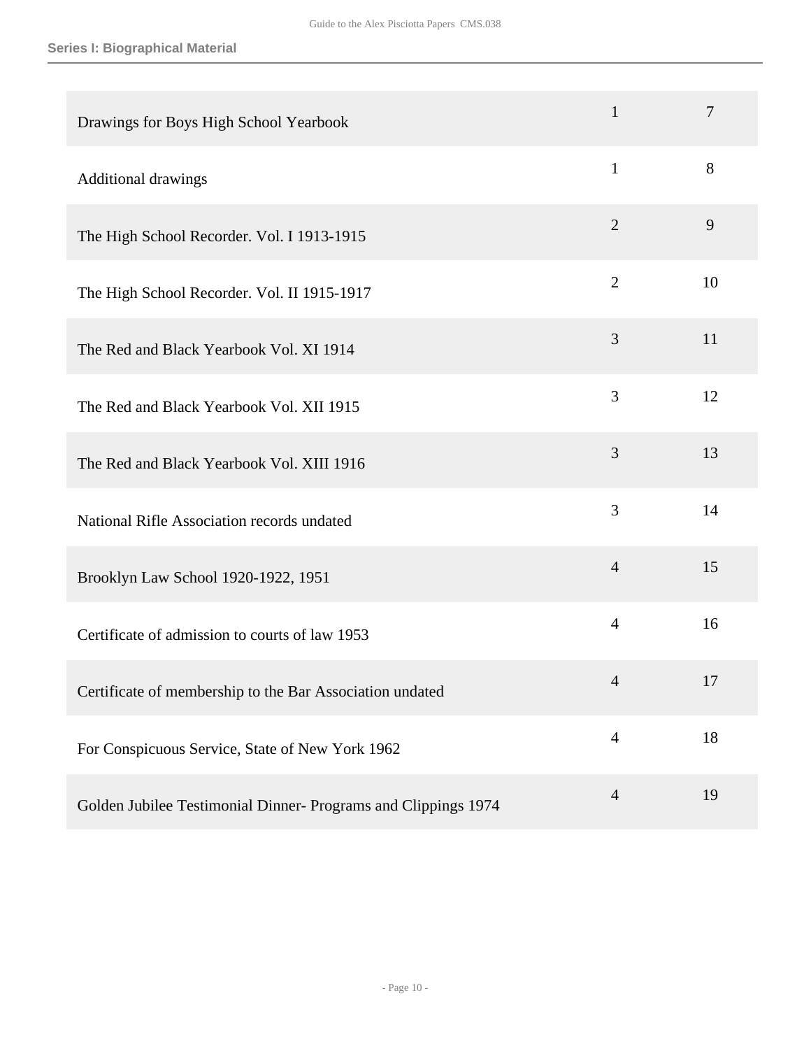| | | |
|---|---|---|
| Drawings for Boys High School Yearbook | 1 | 7 |
| Additional drawings | 1 | 8 |
| The High School Recorder. Vol. I 1913-1915 | 2 | 9 |
| The High School Recorder. Vol. II 1915-1917 | 2 | 10 |
| The Red and Black Yearbook Vol. XI 1914 | 3 | 11 |
| The Red and Black Yearbook Vol. XII 1915 | 3 | 12 |
| The Red and Black Yearbook Vol. XIII 1916 | 3 | 13 |
| National Rifle Association records undated | 3 | 14 |
| Brooklyn Law School 1920-1922, 1951 | 4 | 15 |
| Certificate of admission to courts of law 1953 | 4 | 16 |
| Certificate of membership to the Bar Association undated | 4 | 17 |
| For Conspicuous Service, State of New York 1962 | 4 | 18 |
| Golden Jubilee Testimonial Dinner- Programs and Clippings 1974 | 4 | 19 |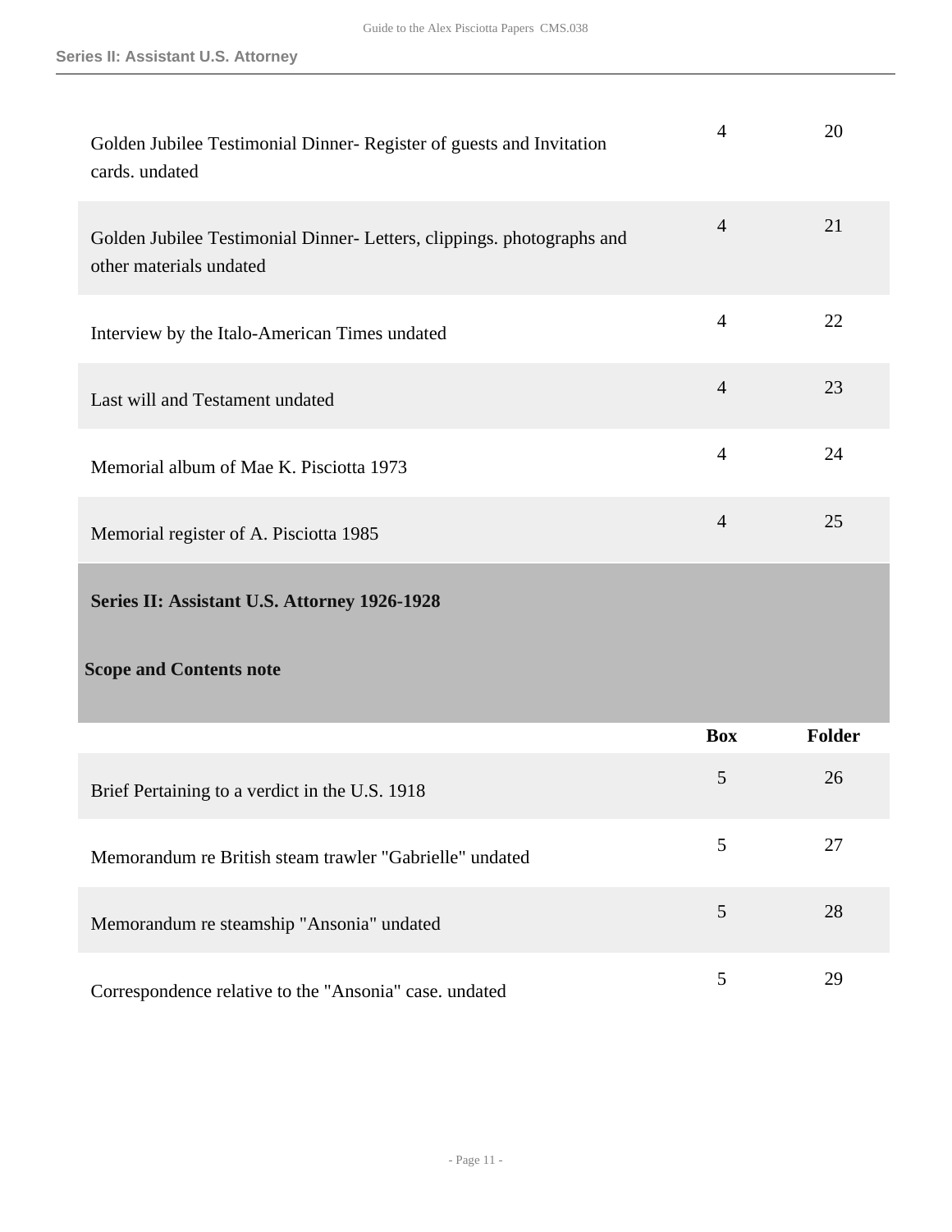| | Box | Folder |
|---|---|---|
| Golden Jubilee Testimonial Dinner- Register of guests and Invitation cards. undated | 4 | 20 |
| Golden Jubilee Testimonial Dinner- Letters, clippings. photographs and other materials undated | 4 | 21 |
| Interview by the Italo-American Times undated | 4 | 22 |
| Last will and Testament undated | 4 | 23 |
| Memorial album of Mae K. Pisciotta 1973 | 4 | 24 |
| Memorial register of A. Pisciotta 1985 | 4 | 25 |

**Series II: Assistant U.S. Attorney 1926-1928**

**Scope and Contents note**

| | Box | Folder |
|---|---|---|
| Brief Pertaining to a verdict in the U.S. 1918 | 5 | 26 |
| Memorandum re British steam trawler "Gabrielle" undated | 5 | 27 |
| Memorandum re steamship "Ansonia" undated | 5 | 28 |
| Correspondence relative to the "Ansonia" case. undated | 5 | 29 |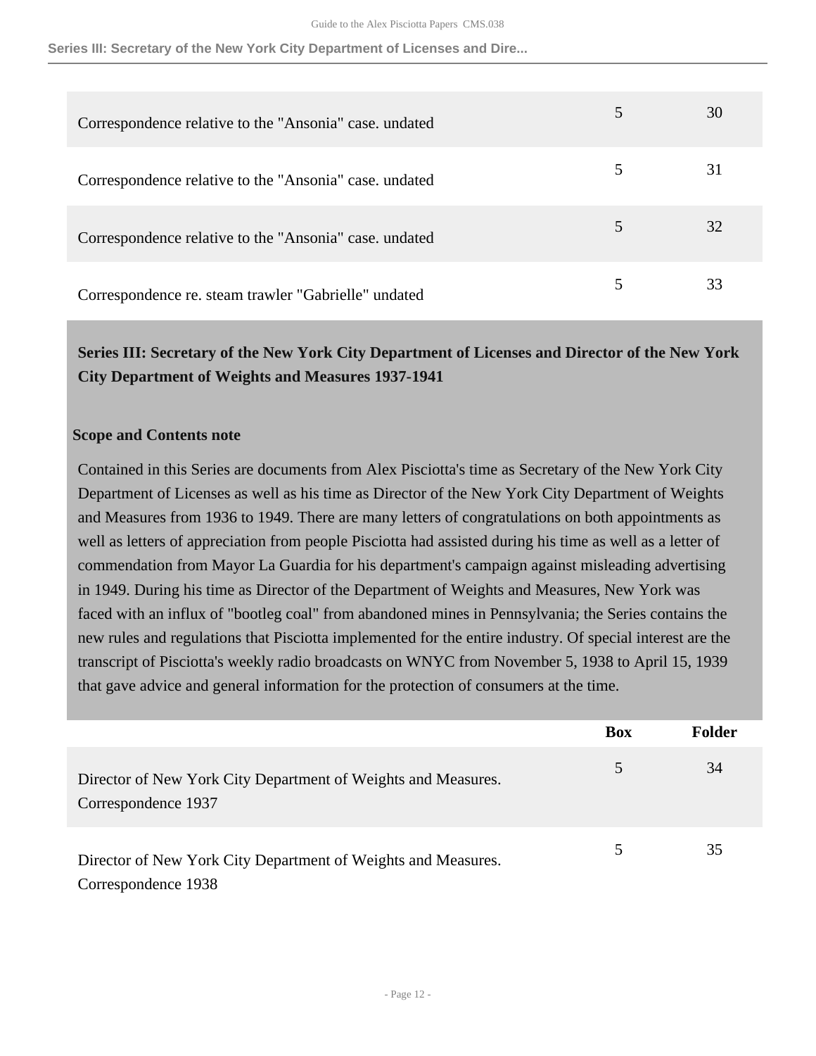| | Box | Folder |
|---|---|---|
| Correspondence relative to the "Ansonia" case. undated | 5 | 30 |
| Correspondence relative to the "Ansonia" case. undated | 5 | 31 |
| Correspondence relative to the "Ansonia" case. undated | 5 | 32 |
| Correspondence re. steam trawler "Gabrielle" undated | 5 | 33 |

## Series III: Secretary of the New York City Department of Licenses and Director of the New York City Department of Weights and Measures 1937-1941

### Scope and Contents note

Contained in this Series are documents from Alex Pisciotta's time as Secretary of the New York City Department of Licenses as well as his time as Director of the New York City Department of Weights and Measures from 1936 to 1949. There are many letters of congratulations on both appointments as well as letters of appreciation from people Pisciotta had assisted during his time as well as a letter of commendation from Mayor La Guardia for his department's campaign against misleading advertising in 1949. During his time as Director of the Department of Weights and Measures, New York was faced with an influx of "bootleg coal" from abandoned mines in Pennsylvania; the Series contains the new rules and regulations that Pisciotta implemented for the entire industry. Of special interest are the transcript of Pisciotta's weekly radio broadcasts on WNYC from November 5, 1938 to April 15, 1939 that gave advice and general information for the protection of consumers at the time.

| | Box | Folder |
|---|---|---|
| Director of New York City Department of Weights and Measures. Correspondence 1937 | 5 | 34 |
| Director of New York City Department of Weights and Measures. Correspondence 1938 | 5 | 35 |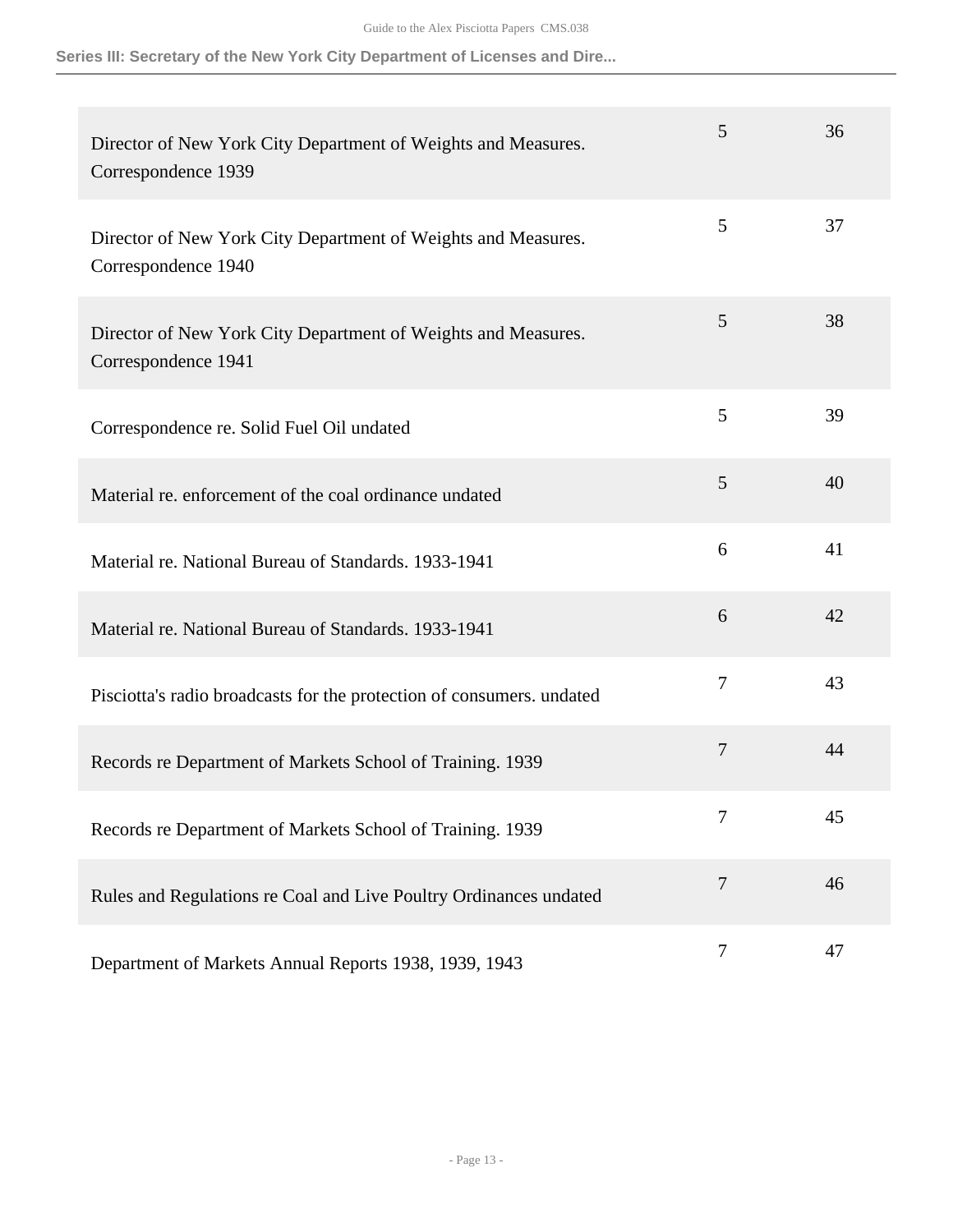| | | |
|---|---|---|
| Director of New York City Department of Weights and Measures. Correspondence 1939 | 5 | 36 |
| Director of New York City Department of Weights and Measures. Correspondence 1940 | 5 | 37 |
| Director of New York City Department of Weights and Measures. Correspondence 1941 | 5 | 38 |
| Correspondence re. Solid Fuel Oil undated | 5 | 39 |
| Material re. enforcement of the coal ordinance undated | 5 | 40 |
| Material re. National Bureau of Standards. 1933-1941 | 6 | 41 |
| Material re. National Bureau of Standards. 1933-1941 | 6 | 42 |
| Pisciotta's radio broadcasts for the protection of consumers. undated | 7 | 43 |
| Records re Department of Markets School of Training. 1939 | 7 | 44 |
| Records re Department of Markets School of Training. 1939 | 7 | 45 |
| Rules and Regulations re Coal and Live Poultry Ordinances undated | 7 | 46 |
| Department of Markets Annual Reports 1938, 1939, 1943 | 7 | 47 |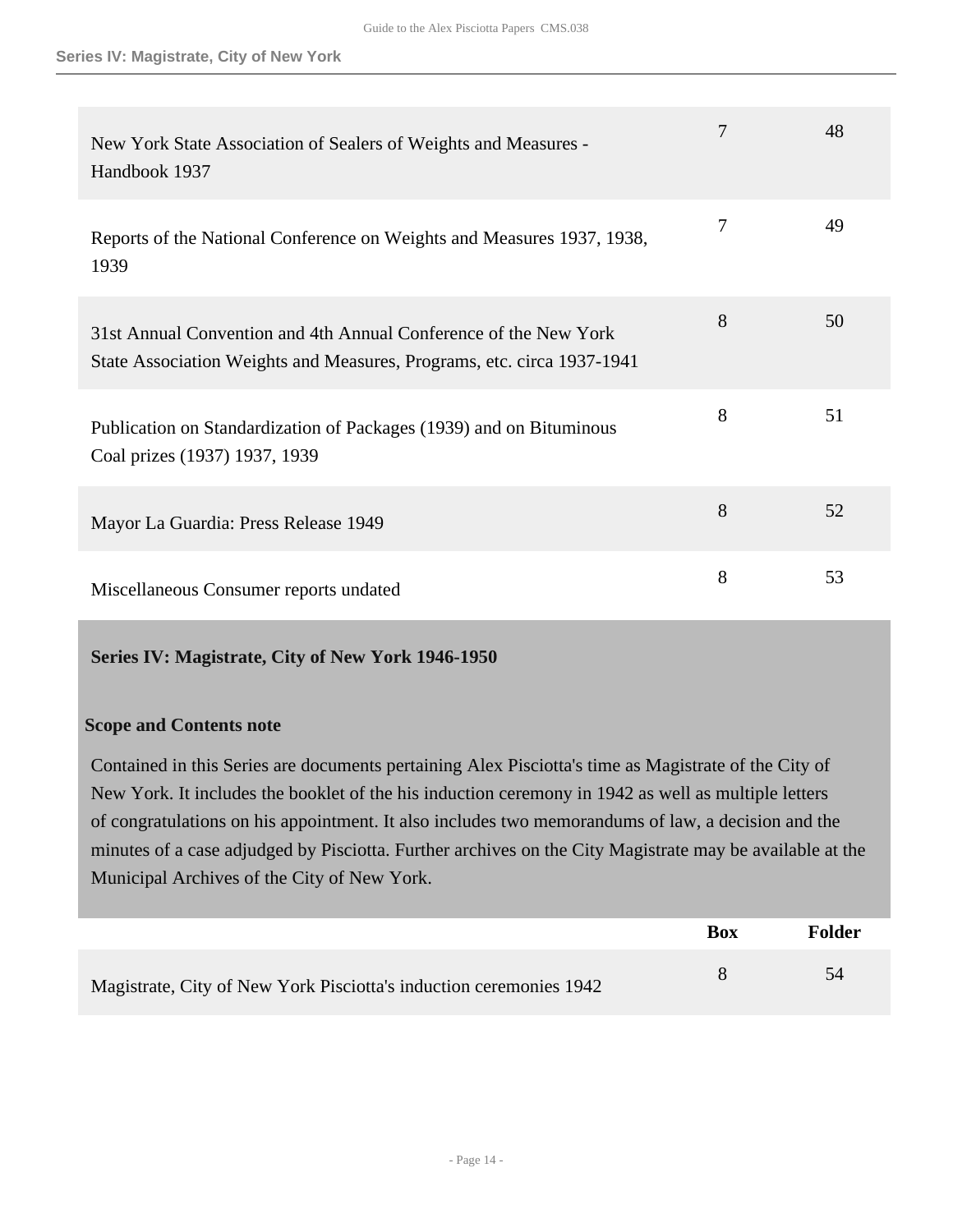| | Box | Folder |
|---|---|---|
| New York State Association of Sealers of Weights and Measures - Handbook 1937 | 7 | 48 |
| Reports of the National Conference on Weights and Measures 1937, 1938, 1939 | 7 | 49 |
| 31st Annual Convention and 4th Annual Conference of the New York State Association Weights and Measures, Programs, etc. circa 1937-1941 | 8 | 50 |
| Publication on Standardization of Packages (1939) and on Bituminous Coal prizes (1937) 1937, 1939 | 8 | 51 |
| Mayor La Guardia: Press Release 1949 | 8 | 52 |
| Miscellaneous Consumer reports undated | 8 | 53 |

## Series IV: Magistrate, City of New York 1946-1950

### Scope and Contents note

Contained in this Series are documents pertaining Alex Pisciotta's time as Magistrate of the City of New York. It includes the booklet of the his induction ceremony in 1942 as well as multiple letters of congratulations on his appointment. It also includes two memorandums of law, a decision and the minutes of a case adjudged by Pisciotta. Further archives on the City Magistrate may be available at the Municipal Archives of the City of New York.

| | Box | Folder |
|---|---|---|
| Magistrate, City of New York Pisciotta's induction ceremonies 1942 | 8 | 54 |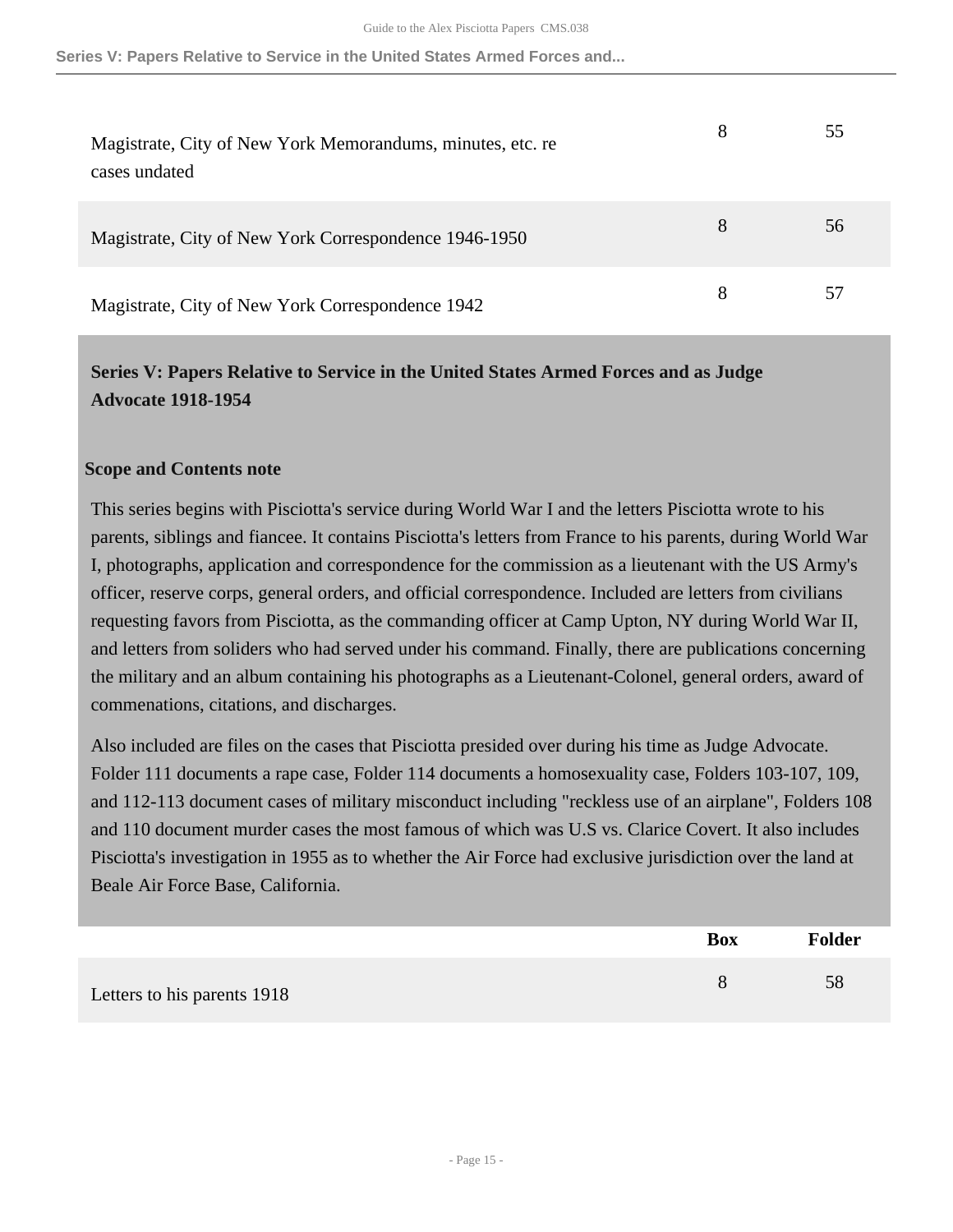| | Box | Folder |
|---|---|---|
| Magistrate, City of New York Memorandums, minutes, etc. re cases undated | 8 | 55 |
| Magistrate, City of New York Correspondence 1946-1950 | 8 | 56 |
| Magistrate, City of New York Correspondence 1942 | 8 | 57 |

## Series V: Papers Relative to Service in the United States Armed Forces and as Judge Advocate 1918-1954

### Scope and Contents note

This series begins with Pisciotta's service during World War I and the letters Pisciotta wrote to his parents, siblings and fiancee. It contains Pisciotta's letters from France to his parents, during World War I, photographs, application and correspondence for the commission as a lieutenant with the US Army's officer, reserve corps, general orders, and official correspondence. Included are letters from civilians requesting favors from Pisciotta, as the commanding officer at Camp Upton, NY during World War II, and letters from soliders who had served under his command. Finally, there are publications concerning the military and an album containing his photographs as a Lieutenant-Colonel, general orders, award of commenations, citations, and discharges.

Also included are files on the cases that Pisciotta presided over during his time as Judge Advocate. Folder 111 documents a rape case, Folder 114 documents a homosexuality case, Folders 103-107, 109, and 112-113 document cases of military misconduct including "reckless use of an airplane", Folders 108 and 110 document murder cases the most famous of which was U.S vs. Clarice Covert. It also includes Pisciotta's investigation in 1955 as to whether the Air Force had exclusive jurisdiction over the land at Beale Air Force Base, California.

| | Box | Folder |
|---|---|---|
| Letters to his parents 1918 | 8 | 58 |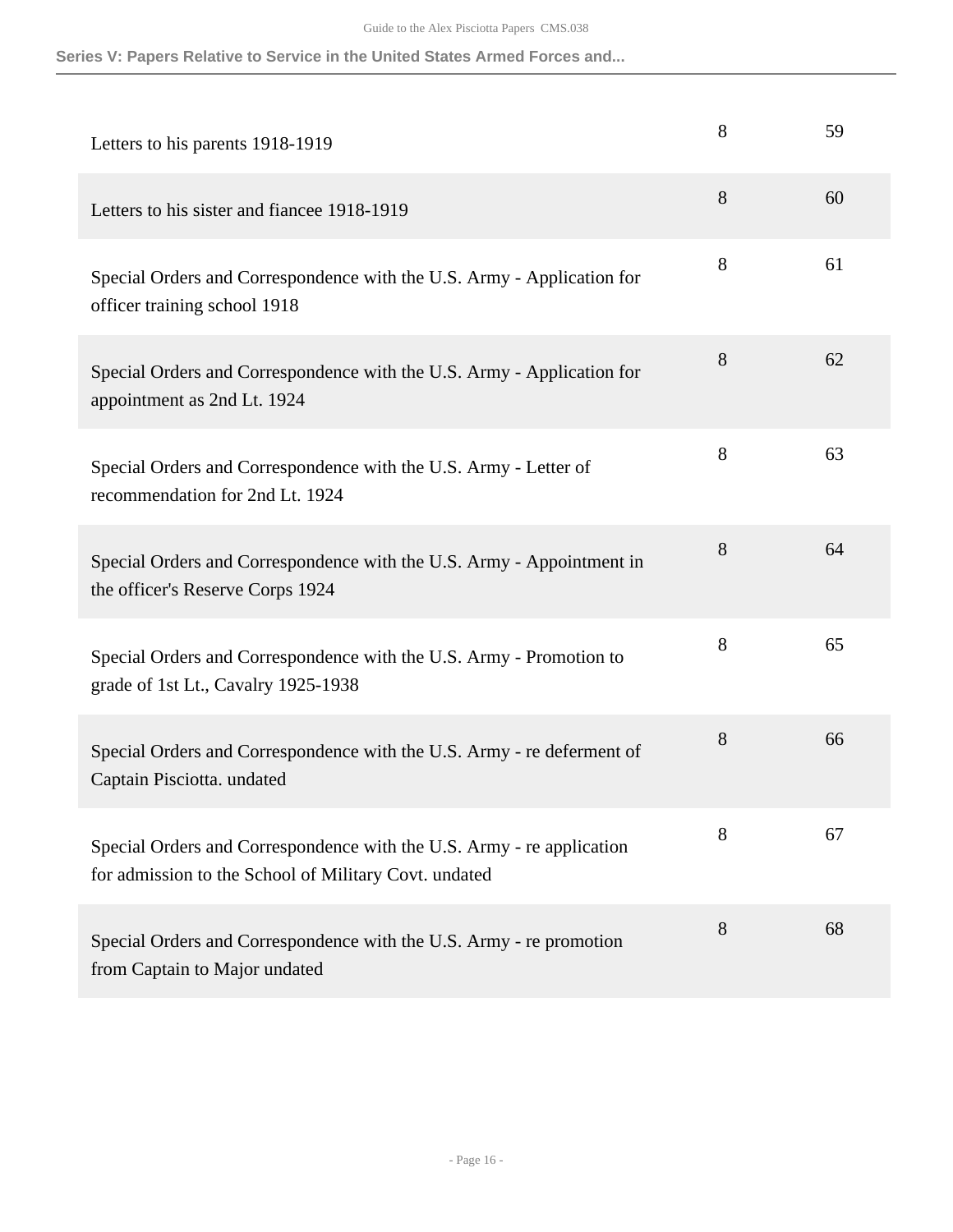| | | |
|---|---|---|
| Letters to his parents 1918-1919 | 8 | 59 |
| Letters to his sister and fiancee 1918-1919 | 8 | 60 |
| Special Orders and Correspondence with the U.S. Army - Application for officer training school 1918 | 8 | 61 |
| Special Orders and Correspondence with the U.S. Army - Application for appointment as 2nd Lt. 1924 | 8 | 62 |
| Special Orders and Correspondence with the U.S. Army - Letter of recommendation for 2nd Lt. 1924 | 8 | 63 |
| Special Orders and Correspondence with the U.S. Army - Appointment in the officer's Reserve Corps 1924 | 8 | 64 |
| Special Orders and Correspondence with the U.S. Army - Promotion to grade of 1st Lt., Cavalry 1925-1938 | 8 | 65 |
| Special Orders and Correspondence with the U.S. Army - re deferment of Captain Pisciotta. undated | 8 | 66 |
| Special Orders and Correspondence with the U.S. Army - re application for admission to the School of Military Covt. undated | 8 | 67 |
| Special Orders and Correspondence with the U.S. Army - re promotion from Captain to Major undated | 8 | 68 |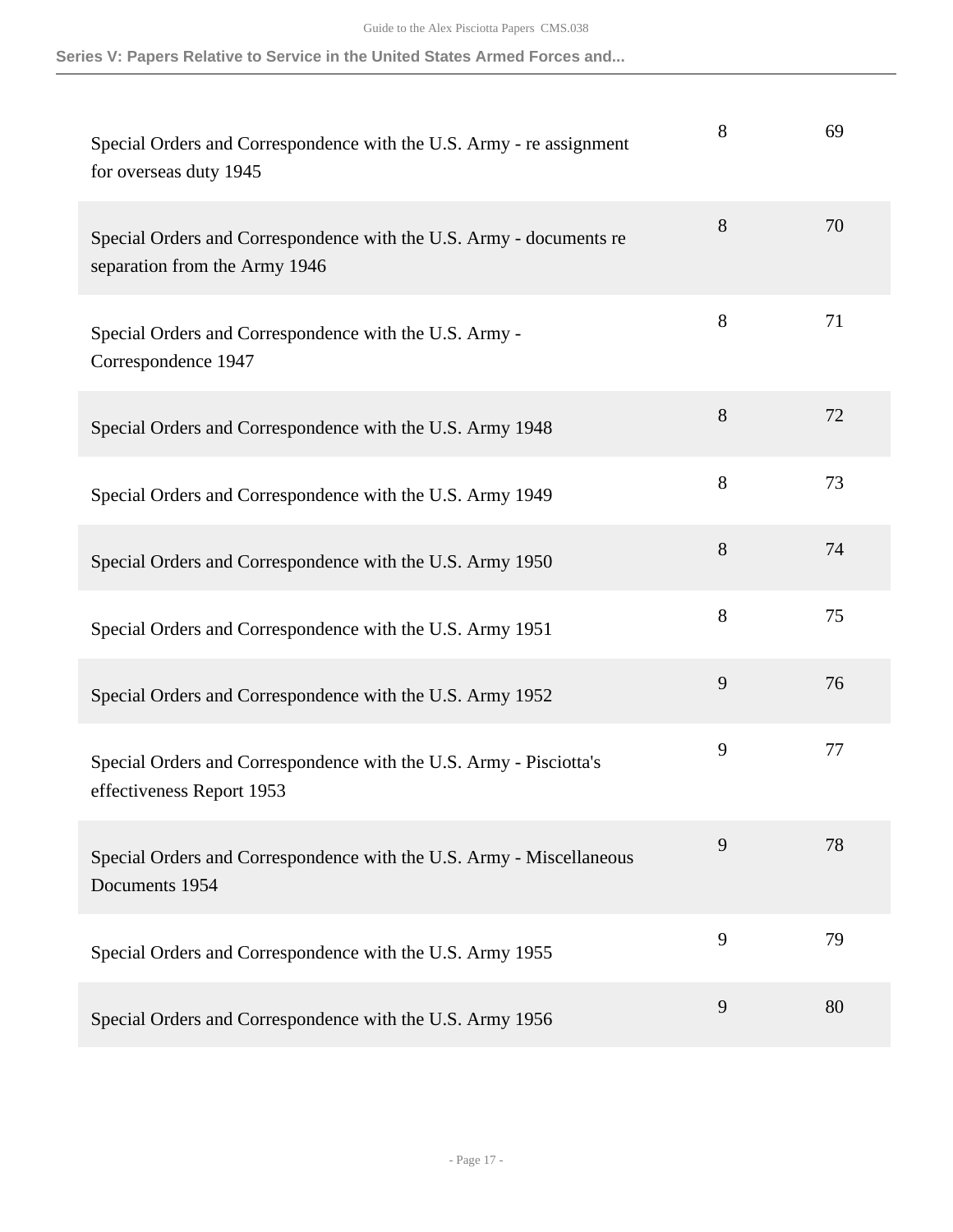| | | |
|---|---|---|
| Special Orders and Correspondence with the U.S. Army - re assignment for overseas duty 1945 | 8 | 69 |
| Special Orders and Correspondence with the U.S. Army - documents re separation from the Army 1946 | 8 | 70 |
| Special Orders and Correspondence with the U.S. Army - Correspondence 1947 | 8 | 71 |
| Special Orders and Correspondence with the U.S. Army 1948 | 8 | 72 |
| Special Orders and Correspondence with the U.S. Army 1949 | 8 | 73 |
| Special Orders and Correspondence with the U.S. Army 1950 | 8 | 74 |
| Special Orders and Correspondence with the U.S. Army 1951 | 8 | 75 |
| Special Orders and Correspondence with the U.S. Army 1952 | 9 | 76 |
| Special Orders and Correspondence with the U.S. Army - Pisciotta's effectiveness Report 1953 | 9 | 77 |
| Special Orders and Correspondence with the U.S. Army - Miscellaneous Documents 1954 | 9 | 78 |
| Special Orders and Correspondence with the U.S. Army 1955 | 9 | 79 |
| Special Orders and Correspondence with the U.S. Army 1956 | 9 | 80 |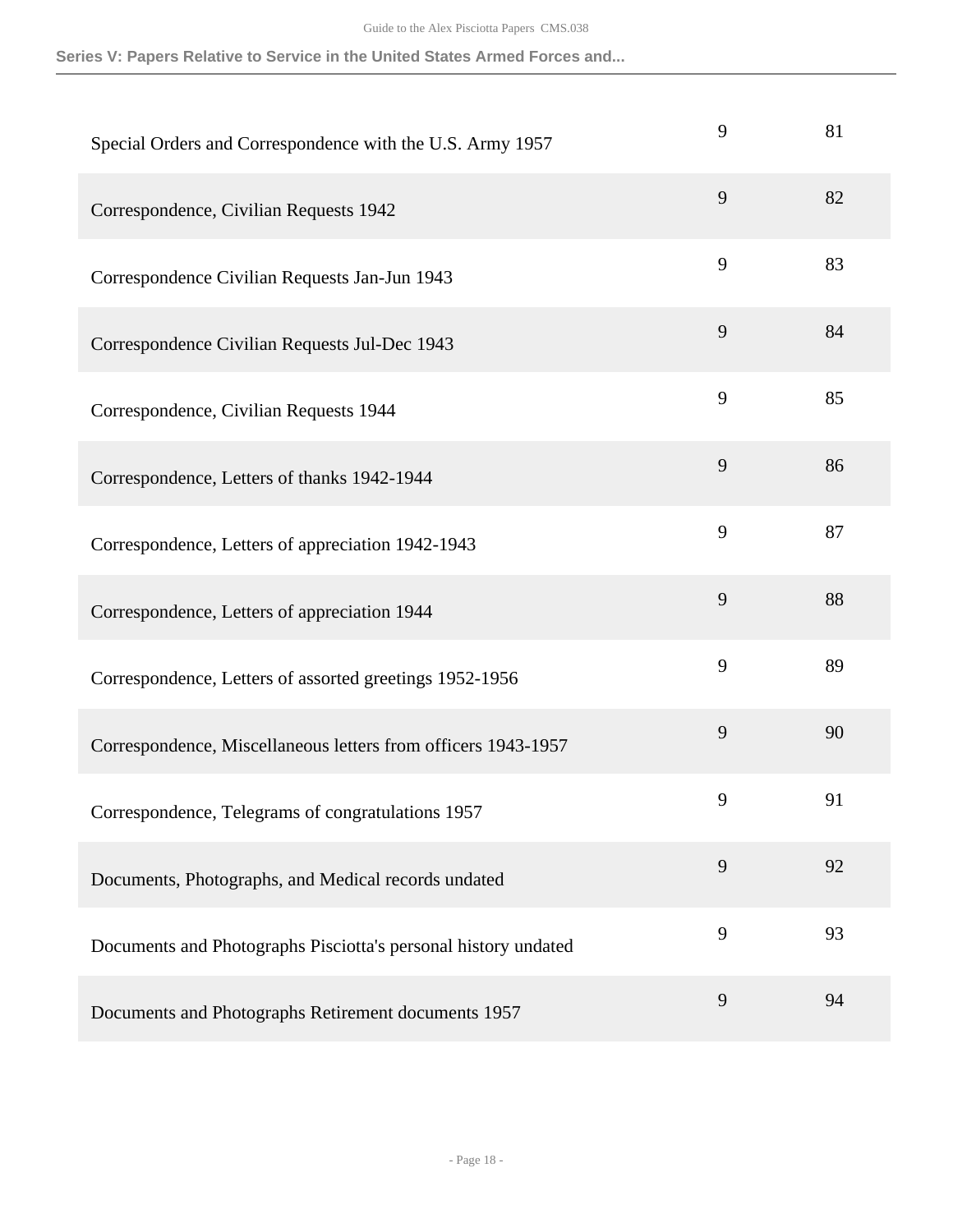| | | |
|---|---|---|
| Special Orders and Correspondence with the U.S. Army 1957 | 9 | 81 |
| Correspondence, Civilian Requests 1942 | 9 | 82 |
| Correspondence Civilian Requests Jan-Jun 1943 | 9 | 83 |
| Correspondence Civilian Requests Jul-Dec 1943 | 9 | 84 |
| Correspondence, Civilian Requests 1944 | 9 | 85 |
| Correspondence, Letters of thanks 1942-1944 | 9 | 86 |
| Correspondence, Letters of appreciation 1942-1943 | 9 | 87 |
| Correspondence, Letters of appreciation 1944 | 9 | 88 |
| Correspondence, Letters of assorted greetings 1952-1956 | 9 | 89 |
| Correspondence, Miscellaneous letters from officers 1943-1957 | 9 | 90 |
| Correspondence, Telegrams of congratulations 1957 | 9 | 91 |
| Documents, Photographs, and Medical records undated | 9 | 92 |
| Documents and Photographs Pisciotta's personal history undated | 9 | 93 |
| Documents and Photographs Retirement documents 1957 | 9 | 94 |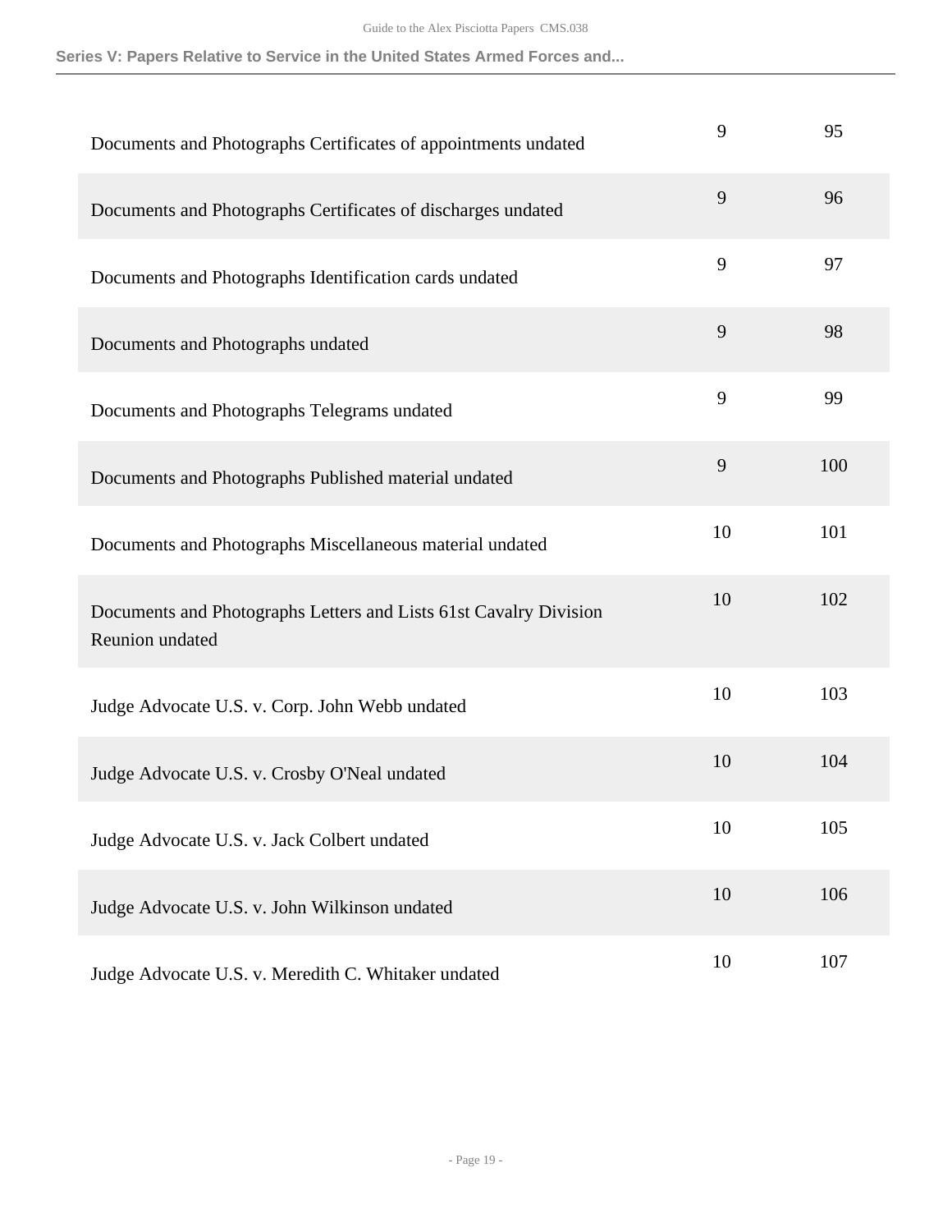| | | |
|---|---|---|
| Documents and Photographs Certificates of appointments undated | 9 | 95 |
| Documents and Photographs Certificates of discharges undated | 9 | 96 |
| Documents and Photographs Identification cards undated | 9 | 97 |
| Documents and Photographs undated | 9 | 98 |
| Documents and Photographs Telegrams undated | 9 | 99 |
| Documents and Photographs Published material undated | 9 | 100 |
| Documents and Photographs Miscellaneous material undated | 10 | 101 |
| Documents and Photographs Letters and Lists 61st Cavalry Division Reunion undated | 10 | 102 |
| Judge Advocate U.S. v. Corp. John Webb undated | 10 | 103 |
| Judge Advocate U.S. v. Crosby O'Neal undated | 10 | 104 |
| Judge Advocate U.S. v. Jack Colbert undated | 10 | 105 |
| Judge Advocate U.S. v. John Wilkinson undated | 10 | 106 |
| Judge Advocate U.S. v. Meredith C. Whitaker undated | 10 | 107 |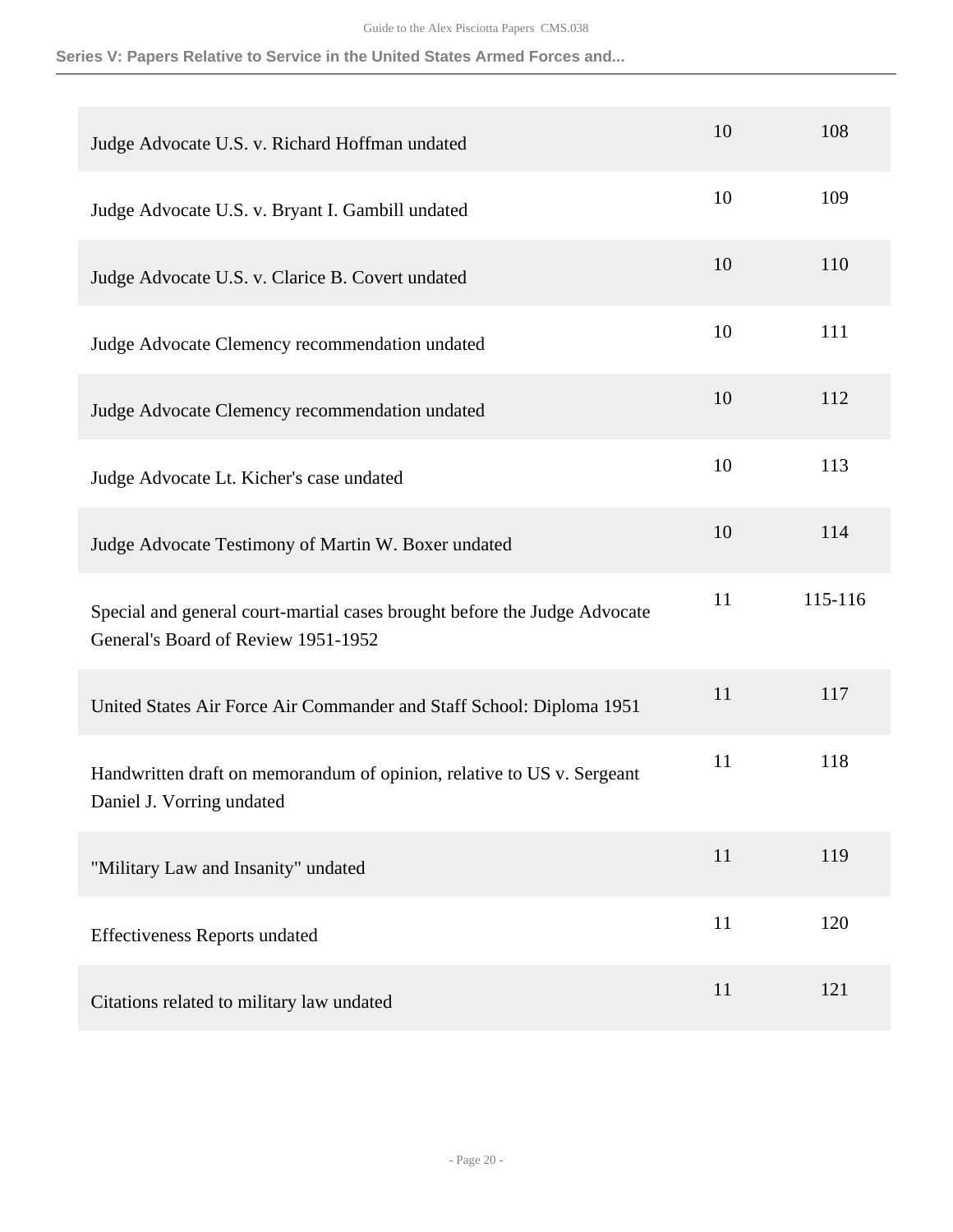| | | |
|---|---|---|
| Judge Advocate U.S. v. Richard Hoffman undated | 10 | 108 |
| Judge Advocate U.S. v. Bryant I. Gambill undated | 10 | 109 |
| Judge Advocate U.S. v. Clarice B. Covert undated | 10 | 110 |
| Judge Advocate Clemency recommendation undated | 10 | 111 |
| Judge Advocate Clemency recommendation undated | 10 | 112 |
| Judge Advocate Lt. Kicher's case undated | 10 | 113 |
| Judge Advocate Testimony of Martin W. Boxer undated | 10 | 114 |
| Special and general court-martial cases brought before the Judge Advocate General's Board of Review 1951-1952 | 11 | 115-116 |
| United States Air Force Air Commander and Staff School: Diploma 1951 | 11 | 117 |
| Handwritten draft on memorandum of opinion, relative to US v. Sergeant Daniel J. Vorring undated | 11 | 118 |
| "Military Law and Insanity" undated | 11 | 119 |
| Effectiveness Reports undated | 11 | 120 |
| Citations related to military law undated | 11 | 121 |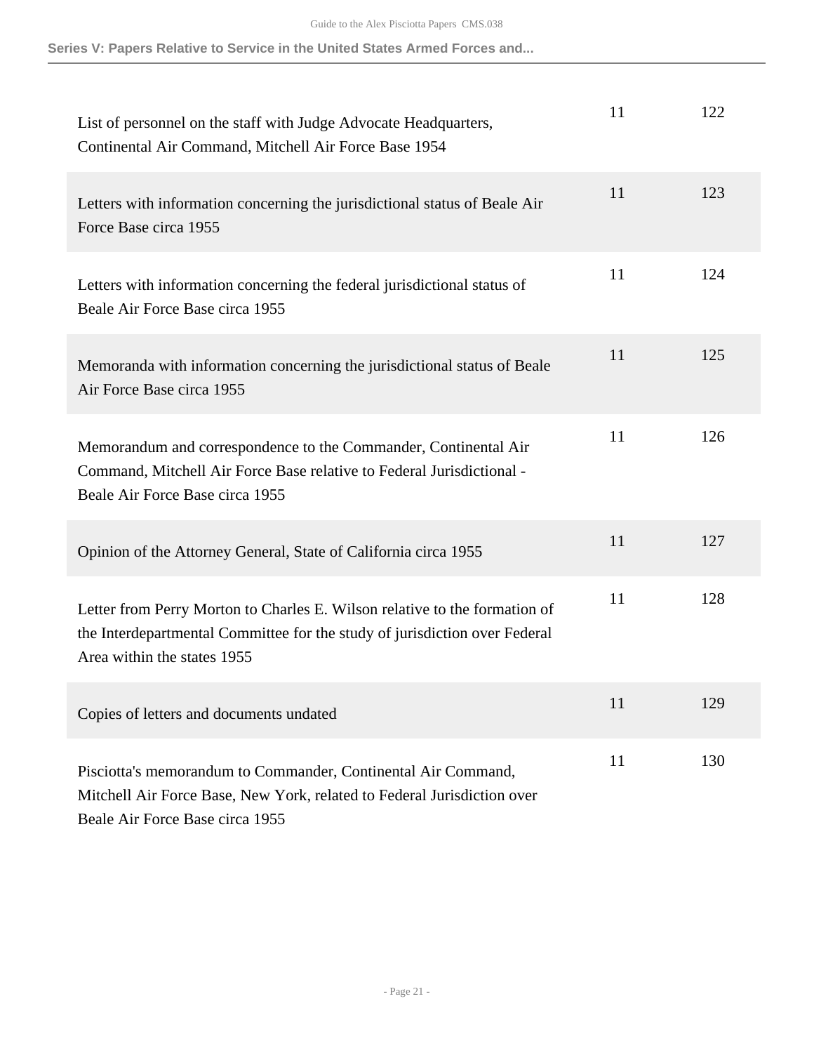| | | |
|---|---|---|
| List of personnel on the staff with Judge Advocate Headquarters, Continental Air Command, Mitchell Air Force Base 1954 | 11 | 122 |
| Letters with information concerning the jurisdictional status of Beale Air Force Base circa 1955 | 11 | 123 |
| Letters with information concerning the federal jurisdictional status of Beale Air Force Base circa 1955 | 11 | 124 |
| Memoranda with information concerning the jurisdictional status of Beale Air Force Base circa 1955 | 11 | 125 |
| Memorandum and correspondence to the Commander, Continental Air Command, Mitchell Air Force Base relative to Federal Jurisdictional - Beale Air Force Base circa 1955 | 11 | 126 |
| Opinion of the Attorney General, State of California circa 1955 | 11 | 127 |
| Letter from Perry Morton to Charles E. Wilson relative to the formation of the Interdepartmental Committee for the study of jurisdiction over Federal Area within the states 1955 | 11 | 128 |
| Copies of letters and documents undated | 11 | 129 |
| Pisciotta's memorandum to Commander, Continental Air Command, Mitchell Air Force Base, New York, related to Federal Jurisdiction over Beale Air Force Base circa 1955 | 11 | 130 |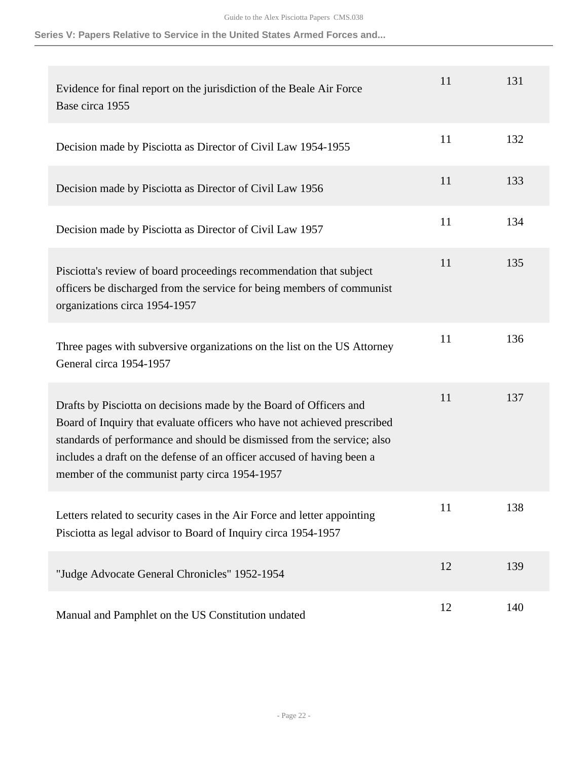| | | |
|---|---|---|
| Evidence for final report on the jurisdiction of the Beale Air Force Base circa 1955 | 11 | 131 |
| Decision made by Pisciotta as Director of Civil Law 1954-1955 | 11 | 132 |
| Decision made by Pisciotta as Director of Civil Law 1956 | 11 | 133 |
| Decision made by Pisciotta as Director of Civil Law 1957 | 11 | 134 |
| Pisciotta's review of board proceedings recommendation that subject officers be discharged from the service for being members of communist organizations circa 1954-1957 | 11 | 135 |
| Three pages with subversive organizations on the list on the US Attorney General circa 1954-1957 | 11 | 136 |
| Drafts by Pisciotta on decisions made by the Board of Officers and Board of Inquiry that evaluate officers who have not achieved prescribed standards of performance and should be dismissed from the service; also includes a draft on the defense of an officer accused of having been a member of the communist party circa 1954-1957 | 11 | 137 |
| Letters related to security cases in the Air Force and letter appointing Pisciotta as legal advisor to Board of Inquiry circa 1954-1957 | 11 | 138 |
| "Judge Advocate General Chronicles" 1952-1954 | 12 | 139 |
| Manual and Pamphlet on the US Constitution undated | 12 | 140 |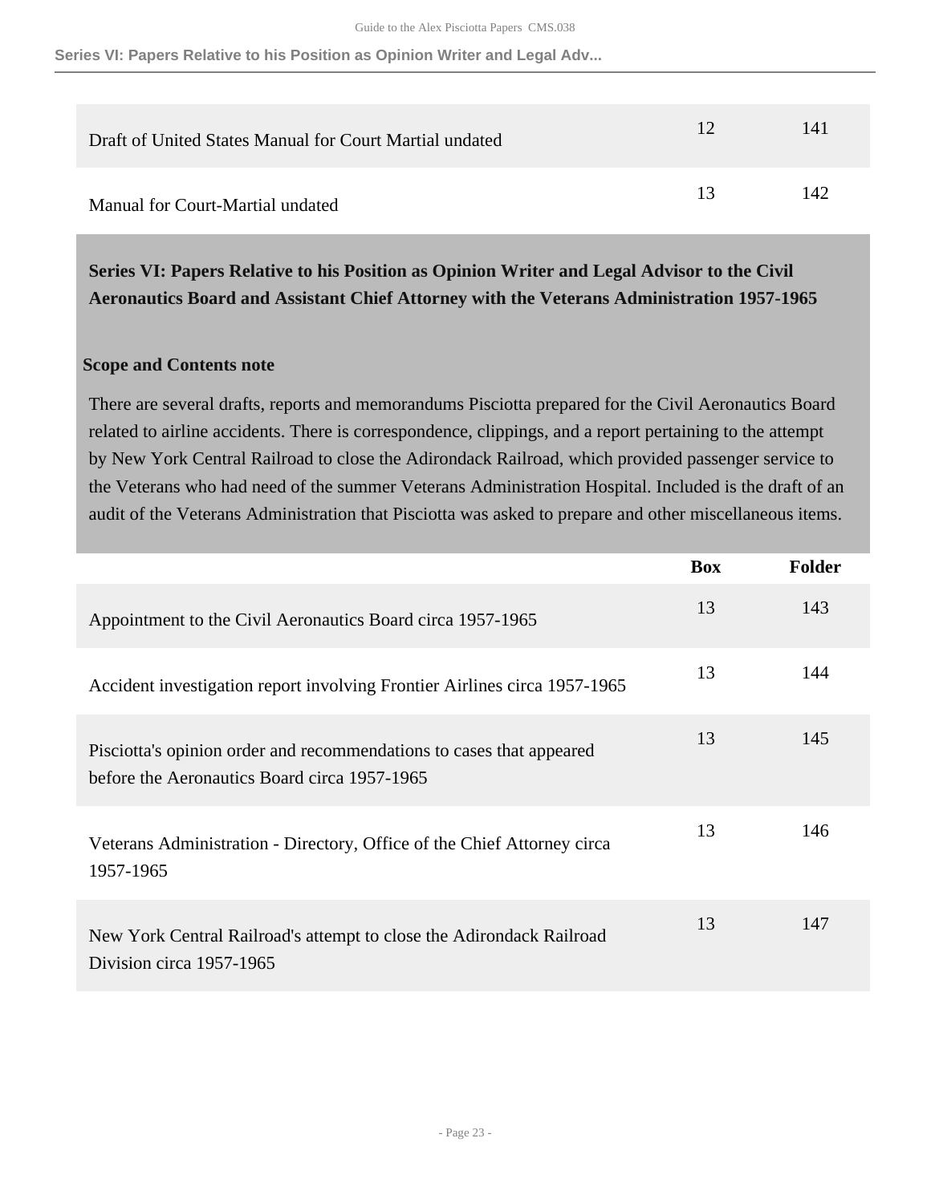| | Box | Folder |
|---|---|---|
| Draft of United States Manual for Court Martial undated | 12 | 141 |
| Manual for Court-Martial undated | 13 | 142 |

## Series VI: Papers Relative to his Position as Opinion Writer and Legal Advisor to the Civil Aeronautics Board and Assistant Chief Attorney with the Veterans Administration 1957-1965

### Scope and Contents note

There are several drafts, reports and memorandums Pisciotta prepared for the Civil Aeronautics Board related to airline accidents. There is correspondence, clippings, and a report pertaining to the attempt by New York Central Railroad to close the Adirondack Railroad, which provided passenger service to the Veterans who had need of the summer Veterans Administration Hospital. Included is the draft of an audit of the Veterans Administration that Pisciotta was asked to prepare and other miscellaneous items.

| | Box | Folder |
|---|---|---|
| Appointment to the Civil Aeronautics Board circa 1957-1965 | 13 | 143 |
| Accident investigation report involving Frontier Airlines circa 1957-1965 | 13 | 144 |
| Pisciotta's opinion order and recommendations to cases that appeared before the Aeronautics Board circa 1957-1965 | 13 | 145 |
| Veterans Administration - Directory, Office of the Chief Attorney circa 1957-1965 | 13 | 146 |
| New York Central Railroad's attempt to close the Adirondack Railroad Division circa 1957-1965 | 13 | 147 |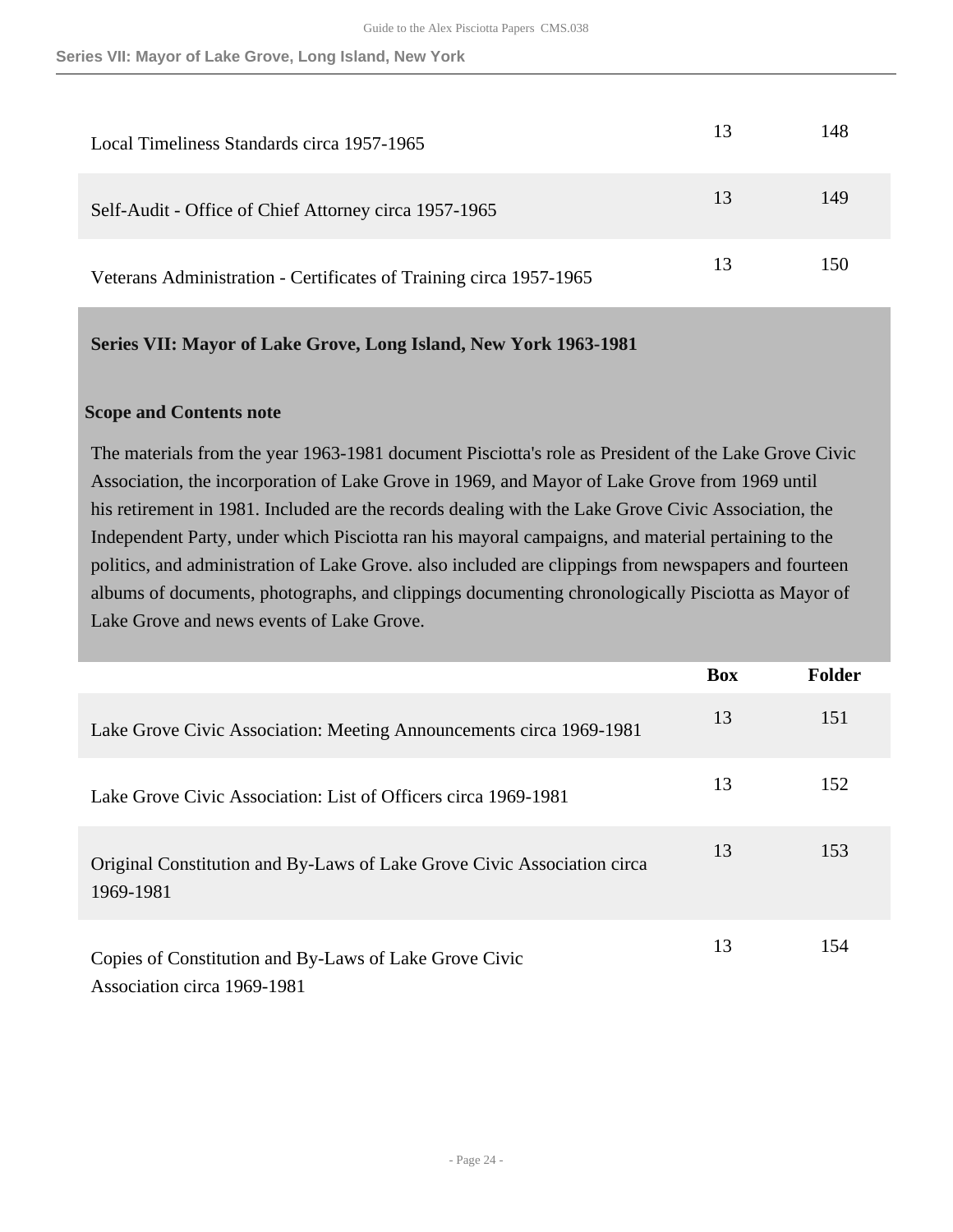| | Box | Folder |
|---|---|---|
| Local Timeliness Standards circa 1957-1965 | 13 | 148 |
| Self-Audit - Office of Chief Attorney circa 1957-1965 | 13 | 149 |
| Veterans Administration - Certificates of Training circa 1957-1965 | 13 | 150 |

## Series VII: Mayor of Lake Grove, Long Island, New York 1963-1981

### Scope and Contents note

The materials from the year 1963-1981 document Pisciotta's role as President of the Lake Grove Civic Association, the incorporation of Lake Grove in 1969, and Mayor of Lake Grove from 1969 until his retirement in 1981. Included are the records dealing with the Lake Grove Civic Association, the Independent Party, under which Pisciotta ran his mayoral campaigns, and material pertaining to the politics, and administration of Lake Grove. also included are clippings from newspapers and fourteen albums of documents, photographs, and clippings documenting chronologically Pisciotta as Mayor of Lake Grove and news events of Lake Grove.

| | Box | Folder |
|---|---|---|
| Lake Grove Civic Association: Meeting Announcements circa 1969-1981 | 13 | 151 |
| Lake Grove Civic Association: List of Officers circa 1969-1981 | 13 | 152 |
| Original Constitution and By-Laws of Lake Grove Civic Association circa 1969-1981 | 13 | 153 |
| Copies of Constitution and By-Laws of Lake Grove Civic Association circa 1969-1981 | 13 | 154 |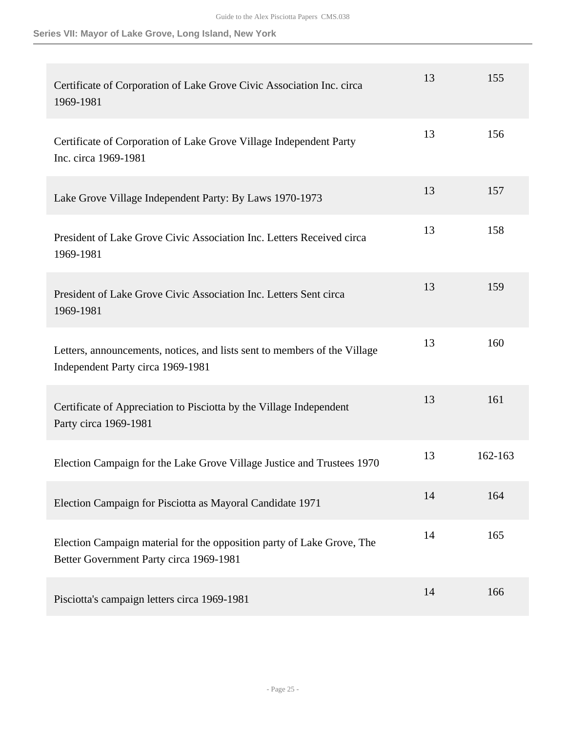### Series VII: Mayor of Lake Grove, Long Island, New York

| | | |
|---|---|---|
| Certificate of Corporation of Lake Grove Civic Association Inc. circa 1969-1981 | 13 | 155 |
| Certificate of Corporation of Lake Grove Village Independent Party Inc. circa 1969-1981 | 13 | 156 |
| Lake Grove Village Independent Party: By Laws 1970-1973 | 13 | 157 |
| President of Lake Grove Civic Association Inc. Letters Received circa 1969-1981 | 13 | 158 |
| President of Lake Grove Civic Association Inc. Letters Sent circa 1969-1981 | 13 | 159 |
| Letters, announcements, notices, and lists sent to members of the Village Independent Party circa 1969-1981 | 13 | 160 |
| Certificate of Appreciation to Pisciotta by the Village Independent Party circa 1969-1981 | 13 | 161 |
| Election Campaign for the Lake Grove Village Justice and Trustees 1970 | 13 | 162-163 |
| Election Campaign for Pisciotta as Mayoral Candidate 1971 | 14 | 164 |
| Election Campaign material for the opposition party of Lake Grove, The Better Government Party circa 1969-1981 | 14 | 165 |
| Pisciotta's campaign letters circa 1969-1981 | 14 | 166 |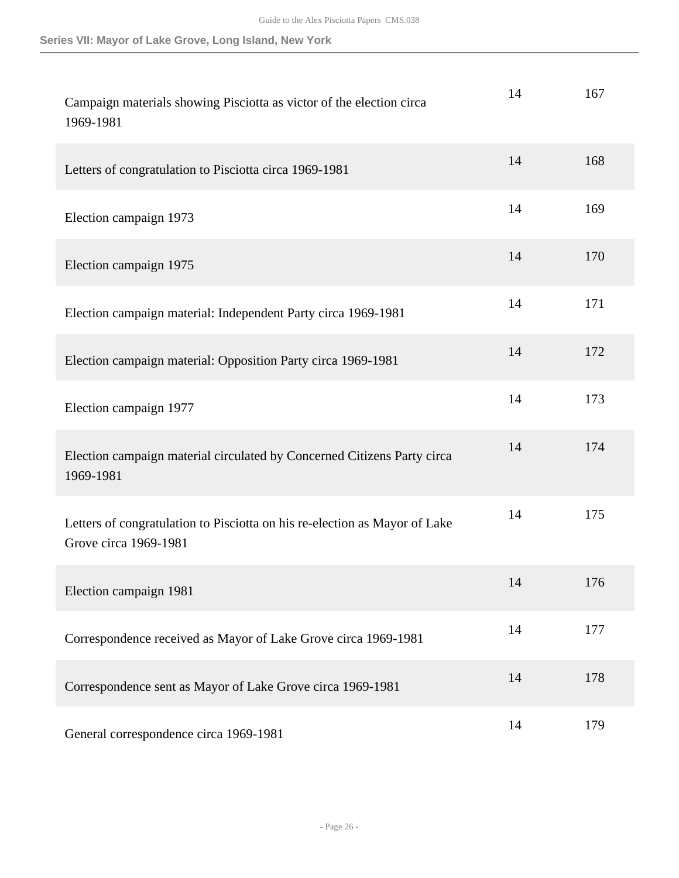| | | |
|---|---|---|
| Campaign materials showing Pisciotta as victor of the election circa 1969-1981 | 14 | 167 |
| Letters of congratulation to Pisciotta circa 1969-1981 | 14 | 168 |
| Election campaign 1973 | 14 | 169 |
| Election campaign 1975 | 14 | 170 |
| Election campaign material: Independent Party circa 1969-1981 | 14 | 171 |
| Election campaign material: Opposition Party circa 1969-1981 | 14 | 172 |
| Election campaign 1977 | 14 | 173 |
| Election campaign material circulated by Concerned Citizens Party circa 1969-1981 | 14 | 174 |
| Letters of congratulation to Pisciotta on his re-election as Mayor of Lake Grove circa 1969-1981 | 14 | 175 |
| Election campaign 1981 | 14 | 176 |
| Correspondence received as Mayor of Lake Grove circa 1969-1981 | 14 | 177 |
| Correspondence sent as Mayor of Lake Grove circa 1969-1981 | 14 | 178 |
| General correspondence circa 1969-1981 | 14 | 179 |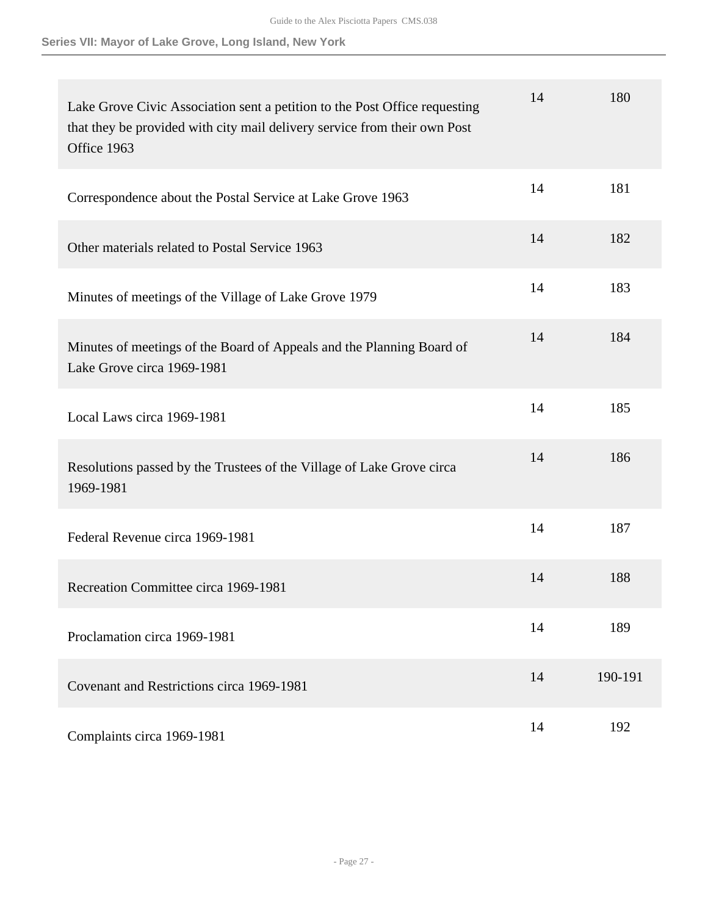| | | |
|---|---|---|
| Lake Grove Civic Association sent a petition to the Post Office requesting that they be provided with city mail delivery service from their own Post Office 1963 | 14 | 180 |
| Correspondence about the Postal Service at Lake Grove 1963 | 14 | 181 |
| Other materials related to Postal Service 1963 | 14 | 182 |
| Minutes of meetings of the Village of Lake Grove 1979 | 14 | 183 |
| Minutes of meetings of the Board of Appeals and the Planning Board of Lake Grove circa 1969-1981 | 14 | 184 |
| Local Laws circa 1969-1981 | 14 | 185 |
| Resolutions passed by the Trustees of the Village of Lake Grove circa 1969-1981 | 14 | 186 |
| Federal Revenue circa 1969-1981 | 14 | 187 |
| Recreation Committee circa 1969-1981 | 14 | 188 |
| Proclamation circa 1969-1981 | 14 | 189 |
| Covenant and Restrictions circa 1969-1981 | 14 | 190-191 |
| Complaints circa 1969-1981 | 14 | 192 |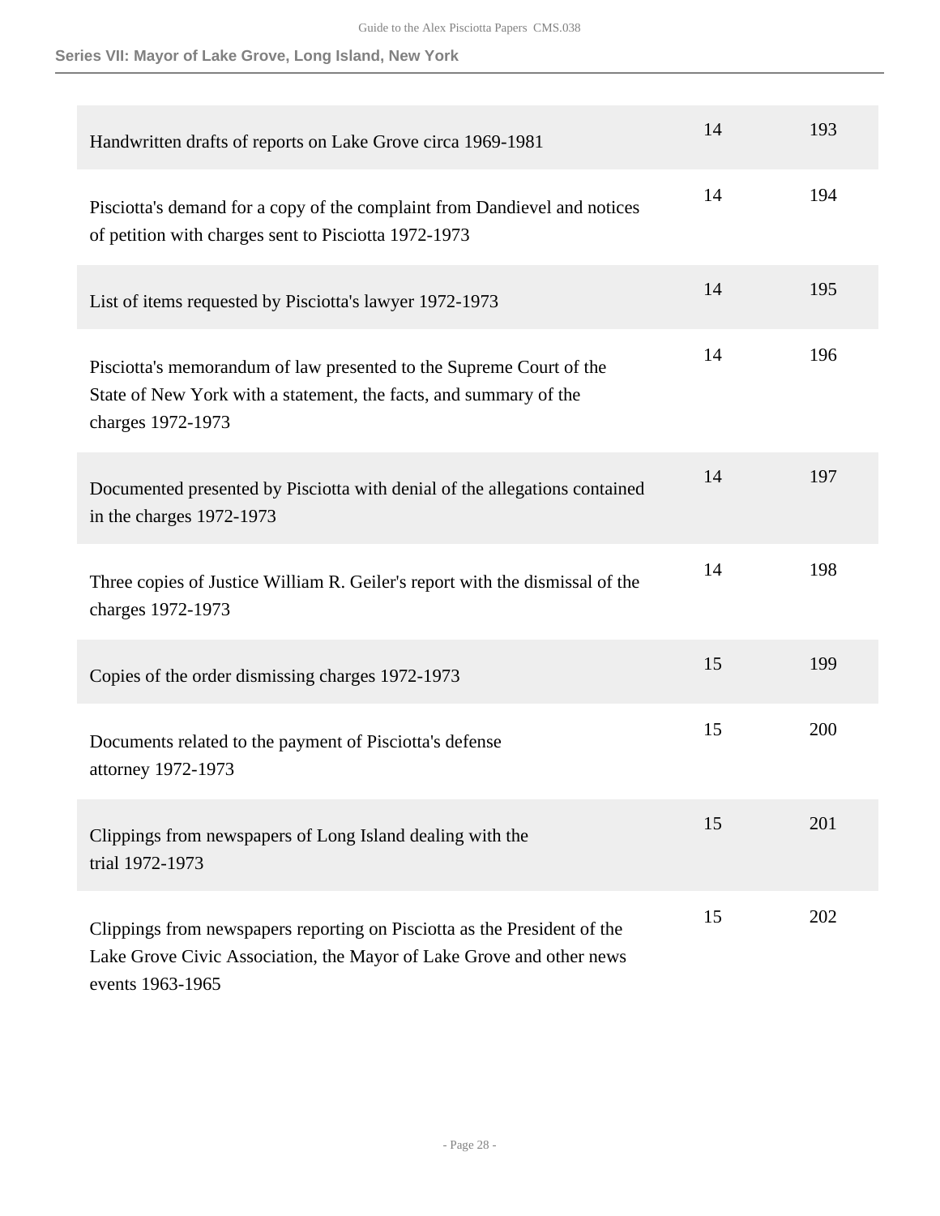| | | |
|---|---|---|
| Handwritten drafts of reports on Lake Grove circa 1969-1981 | 14 | 193 |
| Pisciotta's demand for a copy of the complaint from Dandievel and notices of petition with charges sent to Pisciotta 1972-1973 | 14 | 194 |
| List of items requested by Pisciotta's lawyer 1972-1973 | 14 | 195 |
| Pisciotta's memorandum of law presented to the Supreme Court of the State of New York with a statement, the facts, and summary of the charges 1972-1973 | 14 | 196 |
| Documented presented by Pisciotta with denial of the allegations contained in the charges 1972-1973 | 14 | 197 |
| Three copies of Justice William R. Geiler's report with the dismissal of the charges 1972-1973 | 14 | 198 |
| Copies of the order dismissing charges 1972-1973 | 15 | 199 |
| Documents related to the payment of Pisciotta's defense attorney 1972-1973 | 15 | 200 |
| Clippings from newspapers of Long Island dealing with the trial 1972-1973 | 15 | 201 |
| Clippings from newspapers reporting on Pisciotta as the President of the Lake Grove Civic Association, the Mayor of Lake Grove and other news events 1963-1965 | 15 | 202 |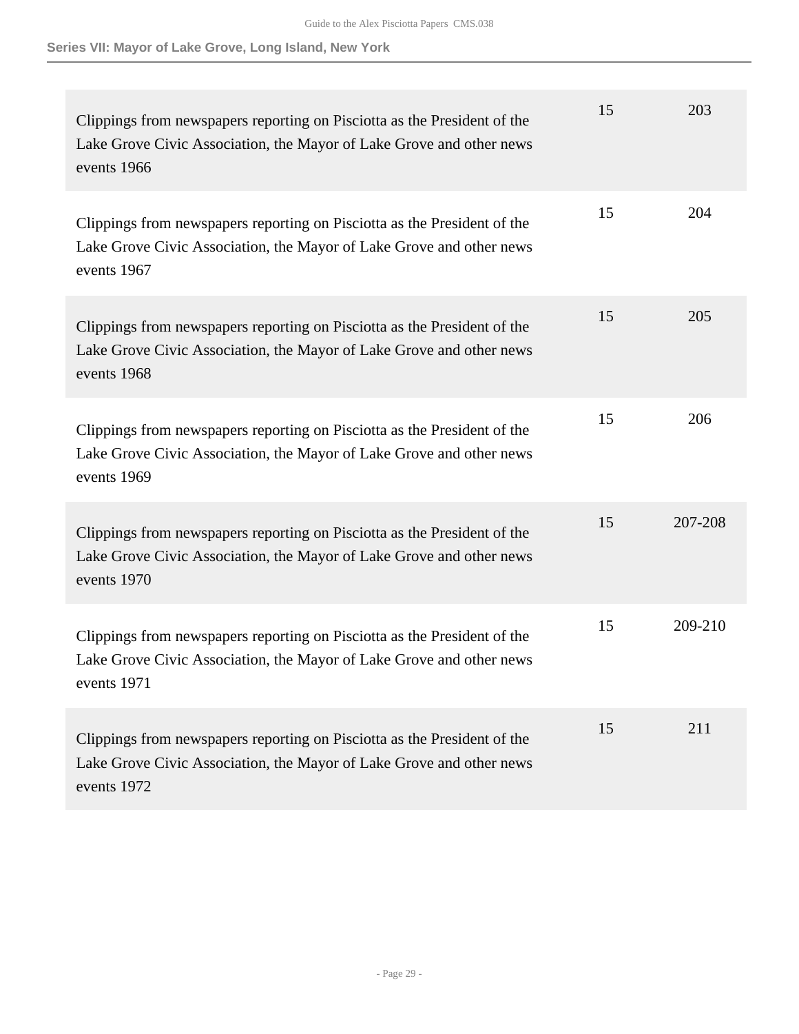| | | |
|---|---|---|
| Clippings from newspapers reporting on Pisciotta as the President of the Lake Grove Civic Association, the Mayor of Lake Grove and other news events 1966 | 15 | 203 |
| Clippings from newspapers reporting on Pisciotta as the President of the Lake Grove Civic Association, the Mayor of Lake Grove and other news events 1967 | 15 | 204 |
| Clippings from newspapers reporting on Pisciotta as the President of the Lake Grove Civic Association, the Mayor of Lake Grove and other news events 1968 | 15 | 205 |
| Clippings from newspapers reporting on Pisciotta as the President of the Lake Grove Civic Association, the Mayor of Lake Grove and other news events 1969 | 15 | 206 |
| Clippings from newspapers reporting on Pisciotta as the President of the Lake Grove Civic Association, the Mayor of Lake Grove and other news events 1970 | 15 | 207-208 |
| Clippings from newspapers reporting on Pisciotta as the President of the Lake Grove Civic Association, the Mayor of Lake Grove and other news events 1971 | 15 | 209-210 |
| Clippings from newspapers reporting on Pisciotta as the President of the Lake Grove Civic Association, the Mayor of Lake Grove and other news events 1972 | 15 | 211 |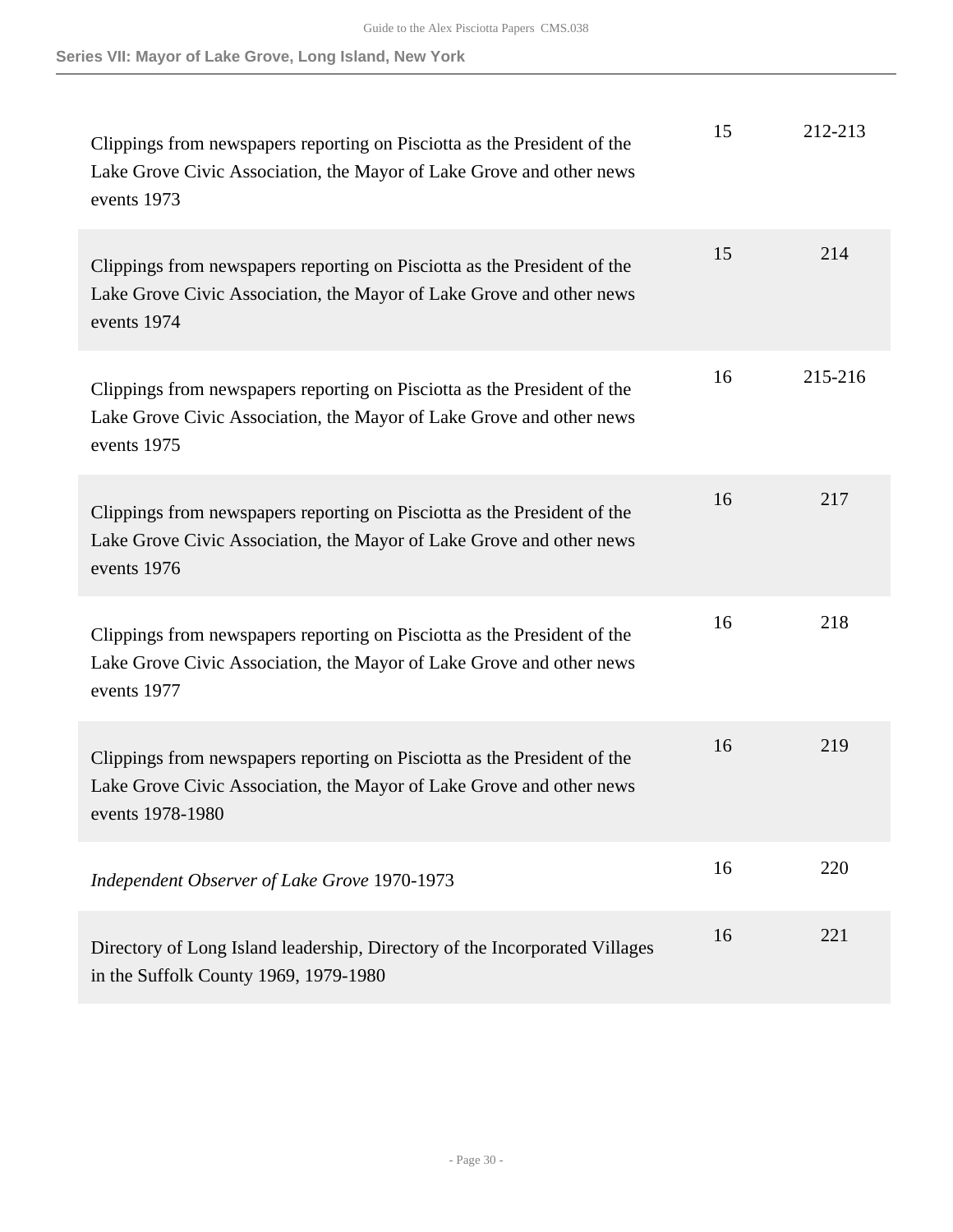| | | |
|---|---|---|
| Clippings from newspapers reporting on Pisciotta as the President of the Lake Grove Civic Association, the Mayor of Lake Grove and other news events 1973 | 15 | 212-213 |
| Clippings from newspapers reporting on Pisciotta as the President of the Lake Grove Civic Association, the Mayor of Lake Grove and other news events 1974 | 15 | 214 |
| Clippings from newspapers reporting on Pisciotta as the President of the Lake Grove Civic Association, the Mayor of Lake Grove and other news events 1975 | 16 | 215-216 |
| Clippings from newspapers reporting on Pisciotta as the President of the Lake Grove Civic Association, the Mayor of Lake Grove and other news events 1976 | 16 | 217 |
| Clippings from newspapers reporting on Pisciotta as the President of the Lake Grove Civic Association, the Mayor of Lake Grove and other news events 1977 | 16 | 218 |
| Clippings from newspapers reporting on Pisciotta as the President of the Lake Grove Civic Association, the Mayor of Lake Grove and other news events 1978-1980 | 16 | 219 |
| *Independent Observer of Lake Grove* 1970-1973 | 16 | 220 |
| Directory of Long Island leadership, Directory of the Incorporated Villages in the Suffolk County 1969, 1979-1980 | 16 | 221 |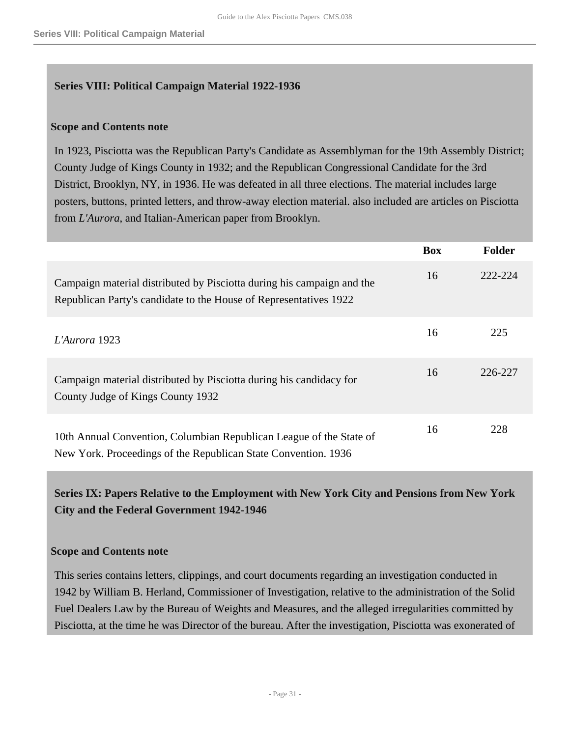## Series VIII: Political Campaign Material 1922-1936

### Scope and Contents note

In 1923, Pisciotta was the Republican Party's Candidate as Assemblyman for the 19th Assembly District; County Judge of Kings County in 1932; and the Republican Congressional Candidate for the 3rd District, Brooklyn, NY, in 1936. He was defeated in all three elections. The material includes large posters, buttons, printed letters, and throw-away election material. also included are articles on Pisciotta from *L'Aurora*, and Italian-American paper from Brooklyn.

| | Box | Folder |
|---|---|---|
| Campaign material distributed by Pisciotta during his campaign and the Republican Party's candidate to the House of Representatives 1922 | 16 | 222-224 |
| *L'Aurora* 1923 | 16 | 225 |
| Campaign material distributed by Pisciotta during his candidacy for County Judge of Kings County 1932 | 16 | 226-227 |
| 10th Annual Convention, Columbian Republican League of the State of New York. Proceedings of the Republican State Convention. 1936 | 16 | 228 |

## Series IX: Papers Relative to the Employment with New York City and Pensions from New York City and the Federal Government 1942-1946

### Scope and Contents note

This series contains letters, clippings, and court documents regarding an investigation conducted in 1942 by William B. Herland, Commissioner of Investigation, relative to the administration of the Solid Fuel Dealers Law by the Bureau of Weights and Measures, and the alleged irregularities committed by Pisciotta, at the time he was Director of the bureau. After the investigation, Pisciotta was exonerated of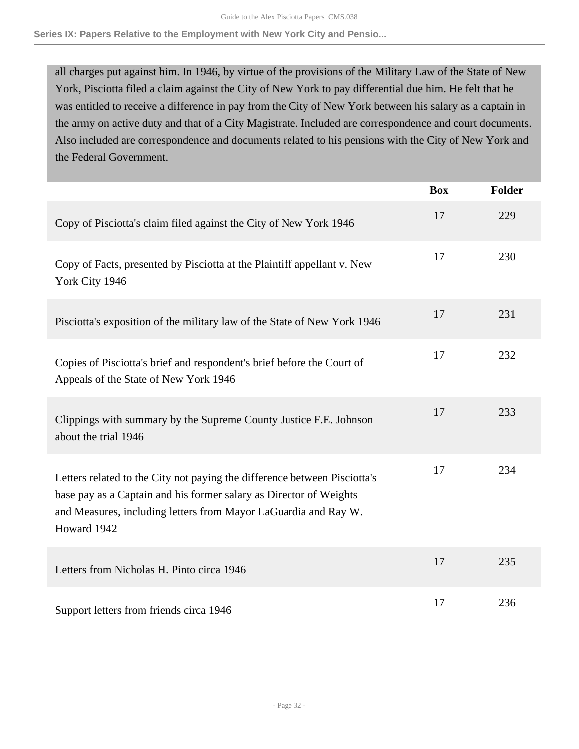all charges put against him. In 1946, by virtue of the provisions of the Military Law of the State of New York, Pisciotta filed a claim against the City of New York to pay differential due him. He felt that he was entitled to receive a difference in pay from the City of New York between his salary as a captain in the army on active duty and that of a City Magistrate. Included are correspondence and court documents. Also included are correspondence and documents related to his pensions with the City of New York and the Federal Government.

| | Box | Folder |
|---|---|---|
| Copy of Pisciotta's claim filed against the City of New York 1946 | 17 | 229 |
| Copy of Facts, presented by Pisciotta at the Plaintiff appellant v. New York City 1946 | 17 | 230 |
| Pisciotta's exposition of the military law of the State of New York 1946 | 17 | 231 |
| Copies of Pisciotta's brief and respondent's brief before the Court of Appeals of the State of New York 1946 | 17 | 232 |
| Clippings with summary by the Supreme County Justice F.E. Johnson about the trial 1946 | 17 | 233 |
| Letters related to the City not paying the difference between Pisciotta's base pay as a Captain and his former salary as Director of Weights and Measures, including letters from Mayor LaGuardia and Ray W. Howard 1942 | 17 | 234 |
| Letters from Nicholas H. Pinto circa 1946 | 17 | 235 |
| Support letters from friends circa 1946 | 17 | 236 |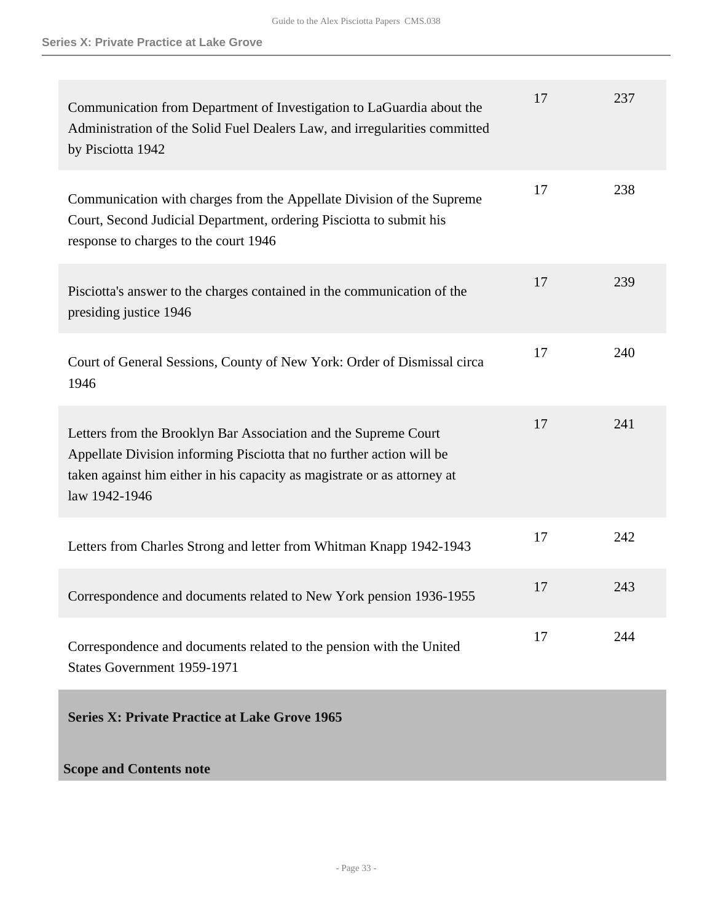| Description | Box | Folder |
| --- | --- | --- |
| Communication from Department of Investigation to LaGuardia about the Administration of the Solid Fuel Dealers Law, and irregularities committed by Pisciotta 1942 | 17 | 237 |
| Communication with charges from the Appellate Division of the Supreme Court, Second Judicial Department, ordering Pisciotta to submit his response to charges to the court 1946 | 17 | 238 |
| Pisciotta's answer to the charges contained in the communication of the presiding justice 1946 | 17 | 239 |
| Court of General Sessions, County of New York: Order of Dismissal circa 1946 | 17 | 240 |
| Letters from the Brooklyn Bar Association and the Supreme Court Appellate Division informing Pisciotta that no further action will be taken against him either in his capacity as magistrate or as attorney at law 1942-1946 | 17 | 241 |
| Letters from Charles Strong and letter from Whitman Knapp 1942-1943 | 17 | 242 |
| Correspondence and documents related to New York pension 1936-1955 | 17 | 243 |
| Correspondence and documents related to the pension with the United States Government 1959-1971 | 17 | 244 |

## Series X: Private Practice at Lake Grove 1965

**Scope and Contents note**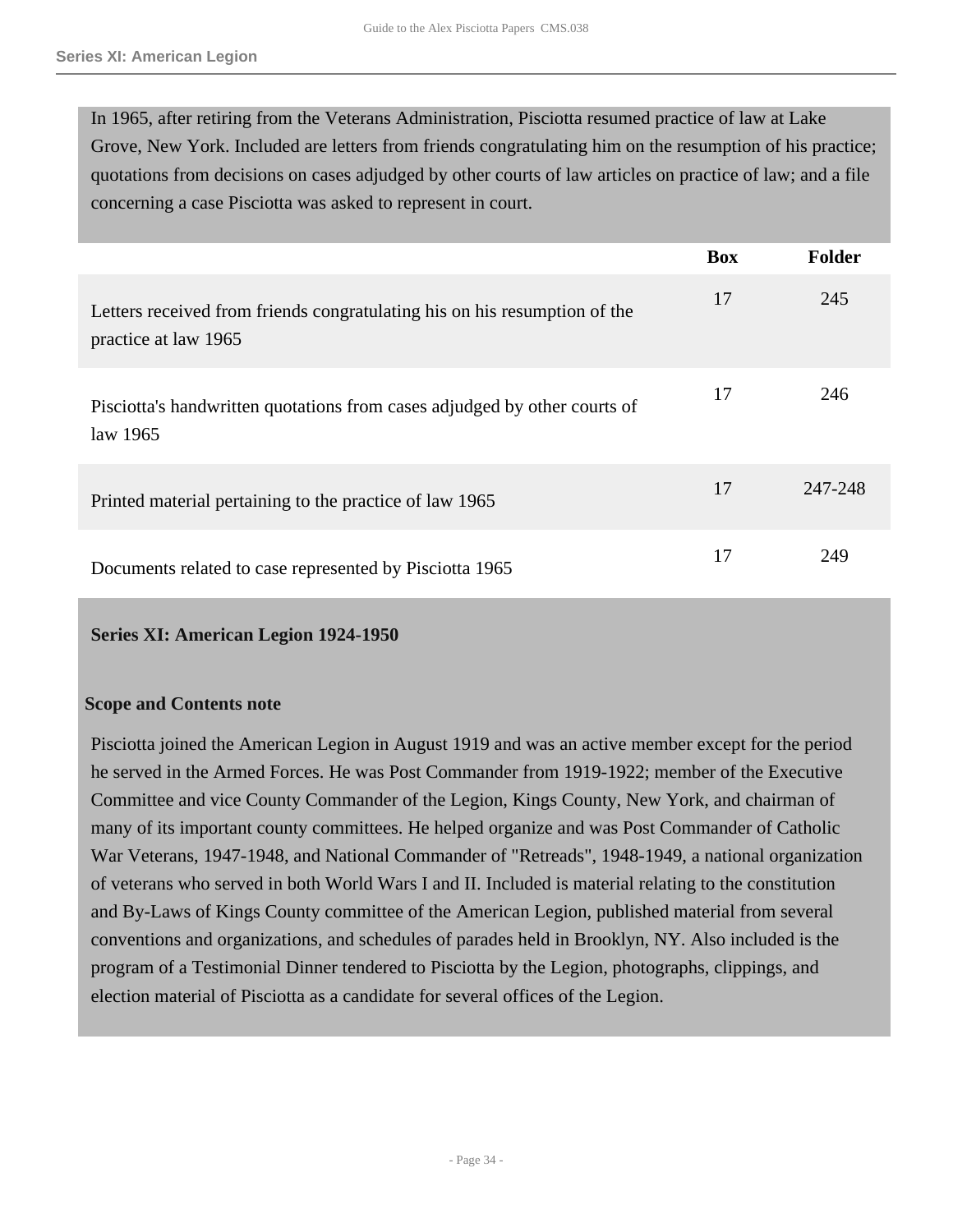In 1965, after retiring from the Veterans Administration, Pisciotta resumed practice of law at Lake Grove, New York. Included are letters from friends congratulating him on the resumption of his practice; quotations from decisions on cases adjudged by other courts of law articles on practice of law; and a file concerning a case Pisciotta was asked to represent in court.

| | Box | Folder |
|---|---|---|
| Letters received from friends congratulating his on his resumption of the practice at law 1965 | 17 | 245 |
| Pisciotta's handwritten quotations from cases adjudged by other courts of law 1965 | 17 | 246 |
| Printed material pertaining to the practice of law 1965 | 17 | 247-248 |
| Documents related to case represented by Pisciotta 1965 | 17 | 249 |

## Series XI: American Legion 1924-1950

### Scope and Contents note

Pisciotta joined the American Legion in August 1919 and was an active member except for the period he served in the Armed Forces. He was Post Commander from 1919-1922; member of the Executive Committee and vice County Commander of the Legion, Kings County, New York, and chairman of many of its important county committees. He helped organize and was Post Commander of Catholic War Veterans, 1947-1948, and National Commander of "Retreads", 1948-1949, a national organization of veterans who served in both World Wars I and II. Included is material relating to the constitution and By-Laws of Kings County committee of the American Legion, published material from several conventions and organizations, and schedules of parades held in Brooklyn, NY. Also included is the program of a Testimonial Dinner tendered to Pisciotta by the Legion, photographs, clippings, and election material of Pisciotta as a candidate for several offices of the Legion.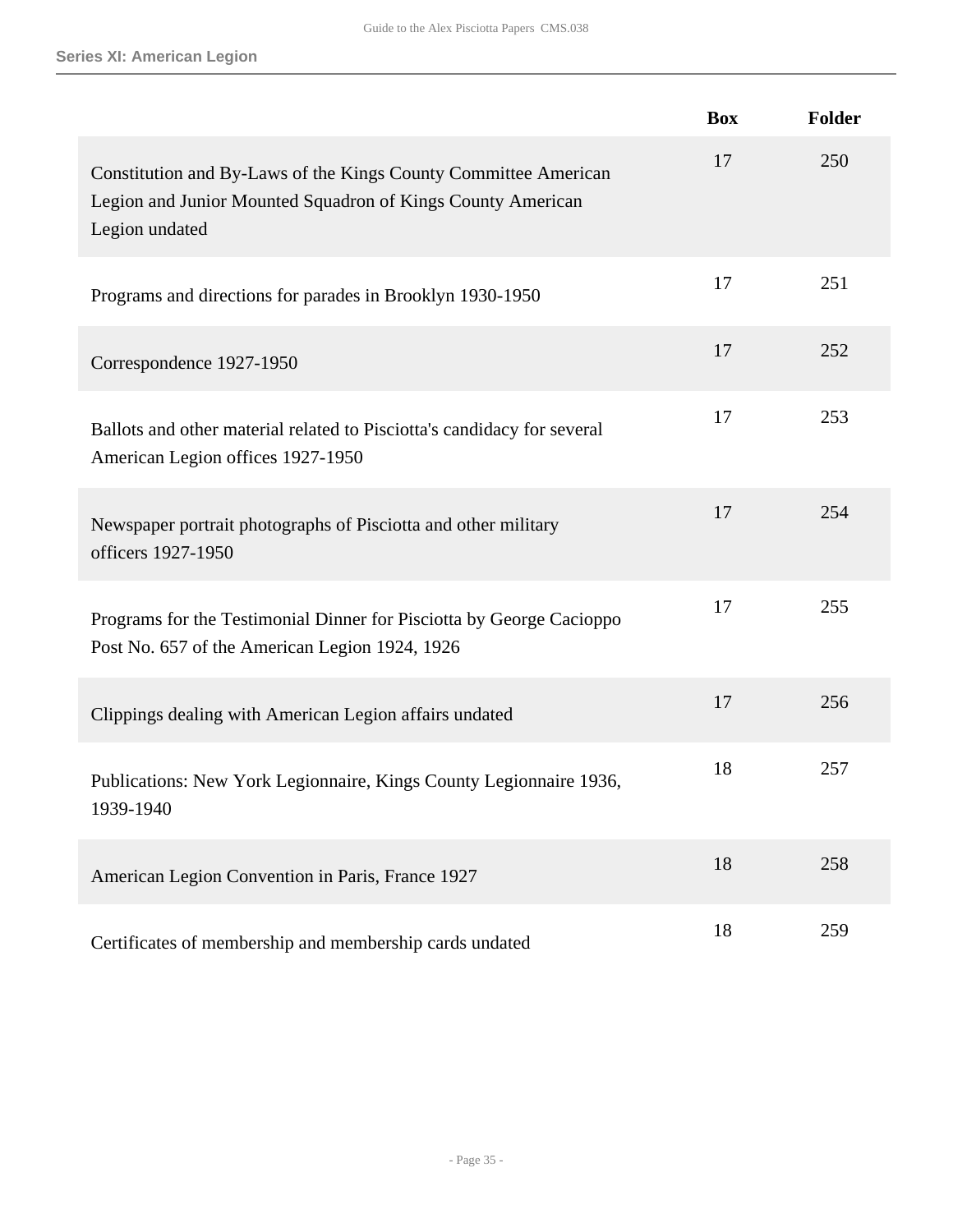## Series XI: American Legion

| | Box | Folder |
|---|---|---|
| Constitution and By-Laws of the Kings County Committee American Legion and Junior Mounted Squadron of Kings County American Legion undated | 17 | 250 |
| Programs and directions for parades in Brooklyn 1930-1950 | 17 | 251 |
| Correspondence 1927-1950 | 17 | 252 |
| Ballots and other material related to Pisciotta's candidacy for several American Legion offices 1927-1950 | 17 | 253 |
| Newspaper portrait photographs of Pisciotta and other military officers 1927-1950 | 17 | 254 |
| Programs for the Testimonial Dinner for Pisciotta by George Cacioppo Post No. 657 of the American Legion 1924, 1926 | 17 | 255 |
| Clippings dealing with American Legion affairs undated | 17 | 256 |
| Publications: New York Legionnaire, Kings County Legionnaire 1936, 1939-1940 | 18 | 257 |
| American Legion Convention in Paris, France 1927 | 18 | 258 |
| Certificates of membership and membership cards undated | 18 | 259 |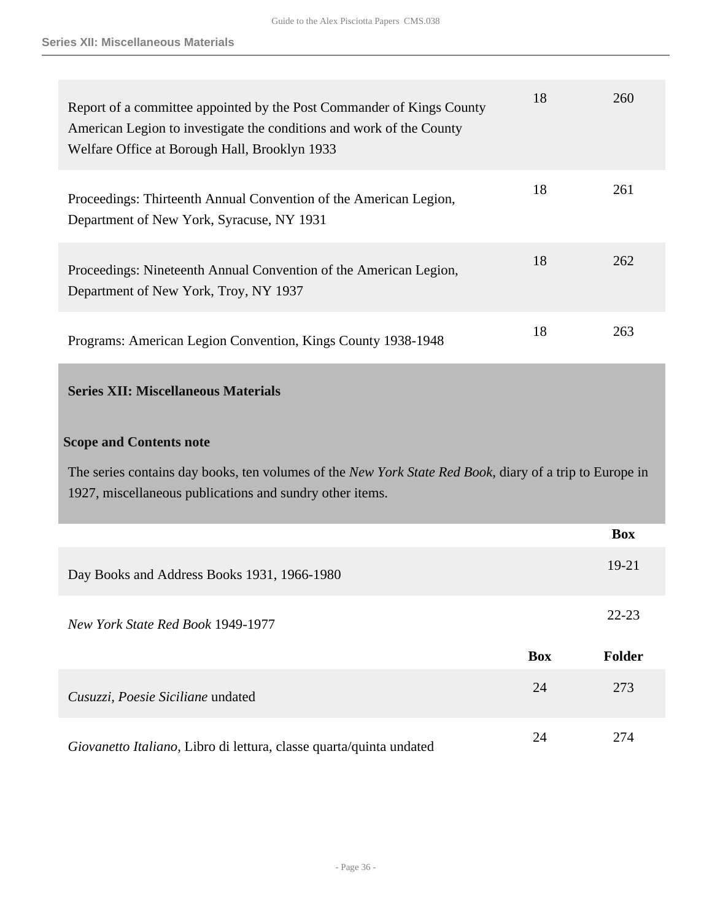| | Box | Folder |
|---|---|---|
| Report of a committee appointed by the Post Commander of Kings County American Legion to investigate the conditions and work of the County Welfare Office at Borough Hall, Brooklyn 1933 | 18 | 260 |
| Proceedings: Thirteenth Annual Convention of the American Legion, Department of New York, Syracuse, NY 1931 | 18 | 261 |
| Proceedings: Nineteenth Annual Convention of the American Legion, Department of New York, Troy, NY 1937 | 18 | 262 |
| Programs: American Legion Convention, Kings County 1938-1948 | 18 | 263 |

## Series XII: Miscellaneous Materials

### Scope and Contents note

The series contains day books, ten volumes of the *New York State Red Book*, diary of a trip to Europe in 1927, miscellaneous publications and sundry other items.

| | Box |
|---|---|
| Day Books and Address Books 1931, 1966-1980 | 19-21 |
| *New York State Red Book* 1949-1977 | 22-23 |

| | Box | Folder |
|---|---|---|
| *Cusuzzi*, *Poesie Siciliane* undated | 24 | 273 |
| *Giovanetto Italiano*, Libro di lettura, classe quarta/quinta undated | 24 | 274 |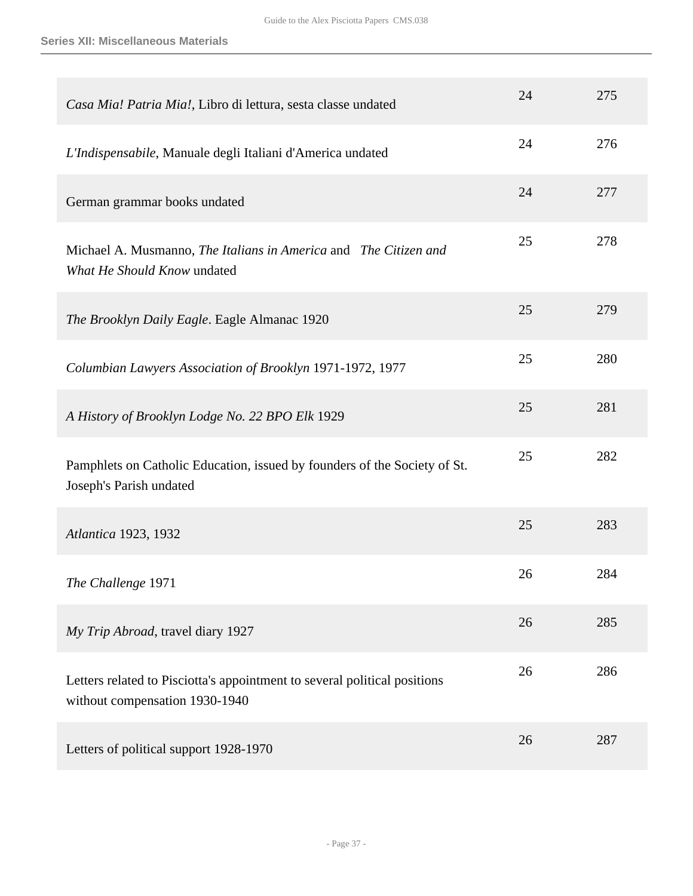### Series XII: Miscellaneous Materials

| | | |
|---|---|---|
| *Casa Mia! Patria Mia!*, Libro di lettura, sesta classe undated | 24 | 275 |
| *L'Indispensabile*, Manuale degli Italiani d'America undated | 24 | 276 |
| German grammar books undated | 24 | 277 |
| Michael A. Musmanno, *The Italians in America* and *The Citizen and What He Should Know* undated | 25 | 278 |
| *The Brooklyn Daily Eagle*. Eagle Almanac 1920 | 25 | 279 |
| *Columbian Lawyers Association of Brooklyn* 1971-1972, 1977 | 25 | 280 |
| *A History of Brooklyn Lodge No. 22 BPO Elk* 1929 | 25 | 281 |
| Pamphlets on Catholic Education, issued by founders of the Society of St. Joseph's Parish undated | 25 | 282 |
| *Atlantica* 1923, 1932 | 25 | 283 |
| *The Challenge* 1971 | 26 | 284 |
| *My Trip Abroad*, travel diary 1927 | 26 | 285 |
| Letters related to Pisciotta's appointment to several political positions without compensation 1930-1940 | 26 | 286 |
| Letters of political support 1928-1970 | 26 | 287 |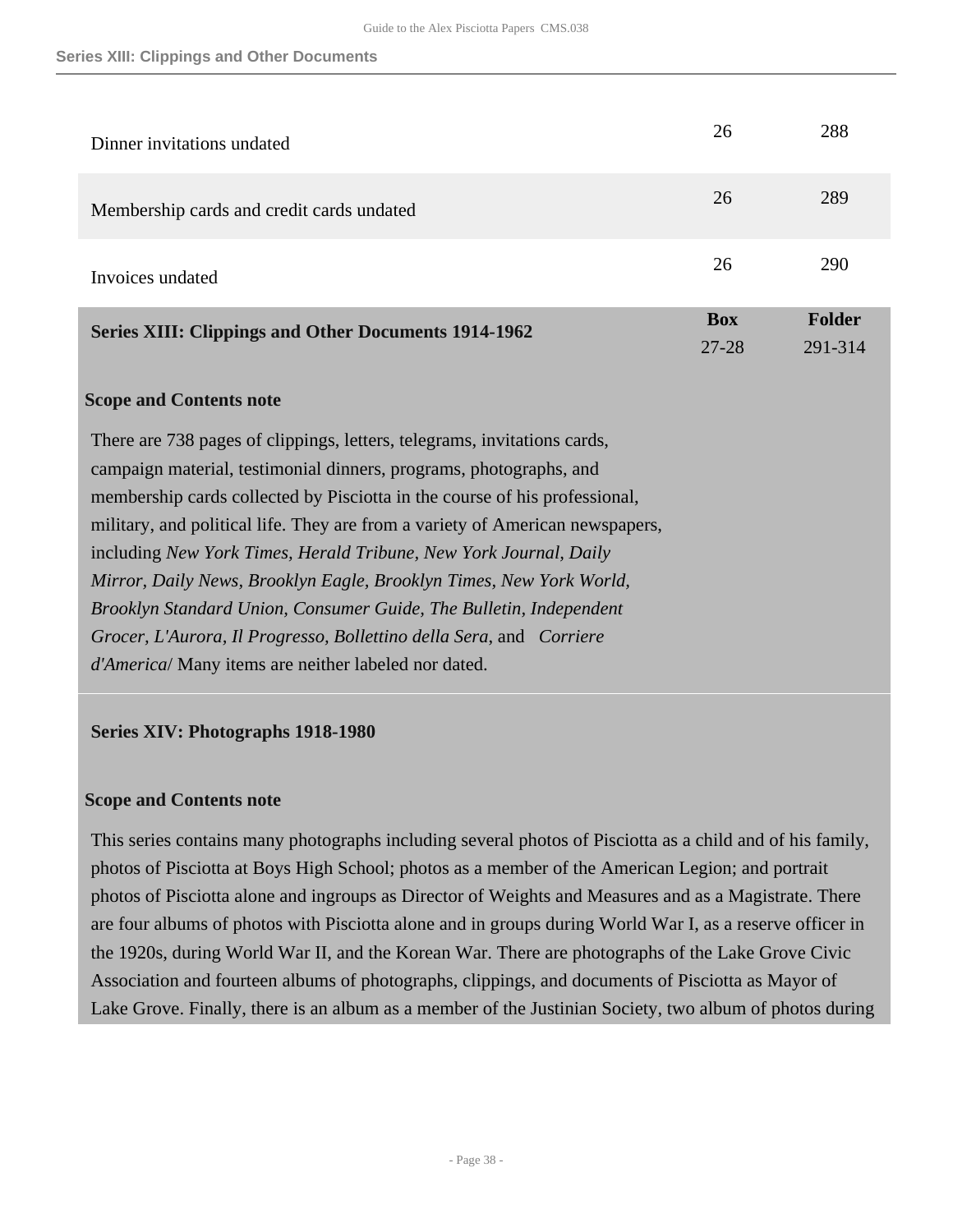| | Box | Folder |
|---|---|---|
| Dinner invitations undated | 26 | 288 |
| Membership cards and credit cards undated | 26 | 289 |
| Invoices undated | 26 | 290 |

## Series XIII: Clippings and Other Documents 1914-1962

| Box | Folder |
|---|---|
| 27-28 | 291-314 |

**Scope and Contents note**

There are 738 pages of clippings, letters, telegrams, invitations cards, campaign material, testimonial dinners, programs, photographs, and membership cards collected by Pisciotta in the course of his professional, military, and political life. They are from a variety of American newspapers, including *New York Times, Herald Tribune, New York Journal, Daily Mirror, Daily News, Brooklyn Eagle, Brooklyn Times, New York World, Brooklyn Standard Union, Consumer Guide, The Bulletin, Independent Grocer, L'Aurora, Il Progresso, Bollettino della Sera*, and *Corriere d'America*/ Many items are neither labeled nor dated.

## Series XIV: Photographs 1918-1980

**Scope and Contents note**

This series contains many photographs including several photos of Pisciotta as a child and of his family, photos of Pisciotta at Boys High School; photos as a member of the American Legion; and portrait photos of Pisciotta alone and ingroups as Director of Weights and Measures and as a Magistrate. There are four albums of photos with Pisciotta alone and in groups during World War I, as a reserve officer in the 1920s, during World War II, and the Korean War. There are photographs of the Lake Grove Civic Association and fourteen albums of photographs, clippings, and documents of Pisciotta as Mayor of Lake Grove. Finally, there is an album as a member of the Justinian Society, two album of photos during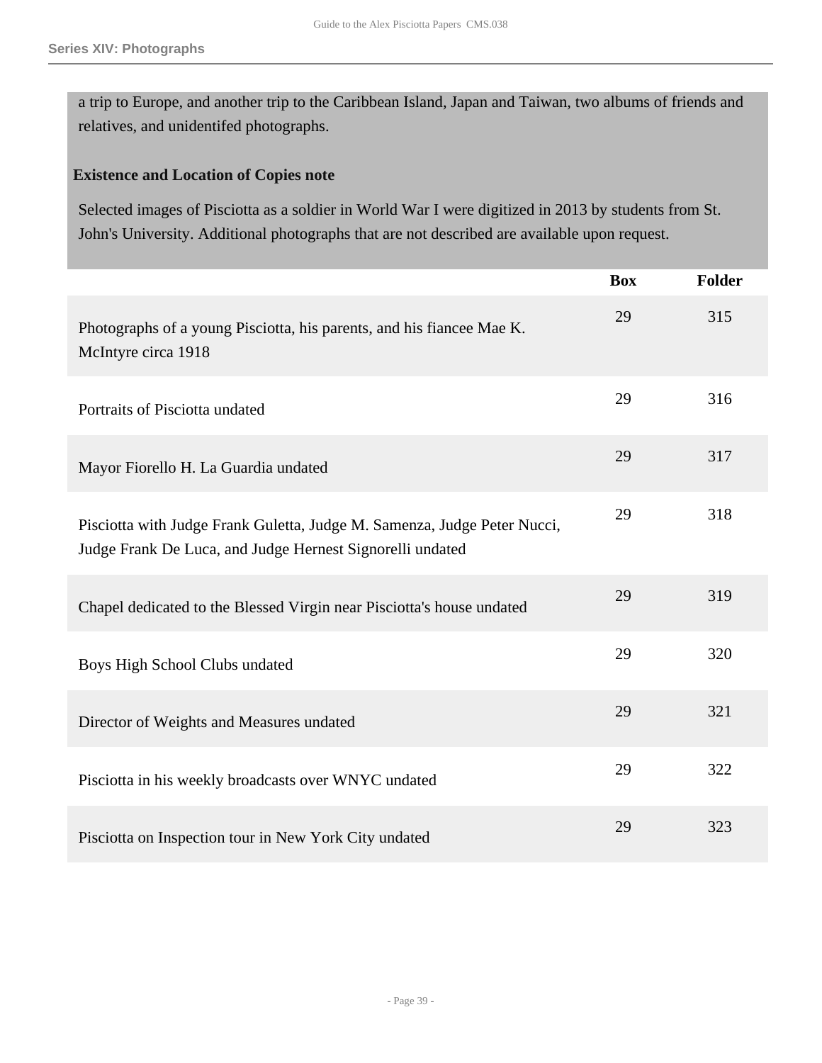a trip to Europe, and another trip to the Caribbean Island, Japan and Taiwan, two albums of friends and relatives, and unidentifed photographs.

**Existence and Location of Copies note**

Selected images of Pisciotta as a soldier in World War I were digitized in 2013 by students from St. John's University. Additional photographs that are not described are available upon request.

| | Box | Folder |
|---|---|---|
| Photographs of a young Pisciotta, his parents, and his fiancee Mae K. McIntyre circa 1918 | 29 | 315 |
| Portraits of Pisciotta undated | 29 | 316 |
| Mayor Fiorello H. La Guardia undated | 29 | 317 |
| Pisciotta with Judge Frank Guletta, Judge M. Samenza, Judge Peter Nucci, Judge Frank De Luca, and Judge Hernest Signorelli undated | 29 | 318 |
| Chapel dedicated to the Blessed Virgin near Pisciotta's house undated | 29 | 319 |
| Boys High School Clubs undated | 29 | 320 |
| Director of Weights and Measures undated | 29 | 321 |
| Pisciotta in his weekly broadcasts over WNYC undated | 29 | 322 |
| Pisciotta on Inspection tour in New York City undated | 29 | 323 |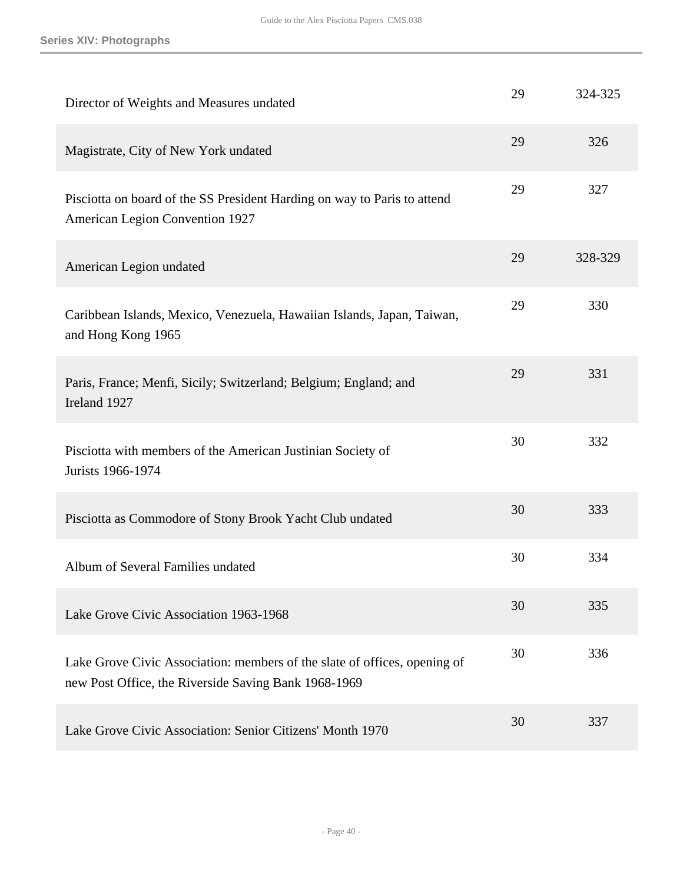| | | |
|---|---|---|
| Director of Weights and Measures undated | 29 | 324-325 |
| Magistrate, City of New York undated | 29 | 326 |
| Pisciotta on board of the SS President Harding on way to Paris to attend American Legion Convention 1927 | 29 | 327 |
| American Legion undated | 29 | 328-329 |
| Caribbean Islands, Mexico, Venezuela, Hawaiian Islands, Japan, Taiwan, and Hong Kong 1965 | 29 | 330 |
| Paris, France; Menfi, Sicily; Switzerland; Belgium; England; and Ireland 1927 | 29 | 331 |
| Pisciotta with members of the American Justinian Society of Jurists 1966-1974 | 30 | 332 |
| Pisciotta as Commodore of Stony Brook Yacht Club undated | 30 | 333 |
| Album of Several Families undated | 30 | 334 |
| Lake Grove Civic Association 1963-1968 | 30 | 335 |
| Lake Grove Civic Association: members of the slate of offices, opening of new Post Office, the Riverside Saving Bank 1968-1969 | 30 | 336 |
| Lake Grove Civic Association: Senior Citizens' Month 1970 | 30 | 337 |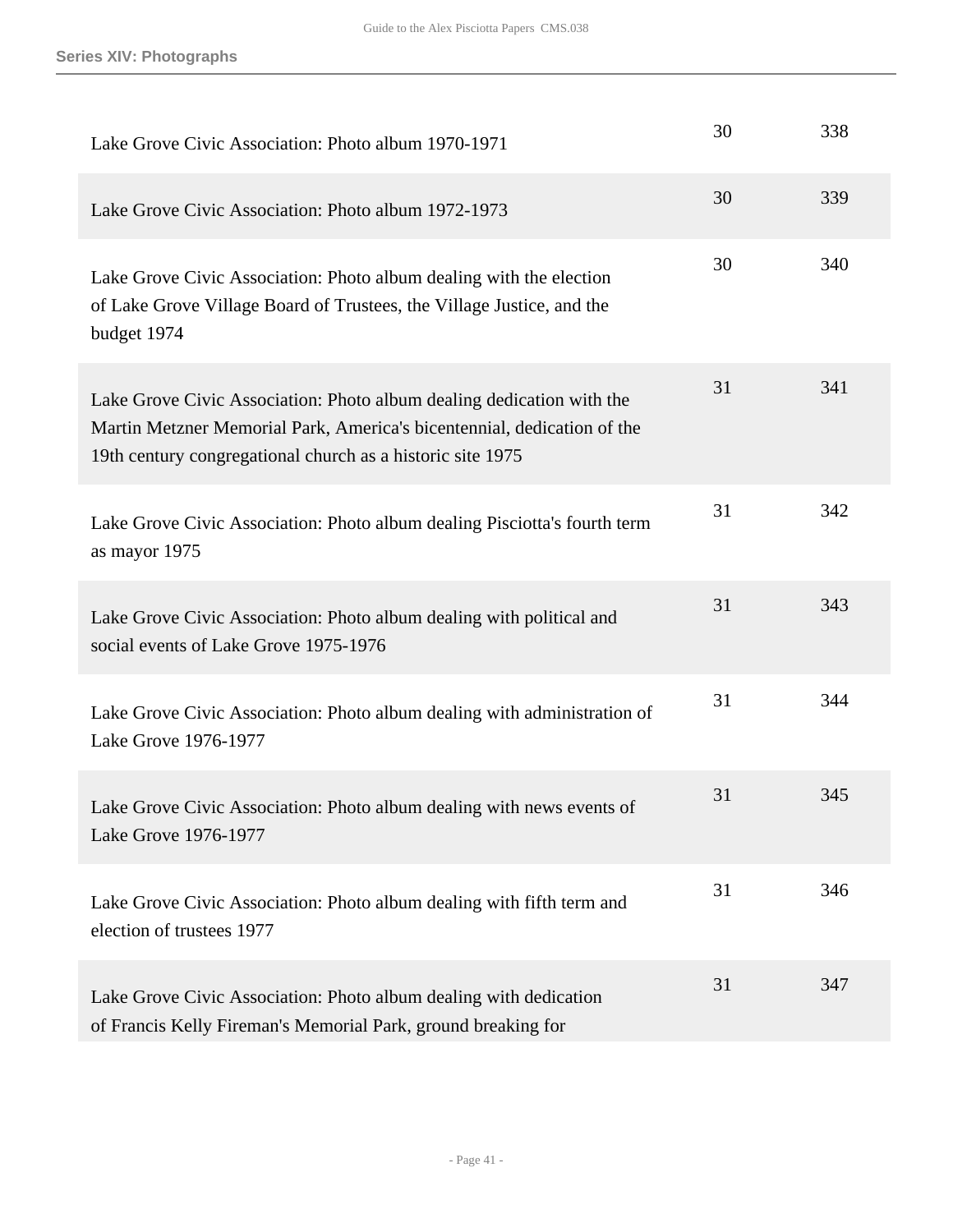| | | |
|---|---|---|
| Lake Grove Civic Association: Photo album 1970-1971 | 30 | 338 |
| Lake Grove Civic Association: Photo album 1972-1973 | 30 | 339 |
| Lake Grove Civic Association: Photo album dealing with the election of Lake Grove Village Board of Trustees, the Village Justice, and the budget 1974 | 30 | 340 |
| Lake Grove Civic Association: Photo album dealing dedication with the Martin Metzner Memorial Park, America's bicentennial, dedication of the 19th century congregational church as a historic site 1975 | 31 | 341 |
| Lake Grove Civic Association: Photo album dealing Pisciotta's fourth term as mayor 1975 | 31 | 342 |
| Lake Grove Civic Association: Photo album dealing with political and social events of Lake Grove 1975-1976 | 31 | 343 |
| Lake Grove Civic Association: Photo album dealing with administration of Lake Grove 1976-1977 | 31 | 344 |
| Lake Grove Civic Association: Photo album dealing with news events of Lake Grove 1976-1977 | 31 | 345 |
| Lake Grove Civic Association: Photo album dealing with fifth term and election of trustees 1977 | 31 | 346 |
| Lake Grove Civic Association: Photo album dealing with dedication of Francis Kelly Fireman's Memorial Park, ground breaking for | 31 | 347 |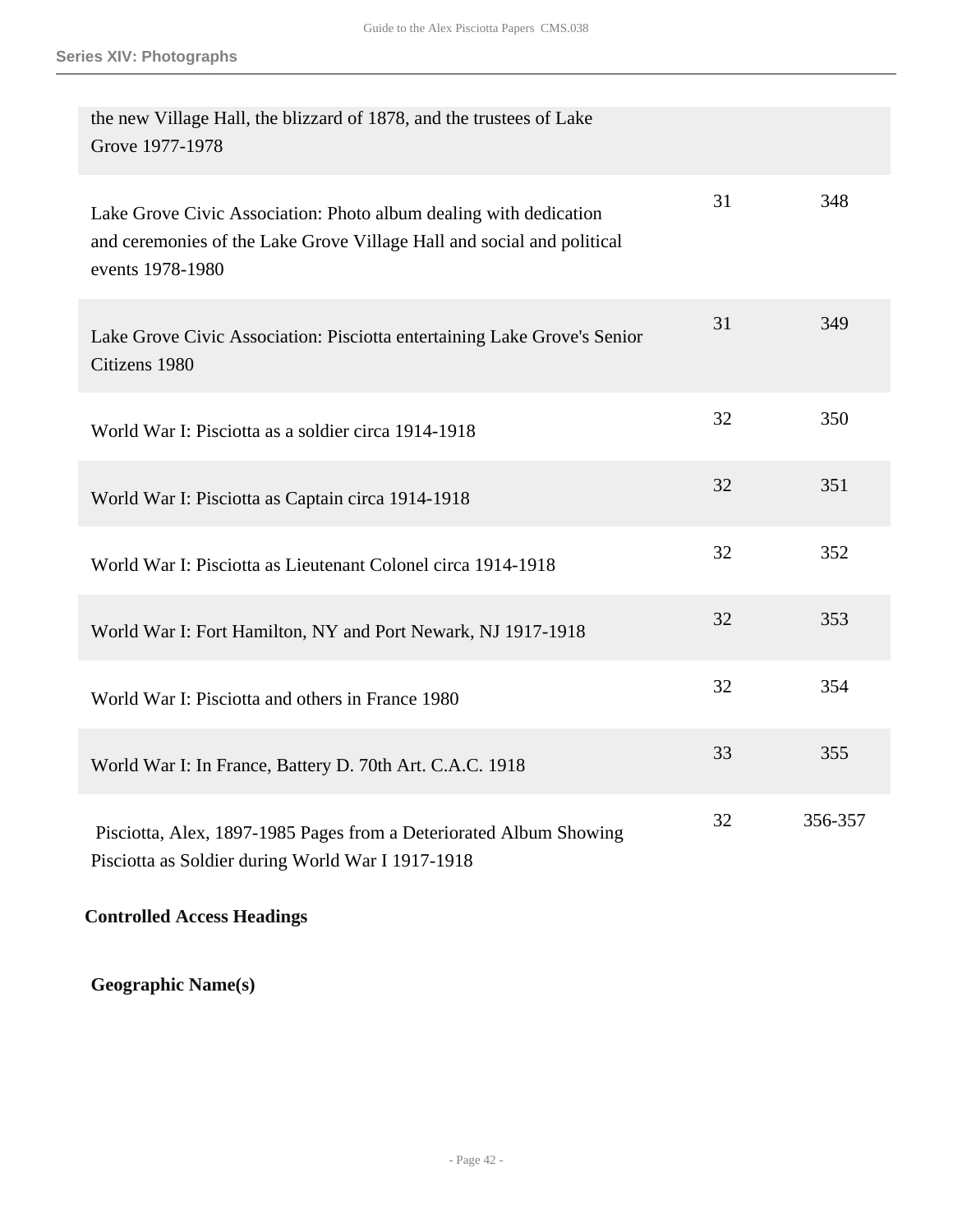## Series XIV: Photographs

| | | |
|---|---|---|
| the new Village Hall, the blizzard of 1878, and the trustees of Lake Grove 1977-1978 | | |
| Lake Grove Civic Association: Photo album dealing with dedication and ceremonies of the Lake Grove Village Hall and social and political events 1978-1980 | 31 | 348 |
| Lake Grove Civic Association: Pisciotta entertaining Lake Grove's Senior Citizens 1980 | 31 | 349 |
| World War I: Pisciotta as a soldier circa 1914-1918 | 32 | 350 |
| World War I: Pisciotta as Captain circa 1914-1918 | 32 | 351 |
| World War I: Pisciotta as Lieutenant Colonel circa 1914-1918 | 32 | 352 |
| World War I: Fort Hamilton, NY and Port Newark, NJ 1917-1918 | 32 | 353 |
| World War I: Pisciotta and others in France 1980 | 32 | 354 |
| World War I: In France, Battery D. 70th Art. C.A.C. 1918 | 33 | 355 |
| Pisciotta, Alex, 1897-1985 Pages from a Deteriorated Album Showing Pisciotta as Soldier during World War I 1917-1918 | 32 | 356-357 |

### Controlled Access Headings

#### Geographic Name(s)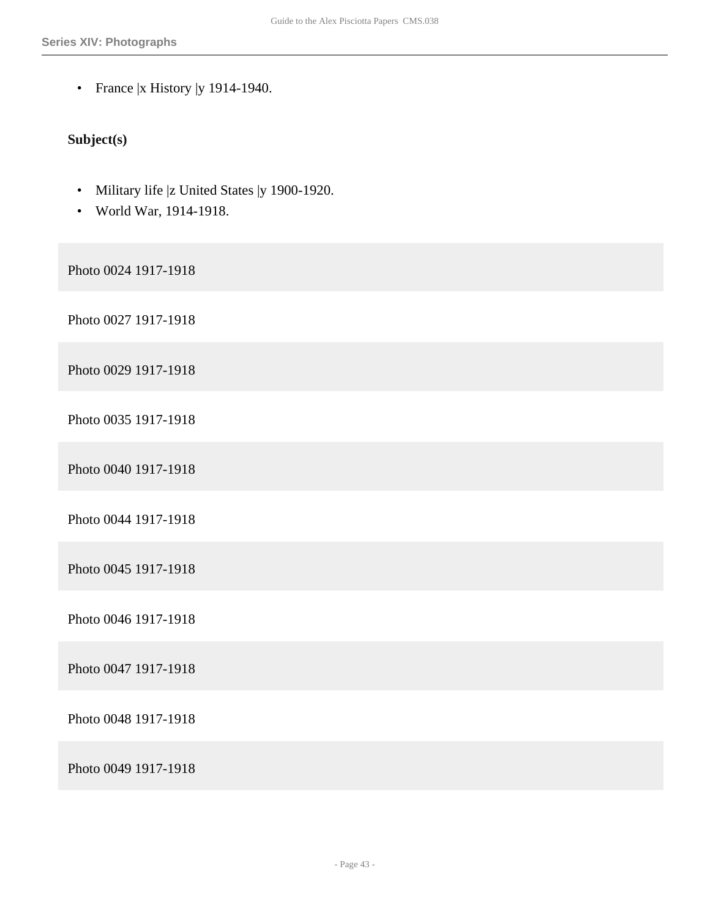- France |x History |y 1914-1940.

**Subject(s)**

- Military life |z United States |y 1900-1920.
- World War, 1914-1918.

Photo 0024 1917-1918

Photo 0027 1917-1918

Photo 0029 1917-1918

Photo 0035 1917-1918

Photo 0040 1917-1918

Photo 0044 1917-1918

Photo 0045 1917-1918

Photo 0046 1917-1918

Photo 0047 1917-1918

Photo 0048 1917-1918

Photo 0049 1917-1918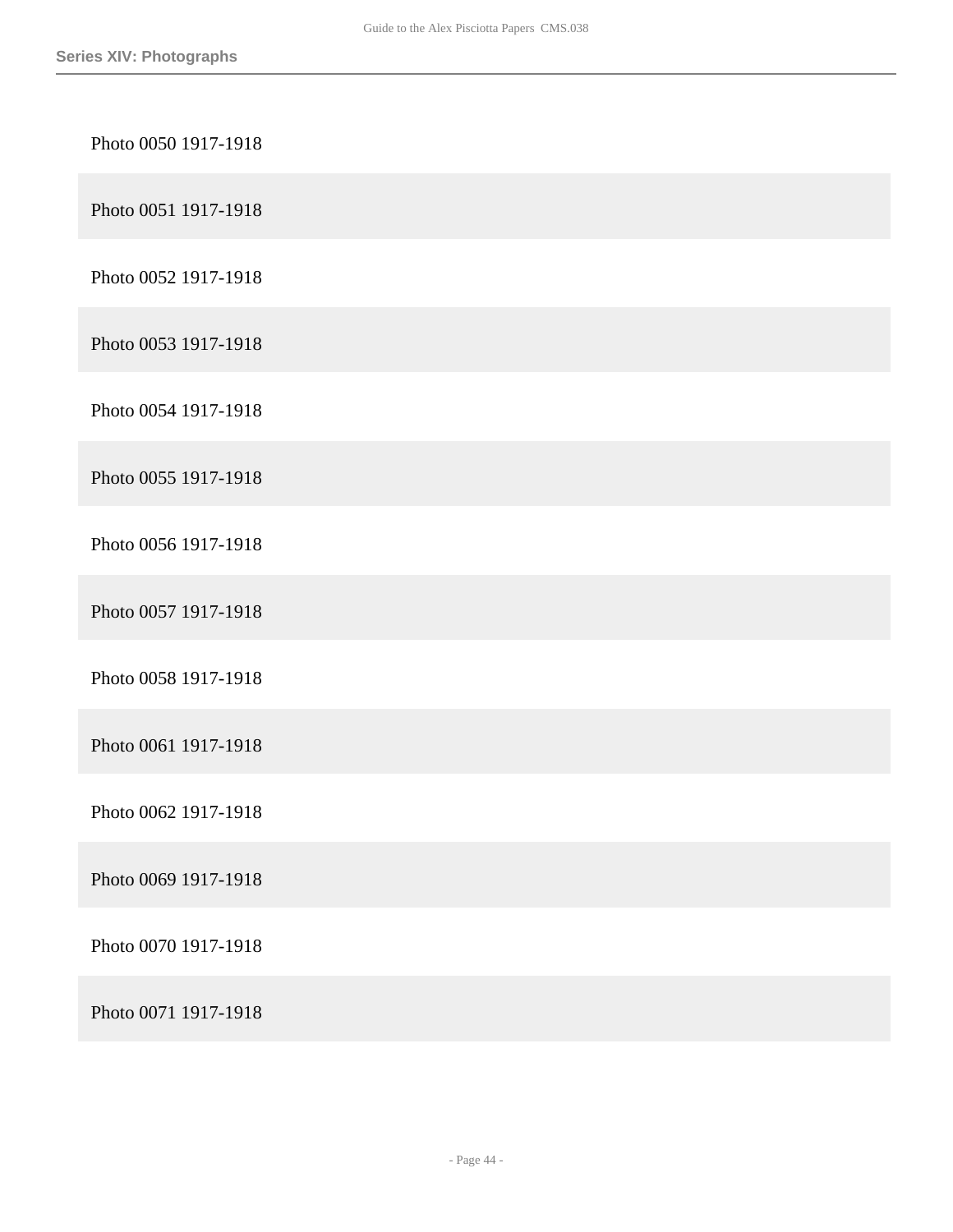Photo 0050 1917-1918

Photo 0051 1917-1918

Photo 0052 1917-1918

Photo 0053 1917-1918

Photo 0054 1917-1918

Photo 0055 1917-1918

Photo 0056 1917-1918

Photo 0057 1917-1918

Photo 0058 1917-1918

Photo 0061 1917-1918

Photo 0062 1917-1918

Photo 0069 1917-1918

Photo 0070 1917-1918

Photo 0071 1917-1918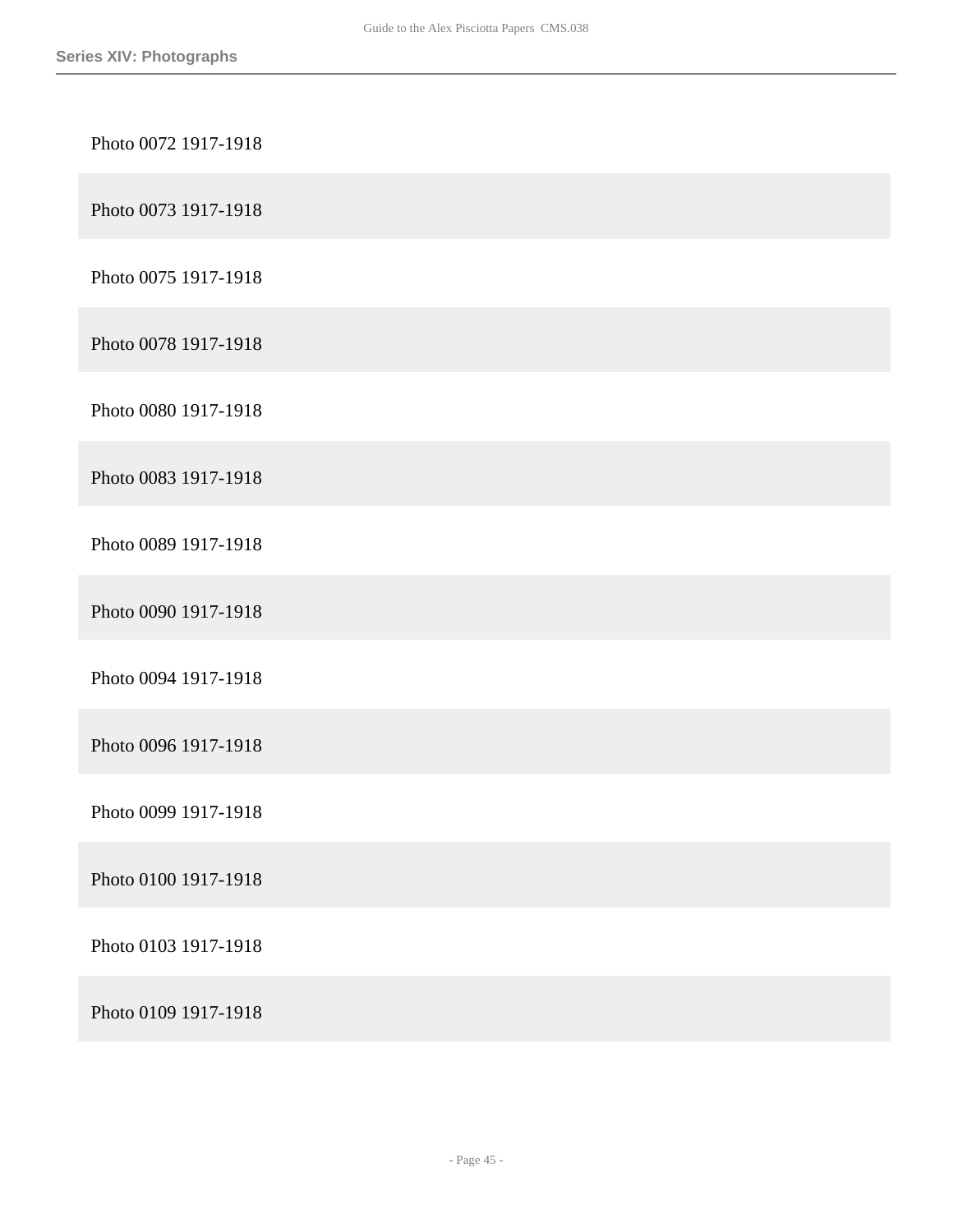Photo 0072 1917-1918

Photo 0073 1917-1918

Photo 0075 1917-1918

Photo 0078 1917-1918

Photo 0080 1917-1918

Photo 0083 1917-1918

Photo 0089 1917-1918

Photo 0090 1917-1918

Photo 0094 1917-1918

Photo 0096 1917-1918

Photo 0099 1917-1918

Photo 0100 1917-1918

Photo 0103 1917-1918

Photo 0109 1917-1918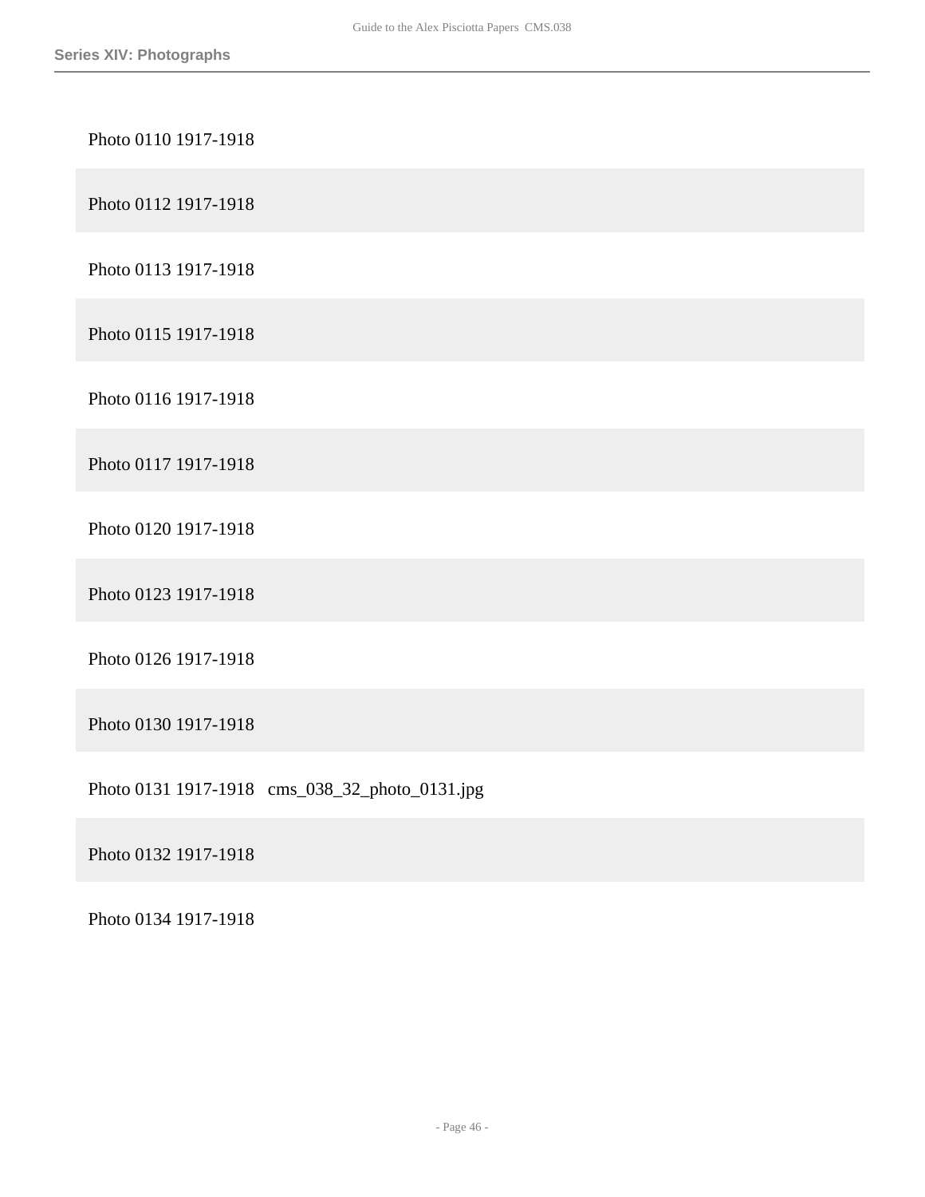Photo 0110 1917-1918

Photo 0112 1917-1918

Photo 0113 1917-1918

Photo 0115 1917-1918

Photo 0116 1917-1918

Photo 0117 1917-1918

Photo 0120 1917-1918

Photo 0123 1917-1918

Photo 0126 1917-1918

Photo 0130 1917-1918

Photo 0131 1917-1918 cms_038_32_photo_0131.jpg

Photo 0132 1917-1918

Photo 0134 1917-1918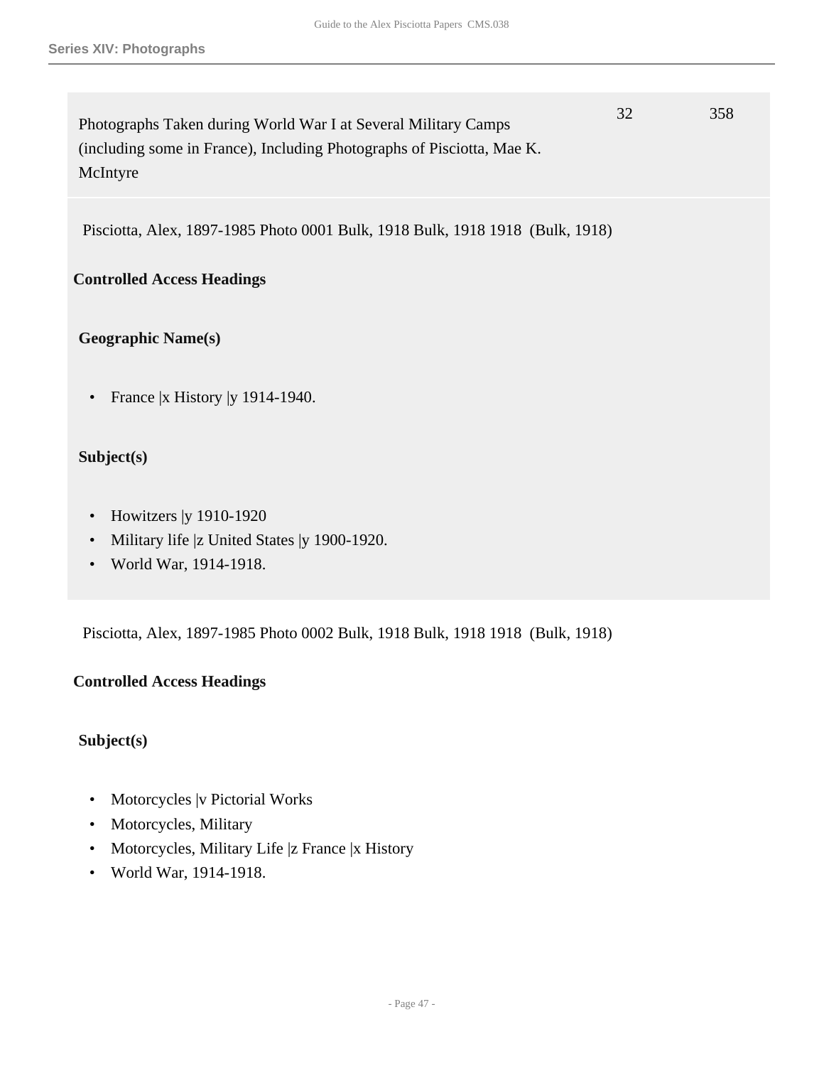| Photographs Taken during World War I at Several Military Camps (including some in France), Including Photographs of Pisciotta, Mae K. McIntyre | 32 | 358 |
|---|---|---|

Pisciotta, Alex, 1897-1985 Photo 0001 Bulk, 1918 Bulk, 1918 1918 (Bulk, 1918)

**Controlled Access Headings**

**Geographic Name(s)**

- France |x History |y 1914-1940.

**Subject(s)**

- Howitzers |y 1910-1920
- Military life |z United States |y 1900-1920.
- World War, 1914-1918.

Pisciotta, Alex, 1897-1985 Photo 0002 Bulk, 1918 Bulk, 1918 1918 (Bulk, 1918)

**Controlled Access Headings**

**Subject(s)**

- Motorcycles |v Pictorial Works
- Motorcycles, Military
- Motorcycles, Military Life |z France |x History
- World War, 1914-1918.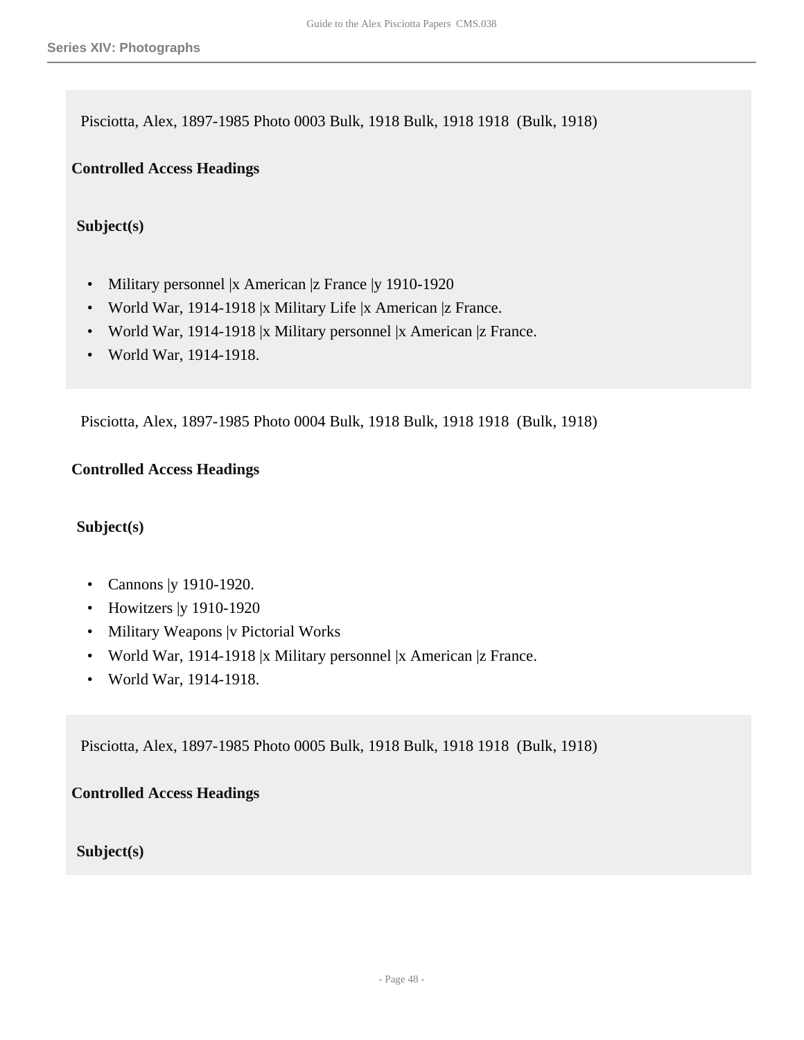Pisciotta, Alex, 1897-1985 Photo 0003 Bulk, 1918 Bulk, 1918 1918 (Bulk, 1918)

**Controlled Access Headings**

**Subject(s)**

- Military personnel |x American |z France |y 1910-1920
- World War, 1914-1918 |x Military Life |x American |z France.
- World War, 1914-1918 |x Military personnel |x American |z France.
- World War, 1914-1918.

Pisciotta, Alex, 1897-1985 Photo 0004 Bulk, 1918 Bulk, 1918 1918 (Bulk, 1918)

**Controlled Access Headings**

**Subject(s)**

- Cannons |y 1910-1920.
- Howitzers |y 1910-1920
- Military Weapons |v Pictorial Works
- World War, 1914-1918 |x Military personnel |x American |z France.
- World War, 1914-1918.

Pisciotta, Alex, 1897-1985 Photo 0005 Bulk, 1918 Bulk, 1918 1918 (Bulk, 1918)

**Controlled Access Headings**

**Subject(s)**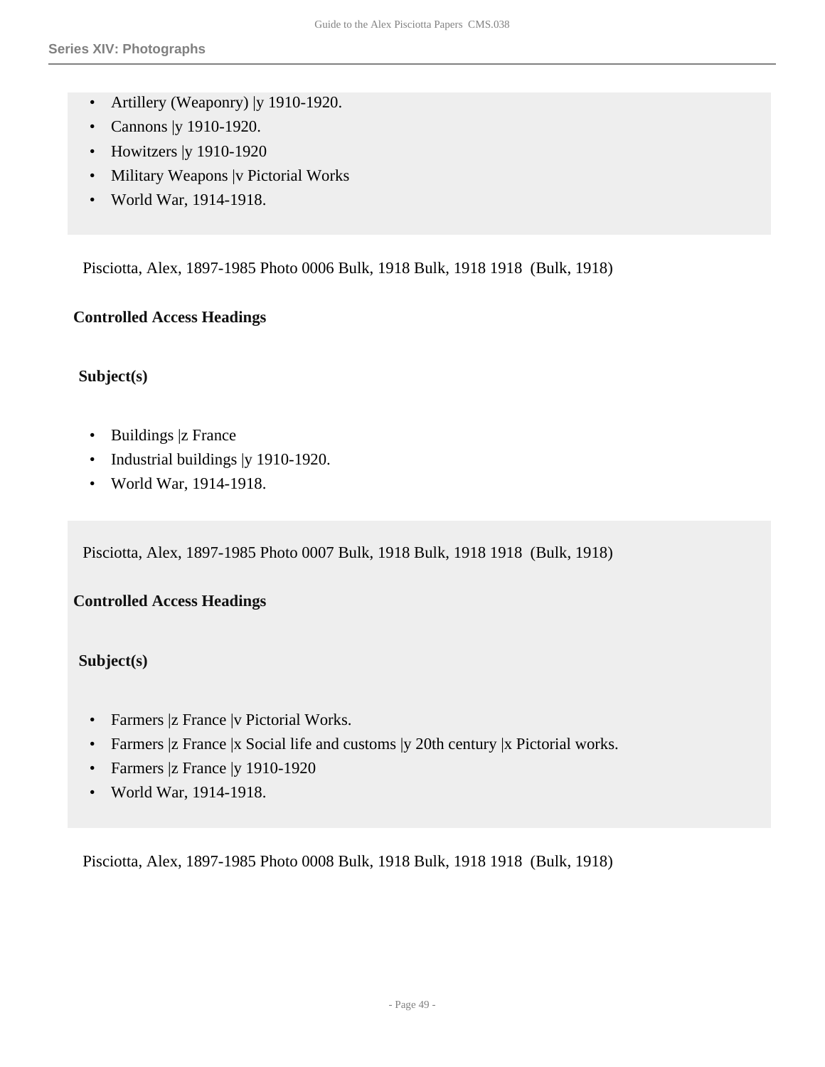- Artillery (Weaponry) |y 1910-1920.
- Cannons |y 1910-1920.
- Howitzers |y 1910-1920
- Military Weapons |v Pictorial Works
- World War, 1914-1918.

Pisciotta, Alex, 1897-1985 Photo 0006 Bulk, 1918 Bulk, 1918 1918 (Bulk, 1918)

**Controlled Access Headings**

**Subject(s)**

- Buildings |z France
- Industrial buildings |y 1910-1920.
- World War, 1914-1918.

Pisciotta, Alex, 1897-1985 Photo 0007 Bulk, 1918 Bulk, 1918 1918 (Bulk, 1918)

**Controlled Access Headings**

**Subject(s)**

- Farmers |z France |v Pictorial Works.
- Farmers |z France |x Social life and customs |y 20th century |x Pictorial works.
- Farmers |z France |y 1910-1920
- World War, 1914-1918.

Pisciotta, Alex, 1897-1985 Photo 0008 Bulk, 1918 Bulk, 1918 1918 (Bulk, 1918)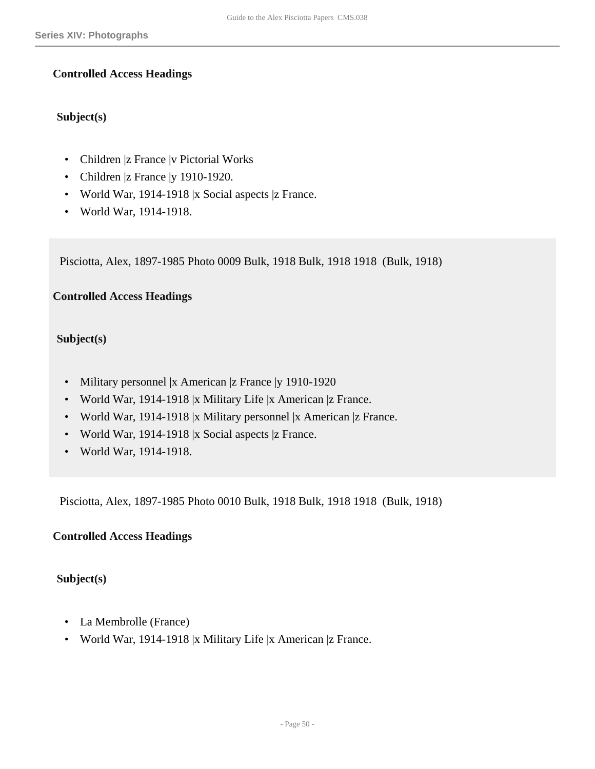**Controlled Access Headings**

**Subject(s)**

- Children |z France |v Pictorial Works
- Children |z France |y 1910-1920.
- World War, 1914-1918 |x Social aspects |z France.
- World War, 1914-1918.

Pisciotta, Alex, 1897-1985 Photo 0009 Bulk, 1918 Bulk, 1918 1918 (Bulk, 1918)

**Controlled Access Headings**

**Subject(s)**

- Military personnel |x American |z France |y 1910-1920
- World War, 1914-1918 |x Military Life |x American |z France.
- World War, 1914-1918 |x Military personnel |x American |z France.
- World War, 1914-1918 |x Social aspects |z France.
- World War, 1914-1918.

Pisciotta, Alex, 1897-1985 Photo 0010 Bulk, 1918 Bulk, 1918 1918 (Bulk, 1918)

**Controlled Access Headings**

**Subject(s)**

- La Membrolle (France)
- World War, 1914-1918 |x Military Life |x American |z France.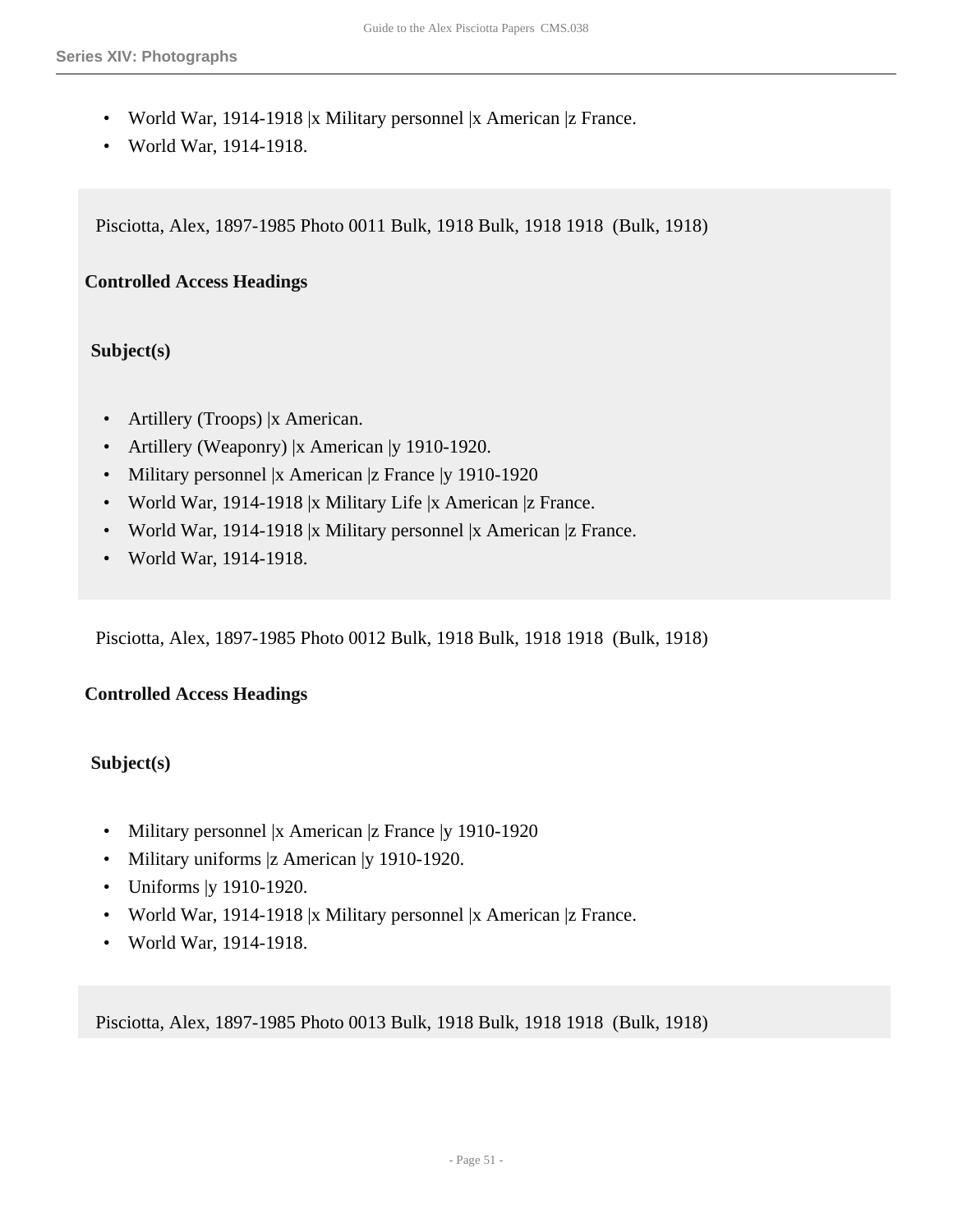- World War, 1914-1918 |x Military personnel |x American |z France.
- World War, 1914-1918.

Pisciotta, Alex, 1897-1985 Photo 0011 Bulk, 1918 Bulk, 1918 1918 (Bulk, 1918)

**Controlled Access Headings**

**Subject(s)**

- Artillery (Troops) |x American.
- Artillery (Weaponry) |x American |y 1910-1920.
- Military personnel |x American |z France |y 1910-1920
- World War, 1914-1918 |x Military Life |x American |z France.
- World War, 1914-1918 |x Military personnel |x American |z France.
- World War, 1914-1918.

Pisciotta, Alex, 1897-1985 Photo 0012 Bulk, 1918 Bulk, 1918 1918 (Bulk, 1918)

**Controlled Access Headings**

**Subject(s)**

- Military personnel |x American |z France |y 1910-1920
- Military uniforms |z American |y 1910-1920.
- Uniforms |y 1910-1920.
- World War, 1914-1918 |x Military personnel |x American |z France.
- World War, 1914-1918.

Pisciotta, Alex, 1897-1985 Photo 0013 Bulk, 1918 Bulk, 1918 1918 (Bulk, 1918)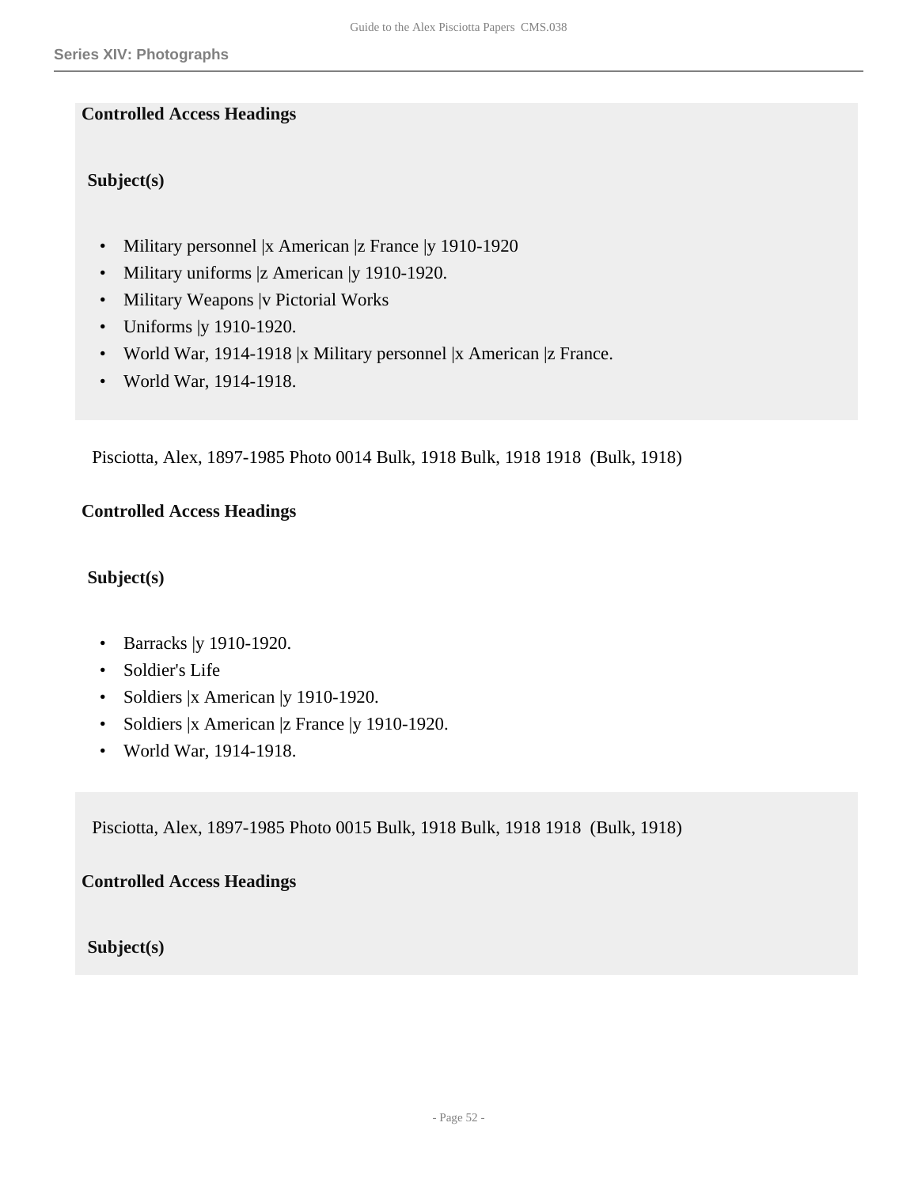**Controlled Access Headings**

**Subject(s)**

- Military personnel |x American |z France |y 1910-1920
- Military uniforms |z American |y 1910-1920.
- Military Weapons |v Pictorial Works
- Uniforms |y 1910-1920.
- World War, 1914-1918 |x Military personnel |x American |z France.
- World War, 1914-1918.

Pisciotta, Alex, 1897-1985 Photo 0014 Bulk, 1918 Bulk, 1918 1918 (Bulk, 1918)

**Controlled Access Headings**

**Subject(s)**

- Barracks |y 1910-1920.
- Soldier's Life
- Soldiers |x American |y 1910-1920.
- Soldiers |x American |z France |y 1910-1920.
- World War, 1914-1918.

Pisciotta, Alex, 1897-1985 Photo 0015 Bulk, 1918 Bulk, 1918 1918 (Bulk, 1918)

**Controlled Access Headings**

**Subject(s)**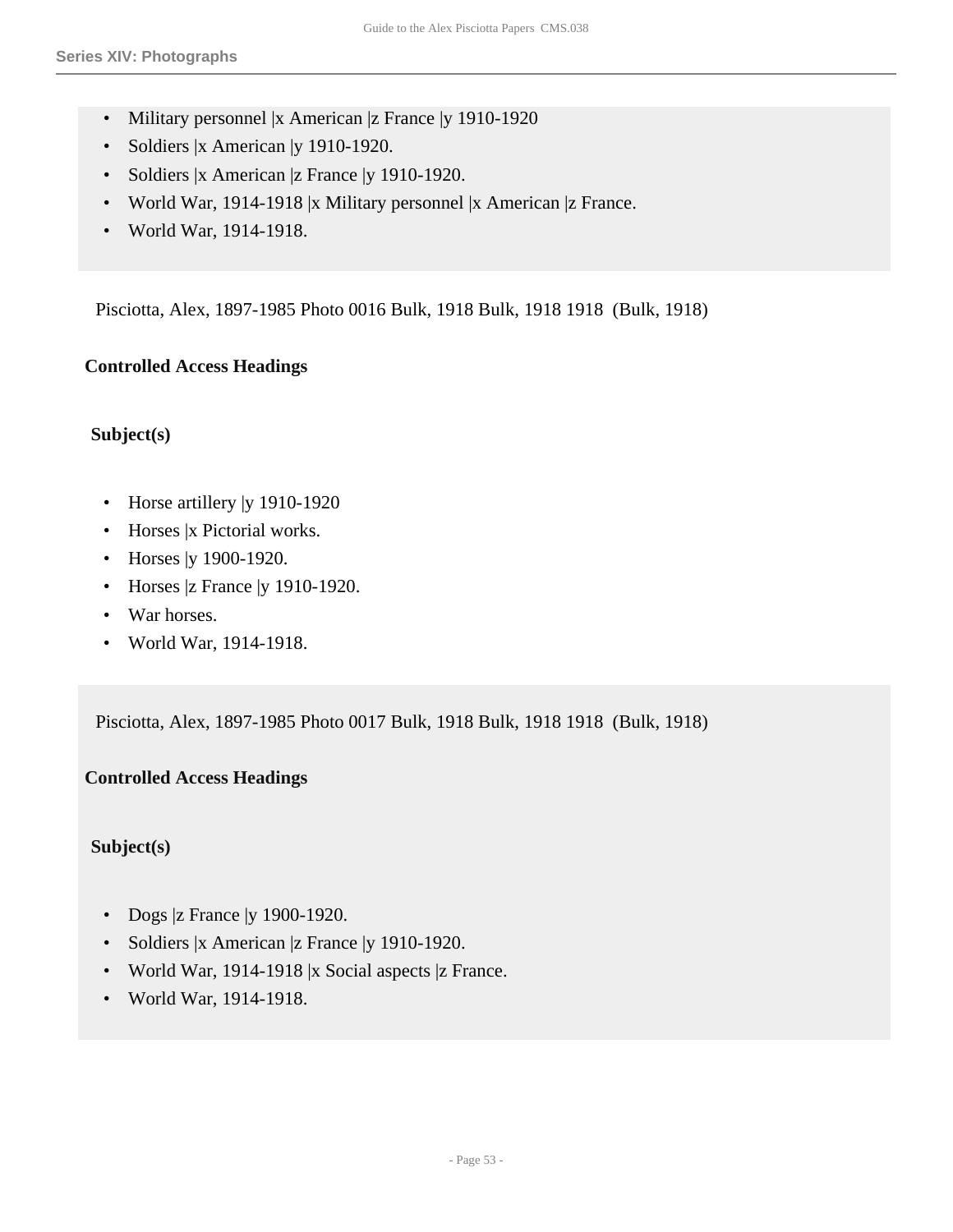- Military personnel |x American |z France |y 1910-1920
- Soldiers |x American |y 1910-1920.
- Soldiers |x American |z France |y 1910-1920.
- World War, 1914-1918 |x Military personnel |x American |z France.
- World War, 1914-1918.

Pisciotta, Alex, 1897-1985 Photo 0016 Bulk, 1918 Bulk, 1918 1918 (Bulk, 1918)

**Controlled Access Headings**

**Subject(s)**

- Horse artillery |y 1910-1920
- Horses |x Pictorial works.
- Horses |y 1900-1920.
- Horses |z France |y 1910-1920.
- War horses.
- World War, 1914-1918.

Pisciotta, Alex, 1897-1985 Photo 0017 Bulk, 1918 Bulk, 1918 1918 (Bulk, 1918)

**Controlled Access Headings**

**Subject(s)**

- Dogs |z France |y 1900-1920.
- Soldiers |x American |z France |y 1910-1920.
- World War, 1914-1918 |x Social aspects |z France.
- World War, 1914-1918.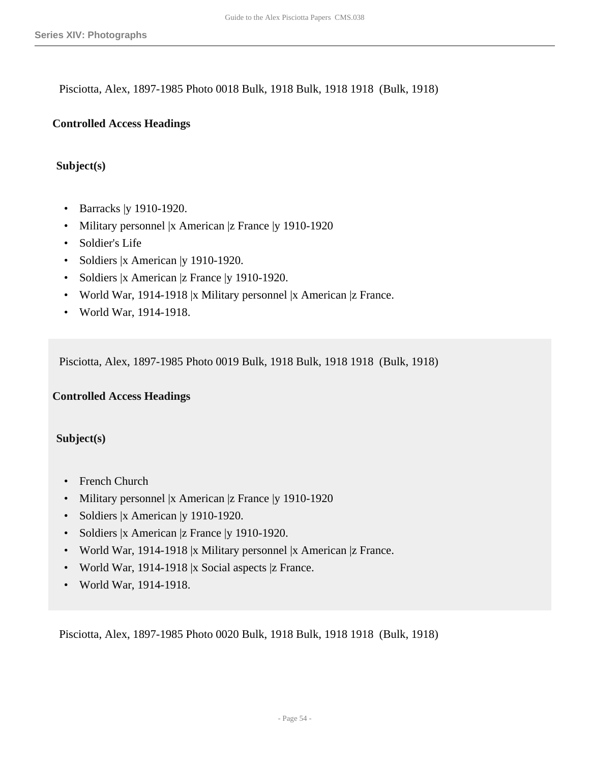Pisciotta, Alex, 1897-1985 Photo 0018 Bulk, 1918 Bulk, 1918 1918 (Bulk, 1918)

**Controlled Access Headings**

**Subject(s)**

- Barracks |y 1910-1920.
- Military personnel |x American |z France |y 1910-1920
- Soldier's Life
- Soldiers |x American |y 1910-1920.
- Soldiers |x American |z France |y 1910-1920.
- World War, 1914-1918 |x Military personnel |x American |z France.
- World War, 1914-1918.

Pisciotta, Alex, 1897-1985 Photo 0019 Bulk, 1918 Bulk, 1918 1918 (Bulk, 1918)

**Controlled Access Headings**

**Subject(s)**

- French Church
- Military personnel |x American |z France |y 1910-1920
- Soldiers |x American |y 1910-1920.
- Soldiers |x American |z France |y 1910-1920.
- World War, 1914-1918 |x Military personnel |x American |z France.
- World War, 1914-1918 |x Social aspects |z France.
- World War, 1914-1918.

Pisciotta, Alex, 1897-1985 Photo 0020 Bulk, 1918 Bulk, 1918 1918 (Bulk, 1918)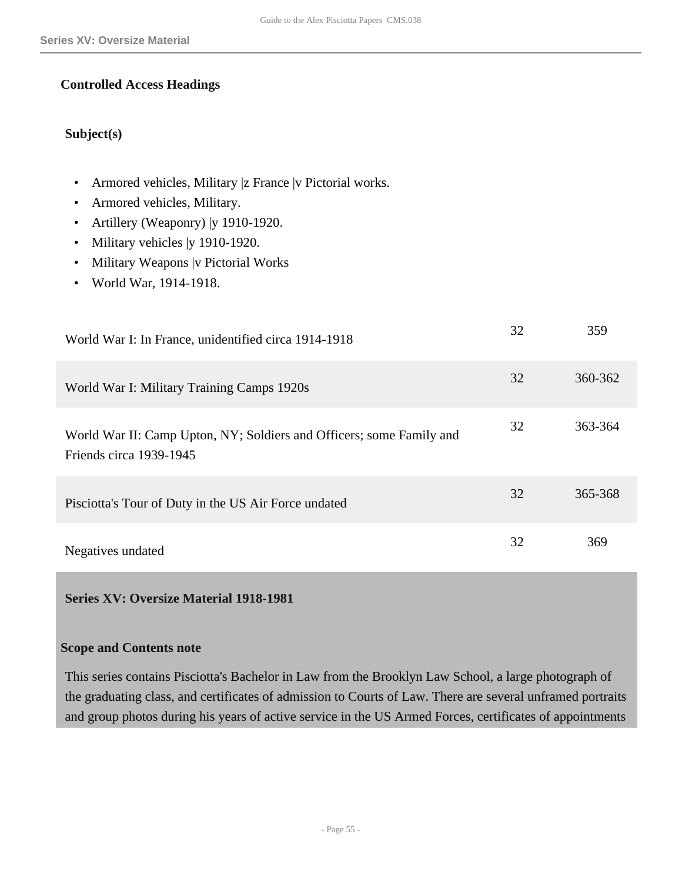**Controlled Access Headings**

**Subject(s)**

- Armored vehicles, Military |z France |v Pictorial works.
- Armored vehicles, Military.
- Artillery (Weaponry) |y 1910-1920.
- Military vehicles |y 1910-1920.
- Military Weapons |v Pictorial Works
- World War, 1914-1918.

| | | |
|---|---|---|
| World War I: In France, unidentified circa 1914-1918 | 32 | 359 |
| World War I: Military Training Camps 1920s | 32 | 360-362 |
| World War II: Camp Upton, NY; Soldiers and Officers; some Family and Friends circa 1939-1945 | 32 | 363-364 |
| Pisciotta's Tour of Duty in the US Air Force undated | 32 | 365-368 |
| Negatives undated | 32 | 369 |

## Series XV: Oversize Material 1918-1981

**Scope and Contents note**

This series contains Pisciotta's Bachelor in Law from the Brooklyn Law School, a large photograph of the graduating class, and certificates of admission to Courts of Law. There are several unframed portraits and group photos during his years of active service in the US Armed Forces, certificates of appointments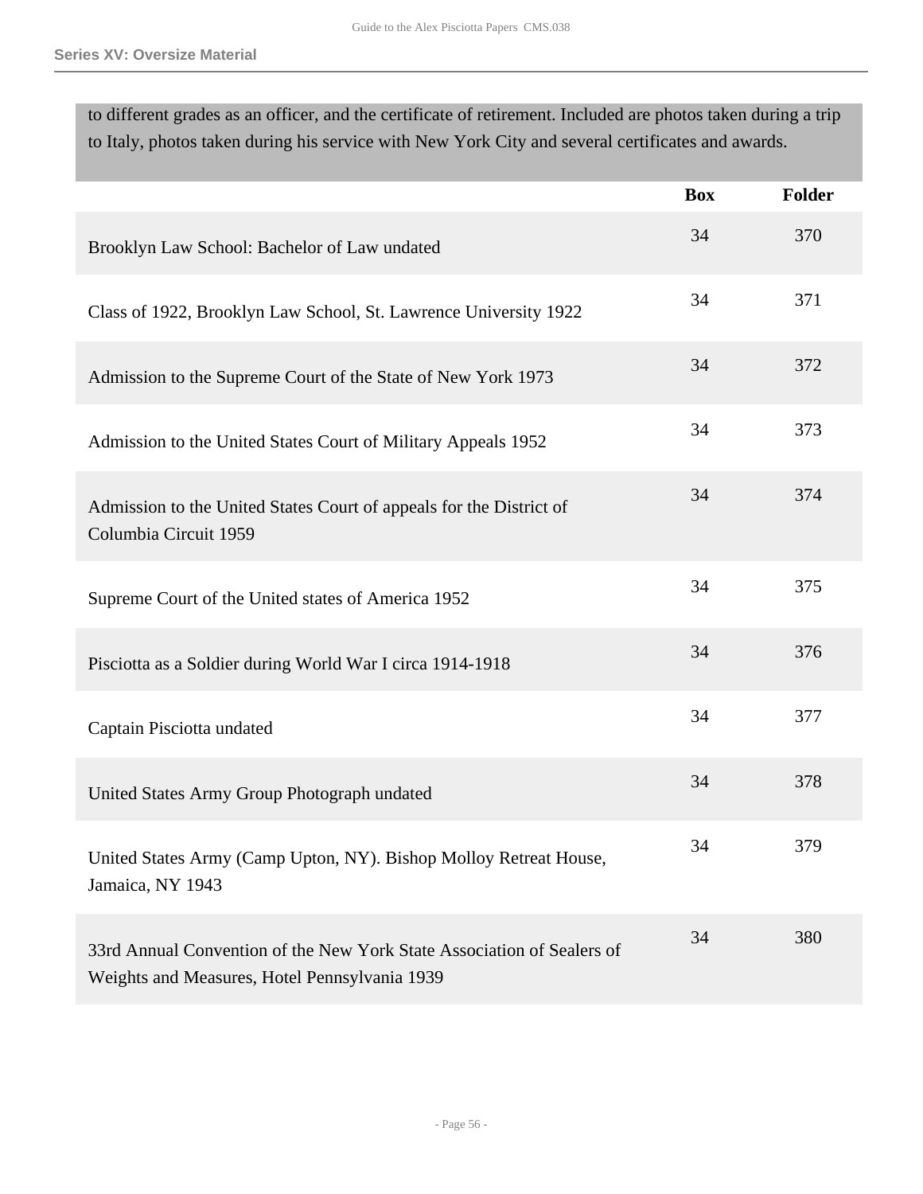to different grades as an officer, and the certificate of retirement. Included are photos taken during a trip to Italy, photos taken during his service with New York City and several certificates and awards.

| | Box | Folder |
|---|---|---|
| Brooklyn Law School: Bachelor of Law undated | 34 | 370 |
| Class of 1922, Brooklyn Law School, St. Lawrence University 1922 | 34 | 371 |
| Admission to the Supreme Court of the State of New York 1973 | 34 | 372 |
| Admission to the United States Court of Military Appeals 1952 | 34 | 373 |
| Admission to the United States Court of appeals for the District of Columbia Circuit 1959 | 34 | 374 |
| Supreme Court of the United states of America 1952 | 34 | 375 |
| Pisciotta as a Soldier during World War I circa 1914-1918 | 34 | 376 |
| Captain Pisciotta undated | 34 | 377 |
| United States Army Group Photograph undated | 34 | 378 |
| United States Army (Camp Upton, NY). Bishop Molloy Retreat House, Jamaica, NY 1943 | 34 | 379 |
| 33rd Annual Convention of the New York State Association of Sealers of Weights and Measures, Hotel Pennsylvania 1939 | 34 | 380 |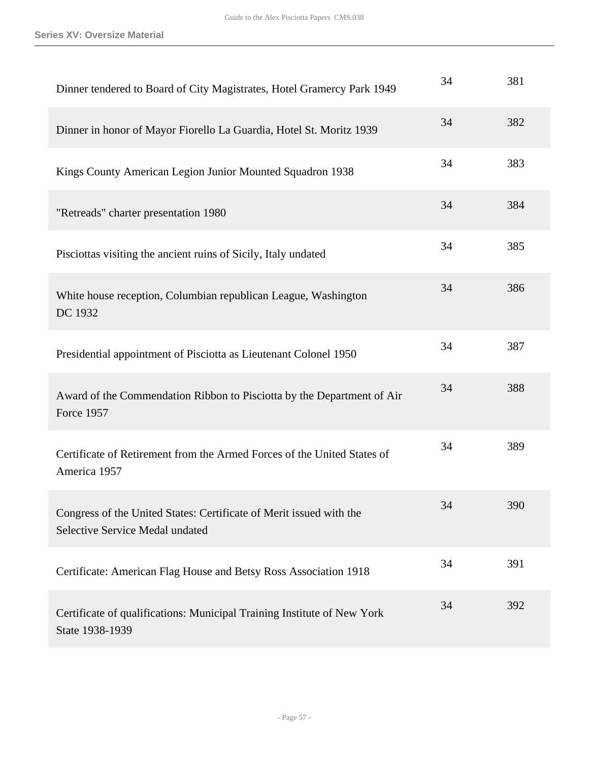| | | |
|---|---|---|
| Dinner tendered to Board of City Magistrates, Hotel Gramercy Park 1949 | 34 | 381 |
| Dinner in honor of Mayor Fiorello La Guardia, Hotel St. Moritz 1939 | 34 | 382 |
| Kings County American Legion Junior Mounted Squadron 1938 | 34 | 383 |
| "Retreads" charter presentation 1980 | 34 | 384 |
| Pisciottas visiting the ancient ruins of Sicily, Italy undated | 34 | 385 |
| White house reception, Columbian republican League, Washington DC 1932 | 34 | 386 |
| Presidential appointment of Pisciotta as Lieutenant Colonel 1950 | 34 | 387 |
| Award of the Commendation Ribbon to Pisciotta by the Department of Air Force 1957 | 34 | 388 |
| Certificate of Retirement from the Armed Forces of the United States of America 1957 | 34 | 389 |
| Congress of the United States: Certificate of Merit issued with the Selective Service Medal undated | 34 | 390 |
| Certificate: American Flag House and Betsy Ross Association 1918 | 34 | 391 |
| Certificate of qualifications: Municipal Training Institute of New York State 1938-1939 | 34 | 392 |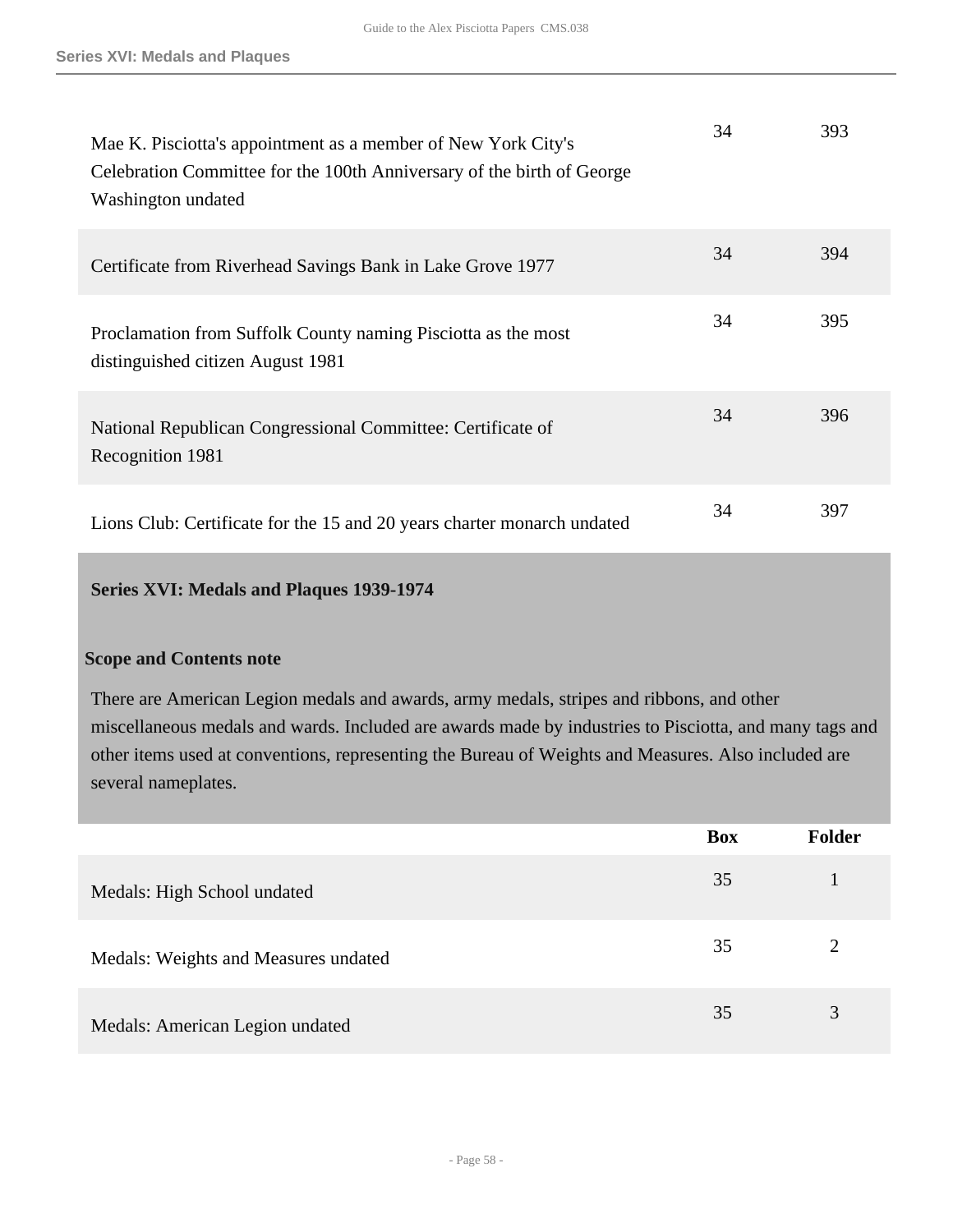| | Box | Folder |
|---|---|---|
| Mae K. Pisciotta's appointment as a member of New York City's Celebration Committee for the 100th Anniversary of the birth of George Washington undated | 34 | 393 |
| Certificate from Riverhead Savings Bank in Lake Grove 1977 | 34 | 394 |
| Proclamation from Suffolk County naming Pisciotta as the most distinguished citizen August 1981 | 34 | 395 |
| National Republican Congressional Committee: Certificate of Recognition 1981 | 34 | 396 |
| Lions Club: Certificate for the 15 and 20 years charter monarch undated | 34 | 397 |

## Series XVI: Medals and Plaques 1939-1974

### Scope and Contents note

There are American Legion medals and awards, army medals, stripes and ribbons, and other miscellaneous medals and wards. Included are awards made by industries to Pisciotta, and many tags and other items used at conventions, representing the Bureau of Weights and Measures. Also included are several nameplates.

| | Box | Folder |
|---|---|---|
| Medals: High School undated | 35 | 1 |
| Medals: Weights and Measures undated | 35 | 2 |
| Medals: American Legion undated | 35 | 3 |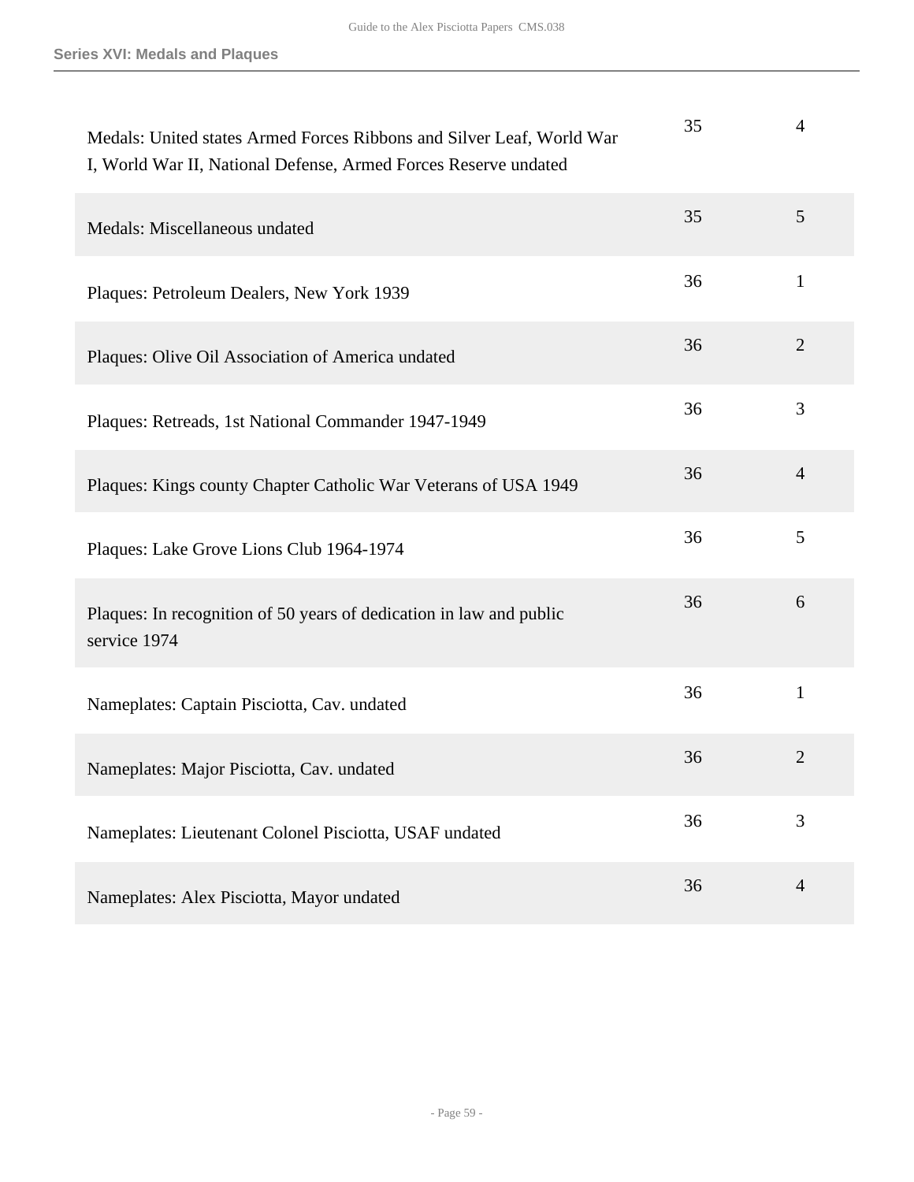## Series XVI: Medals and Plaques

| | | |
|---|---|---|
| Medals: United states Armed Forces Ribbons and Silver Leaf, World War I, World War II, National Defense, Armed Forces Reserve undated | 35 | 4 |
| Medals: Miscellaneous undated | 35 | 5 |
| Plaques: Petroleum Dealers, New York 1939 | 36 | 1 |
| Plaques: Olive Oil Association of America undated | 36 | 2 |
| Plaques: Retreads, 1st National Commander 1947-1949 | 36 | 3 |
| Plaques: Kings county Chapter Catholic War Veterans of USA 1949 | 36 | 4 |
| Plaques: Lake Grove Lions Club 1964-1974 | 36 | 5 |
| Plaques: In recognition of 50 years of dedication in law and public service 1974 | 36 | 6 |
| Nameplates: Captain Pisciotta, Cav. undated | 36 | 1 |
| Nameplates: Major Pisciotta, Cav. undated | 36 | 2 |
| Nameplates: Lieutenant Colonel Pisciotta, USAF undated | 36 | 3 |
| Nameplates: Alex Pisciotta, Mayor undated | 36 | 4 |